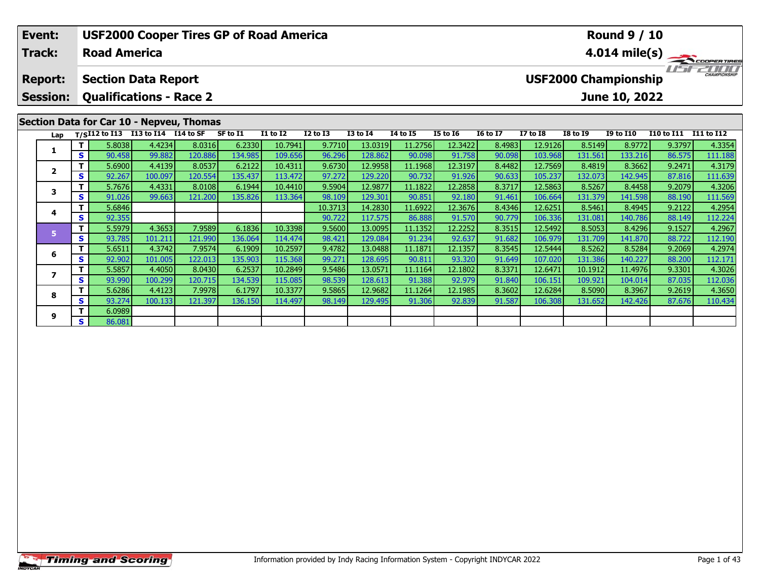| Event: | USF2000 Cooper Tires GP of Road America | Round 9 / 10 |
|---|---|---|
| Track: | Road America | 4.014 mile(s) |
| Report: | Section Data Report | USF2000 Championship |
| Session: | Qualifications - Race 2 | June 10, 2022 |

## Section Data for Car 10 - Nepveu, Thomas

| Lap | T/S | I12 to I13 | I13 to I14 | I14 to SF | SF to I1 | I1 to I2 | I2 to I3 | I3 to I4 | I4 to I5 | I5 to I6 | I6 to I7 | I7 to I8 | I8 to I9 | I9 to I10 | I10 to I11 | I11 to I12 |
|---|---|---|---|---|---|---|---|---|---|---|---|---|---|---|---|---|
| 1 | T | 5.8038 | 4.4234 | 8.0316 | 6.2330 | 10.7941 | 9.7710 | 13.0319 | 11.2756 | 12.3422 | 8.4983 | 12.9126 | 8.5149 | 8.9772 | 9.3797 | 4.3354 |
| | S | 90.458 | 99.882 | 120.886 | 134.985 | 109.656 | 96.296 | 128.862 | 90.098 | 91.758 | 90.098 | 103.968 | 131.561 | 133.216 | 86.575 | 111.188 |
| 2 | T | 5.6900 | 4.4139 | 8.0537 | 6.2122 | 10.4311 | 9.6730 | 12.9958 | 11.1968 | 12.3197 | 8.4482 | 12.7569 | 8.4819 | 8.3662 | 9.2471 | 4.3179 |
| | S | 92.267 | 100.097 | 120.554 | 135.437 | 113.472 | 97.272 | 129.220 | 90.732 | 91.926 | 90.633 | 105.237 | 132.073 | 142.945 | 87.816 | 111.639 |
| 3 | T | 5.7676 | 4.4331 | 8.0108 | 6.1944 | 10.4410 | 9.5904 | 12.9877 | 11.1822 | 12.2858 | 8.3717 | 12.5863 | 8.5267 | 8.4458 | 9.2079 | 4.3206 |
| | S | 91.026 | 99.663 | 121.200 | 135.826 | 113.364 | 98.109 | 129.301 | 90.851 | 92.180 | 91.461 | 106.664 | 131.379 | 141.598 | 88.190 | 111.569 |
| 4 | T | 5.6846 | | | | | 10.3713 | 14.2830 | 11.6922 | 12.3676 | 8.4346 | 12.6251 | 8.5461 | 8.4945 | 9.2122 | 4.2954 |
| | S | 92.355 | | | | | 90.722 | 117.575 | 86.888 | 91.570 | 90.779 | 106.336 | 131.081 | 140.786 | 88.149 | 112.224 |
| 5 | T | 5.5979 | 4.3653 | 7.9589 | 6.1836 | 10.3398 | 9.5600 | 13.0095 | 11.1352 | 12.2252 | 8.3515 | 12.5492 | 8.5053 | 8.4296 | 9.1527 | 4.2967 |
| | S | 93.785 | 101.211 | 121.990 | 136.064 | 114.474 | 98.421 | 129.084 | 91.234 | 92.637 | 91.682 | 106.979 | 131.709 | 141.870 | 88.722 | 112.190 |
| 6 | T | 5.6511 | 4.3742 | 7.9574 | 6.1909 | 10.2597 | 9.4782 | 13.0488 | 11.1871 | 12.1357 | 8.3545 | 12.5444 | 8.5262 | 8.5284 | 9.2069 | 4.2974 |
| | S | 92.902 | 101.005 | 122.013 | 135.903 | 115.368 | 99.271 | 128.695 | 90.811 | 93.320 | 91.649 | 107.020 | 131.386 | 140.227 | 88.200 | 112.171 |
| 7 | T | 5.5857 | 4.4050 | 8.0430 | 6.2537 | 10.2849 | 9.5486 | 13.0571 | 11.1164 | 12.1802 | 8.3371 | 12.6471 | 10.1912 | 11.4976 | 9.3301 | 4.3026 |
| | S | 93.990 | 100.299 | 120.715 | 134.539 | 115.085 | 98.539 | 128.613 | 91.388 | 92.979 | 91.840 | 106.151 | 109.921 | 104.014 | 87.035 | 112.036 |
| 8 | T | 5.6286 | 4.4123 | 7.9978 | 6.1797 | 10.3377 | 9.5865 | 12.9682 | 11.1264 | 12.1985 | 8.3602 | 12.6284 | 8.5090 | 8.3967 | 9.2619 | 4.3650 |
| | S | 93.274 | 100.133 | 121.397 | 136.150 | 114.497 | 98.149 | 129.495 | 91.306 | 92.839 | 91.587 | 106.308 | 131.652 | 142.426 | 87.676 | 110.434 |
| 9 | T | 6.0989 | | | | | | | | | | | | | | |
| | S | 86.081 | | | | | | | | | | | | | | |

Information provided by Indy Racing Information System - Copyright INDYCAR 2022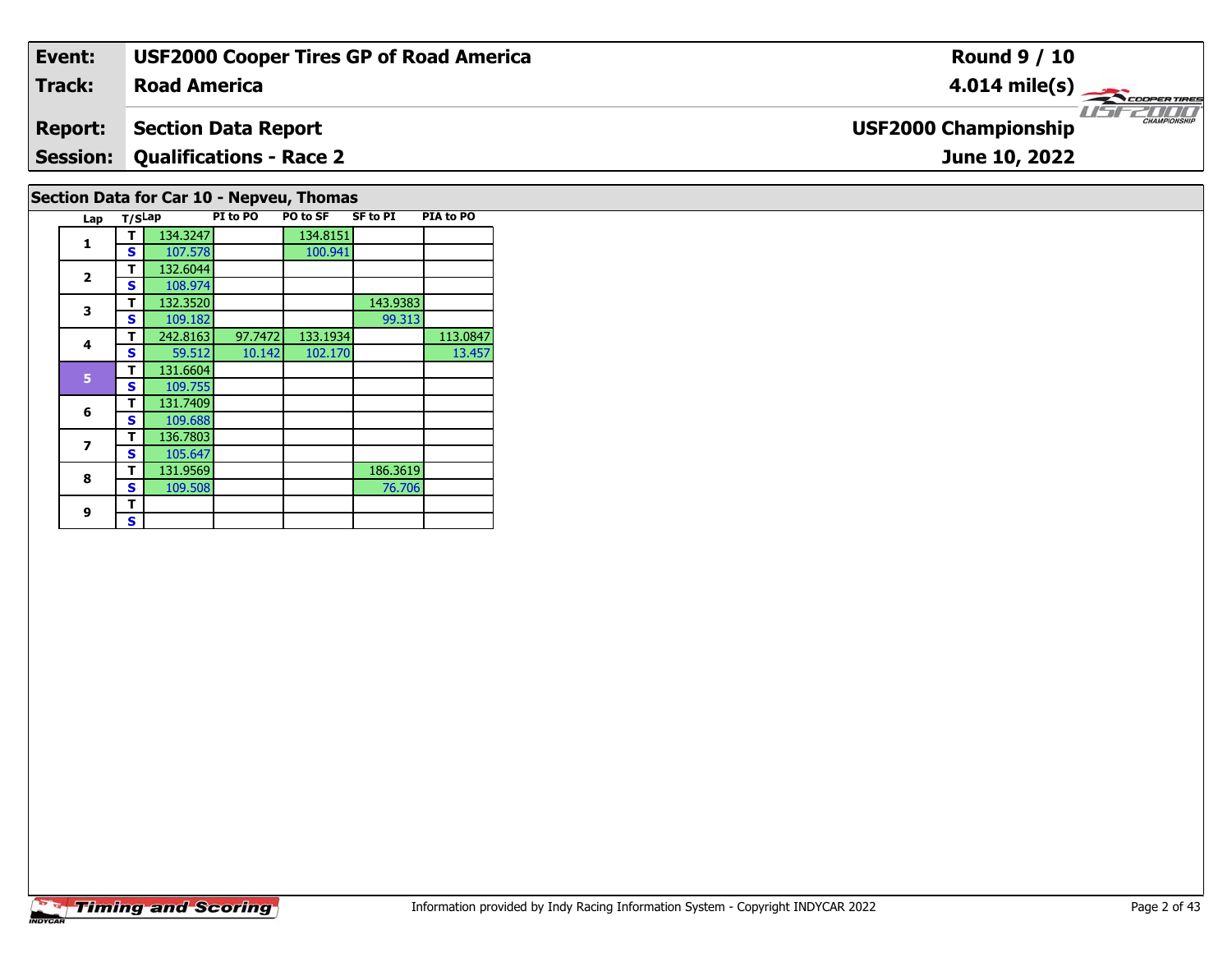| Event: | USF2000 Cooper Tires GP of Road America | Round 9 / 10 |
|---|---|---|
| Track: | Road America | 4.014 mile(s) |
| Report: | Section Data Report | USF2000 Championship |
| Session: | Qualifications - Race 2 | June 10, 2022 |

## Section Data for Car 10 - Nepveu, Thomas

| Lap | T/S | Lap | PI to PO | PO to SF | SF to PI | PIA to PO |
|---|---|---|---|---|---|---|
| 1 | T | 134.3247 | | 134.8151 | | |
| | S | 107.578 | | 100.941 | | |
| 2 | T | 132.6044 | | | | |
| | S | 108.974 | | | | |
| 3 | T | 132.3520 | | | 143.9383 | |
| | S | 109.182 | | | 99.313 | |
| 4 | T | 242.8163 | 97.7472 | 133.1934 | | 113.0847 |
| | S | 59.512 | 10.142 | 102.170 | | 13.457 |
| 5 | T | 131.6604 | | | | |
| | S | 109.755 | | | | |
| 6 | T | 131.7409 | | | | |
| | S | 109.688 | | | | |
| 7 | T | 136.7803 | | | | |
| | S | 105.647 | | | | |
| 8 | T | 131.9569 | | | 186.3619 | |
| | S | 109.508 | | | 76.706 | |
| 9 | T | | | | | |
| | S | | | | | |

Information provided by Indy Racing Information System - Copyright INDYCAR 2022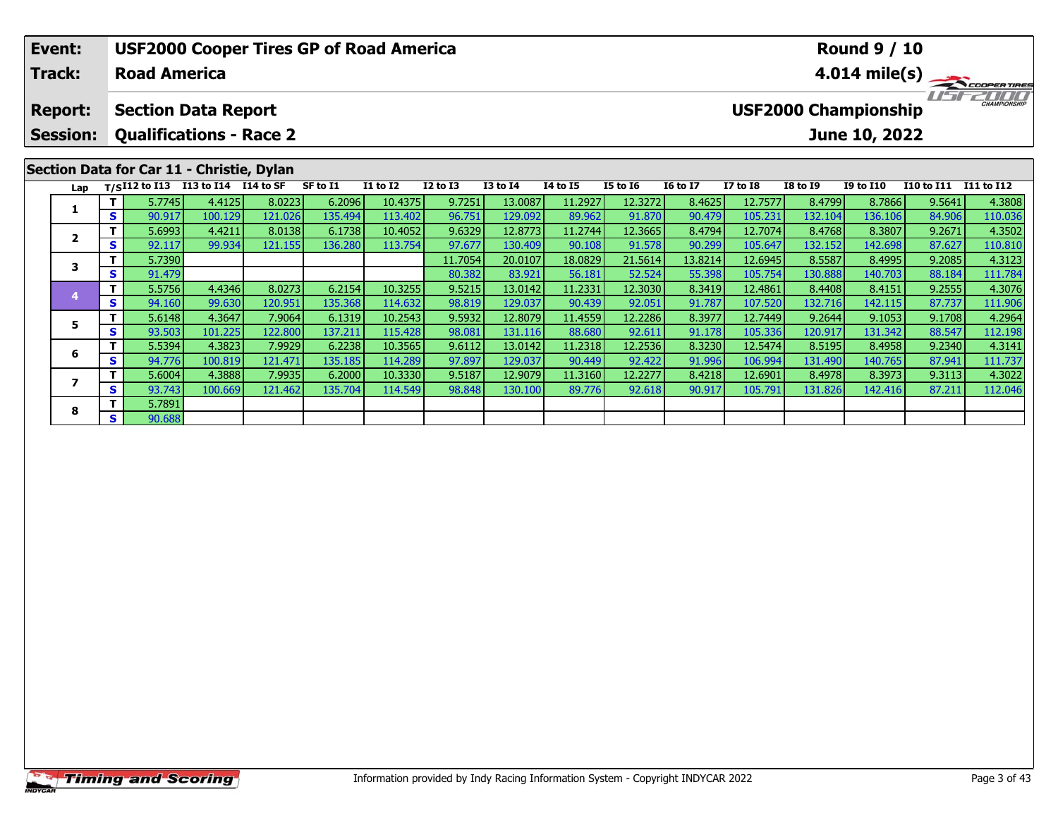| Event: | USF2000 Cooper Tires GP of Road America | Round 9 / 10 |
|---|---|---|
| Track: | Road America | 4.014 mile(s) |
| Report: | Section Data Report | USF2000 Championship |
| Session: | Qualifications - Race 2 | June 10, 2022 |

## Section Data for Car 11 - Christie, Dylan

| Lap | T/S | I12 to I13 | I13 to I14 | I14 to SF | SF to I1 | I1 to I2 | I2 to I3 | I3 to I4 | I4 to I5 | I5 to I6 | I6 to I7 | I7 to I8 | I8 to I9 | I9 to I10 | I10 to I11 | I11 to I12 |
|---|---|---|---|---|---|---|---|---|---|---|---|---|---|---|---|---|
| 1 | T | 5.7745 | 4.4125 | 8.0223 | 6.2096 | 10.4375 | 9.7251 | 13.0087 | 11.2927 | 12.3272 | 8.4625 | 12.7577 | 8.4799 | 8.7866 | 9.5641 | 4.3808 |
| | S | 90.917 | 100.129 | 121.026 | 135.494 | 113.402 | 96.751 | 129.092 | 89.962 | 91.870 | 90.479 | 105.231 | 132.104 | 136.106 | 84.906 | 110.036 |
| 2 | T | 5.6993 | 4.4211 | 8.0138 | 6.1738 | 10.4052 | 9.6329 | 12.8773 | 11.2744 | 12.3665 | 8.4794 | 12.7074 | 8.4768 | 8.3807 | 9.2671 | 4.3502 |
| | S | 92.117 | 99.934 | 121.155 | 136.280 | 113.754 | 97.677 | 130.409 | 90.108 | 91.578 | 90.299 | 105.647 | 132.152 | 142.698 | 87.627 | 110.810 |
| 3 | T | 5.7390 | | | | | 11.7054 | 20.0107 | 18.0829 | 21.5614 | 13.8214 | 12.6945 | 8.5587 | 8.4995 | 9.2085 | 4.3123 |
| | S | 91.479 | | | | | 80.382 | 83.921 | 56.181 | 52.524 | 55.398 | 105.754 | 130.888 | 140.703 | 88.184 | 111.784 |
| 4 | T | 5.5756 | 4.4346 | 8.0273 | 6.2154 | 10.3255 | 9.5215 | 13.0142 | 11.2331 | 12.3030 | 8.3419 | 12.4861 | 8.4408 | 8.4151 | 9.2555 | 4.3076 |
| | S | 94.160 | 99.630 | 120.951 | 135.368 | 114.632 | 98.819 | 129.037 | 90.439 | 92.051 | 91.787 | 107.520 | 132.716 | 142.115 | 87.737 | 111.906 |
| 5 | T | 5.6148 | 4.3647 | 7.9064 | 6.1319 | 10.2543 | 9.5932 | 12.8079 | 11.4559 | 12.2286 | 8.3977 | 12.7449 | 9.2644 | 9.1053 | 9.1708 | 4.2964 |
| | S | 93.503 | 101.225 | 122.800 | 137.211 | 115.428 | 98.081 | 131.116 | 88.680 | 92.611 | 91.178 | 105.336 | 120.917 | 131.342 | 88.547 | 112.198 |
| 6 | T | 5.5394 | 4.3823 | 7.9929 | 6.2238 | 10.3565 | 9.6112 | 13.0142 | 11.2318 | 12.2536 | 8.3230 | 12.5474 | 8.5195 | 8.4958 | 9.2340 | 4.3141 |
| | S | 94.776 | 100.819 | 121.471 | 135.185 | 114.289 | 97.897 | 129.037 | 90.449 | 92.422 | 91.996 | 106.994 | 131.490 | 140.765 | 87.941 | 111.737 |
| 7 | T | 5.6004 | 4.3888 | 7.9935 | 6.2000 | 10.3330 | 9.5187 | 12.9079 | 11.3160 | 12.2277 | 8.4218 | 12.6901 | 8.4978 | 8.3973 | 9.3113 | 4.3022 |
| | S | 93.743 | 100.669 | 121.462 | 135.704 | 114.549 | 98.848 | 130.100 | 89.776 | 92.618 | 90.917 | 105.791 | 131.826 | 142.416 | 87.211 | 112.046 |
| 8 | T | 5.7891 | | | | | | | | | | | | | | |
| | S | 90.688 | | | | | | | | | | | | | | |

Information provided by Indy Racing Information System - Copyright INDYCAR 2022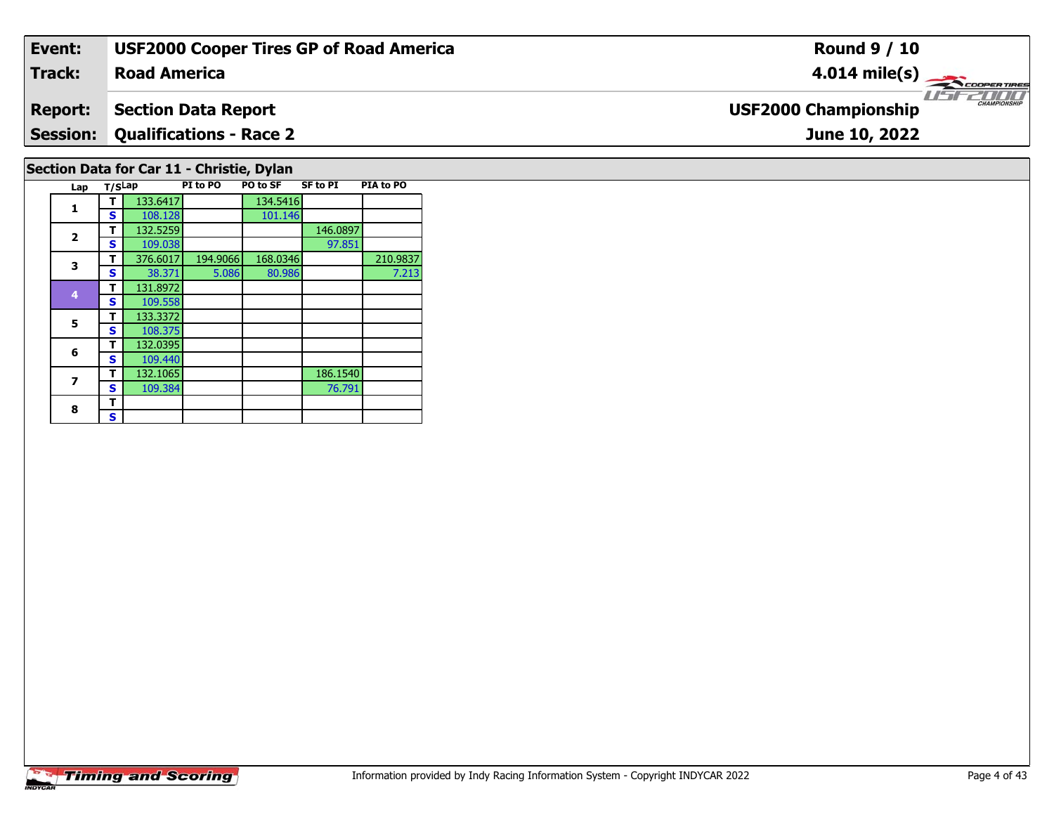| Event: | USF2000 Cooper Tires GP of Road America | Round 9 / 10 |
|---|---|---|
| Track: | Road America | 4.014 mile(s) |
| Report: | Section Data Report | USF2000 Championship |
| Session: | Qualifications - Race 2 | June 10, 2022 |

## Section Data for Car 11 - Christie, Dylan

| Lap | T/S | Lap | PI to PO | PO to SF | SF to PI | PIA to PO |
|---|---|---|---|---|---|---|
| 1 | T | 133.6417 | | 134.5416 | | |
| | S | 108.128 | | 101.146 | | |
| 2 | T | 132.5259 | | | 146.0897 | |
| | S | 109.038 | | | 97.851 | |
| 3 | T | 376.6017 | 194.9066 | 168.0346 | | 210.9837 |
| | S | 38.371 | 5.086 | 80.986 | | 7.213 |
| 4 | T | 131.8972 | | | | |
| | S | 109.558 | | | | |
| 5 | T | 133.3372 | | | | |
| | S | 108.375 | | | | |
| 6 | T | 132.0395 | | | | |
| | S | 109.440 | | | | |
| 7 | T | 132.1065 | | | 186.1540 | |
| | S | 109.384 | | | 76.791 | |
| 8 | T | | | | | |
| | S | | | | | |

Information provided by Indy Racing Information System - Copyright INDYCAR 2022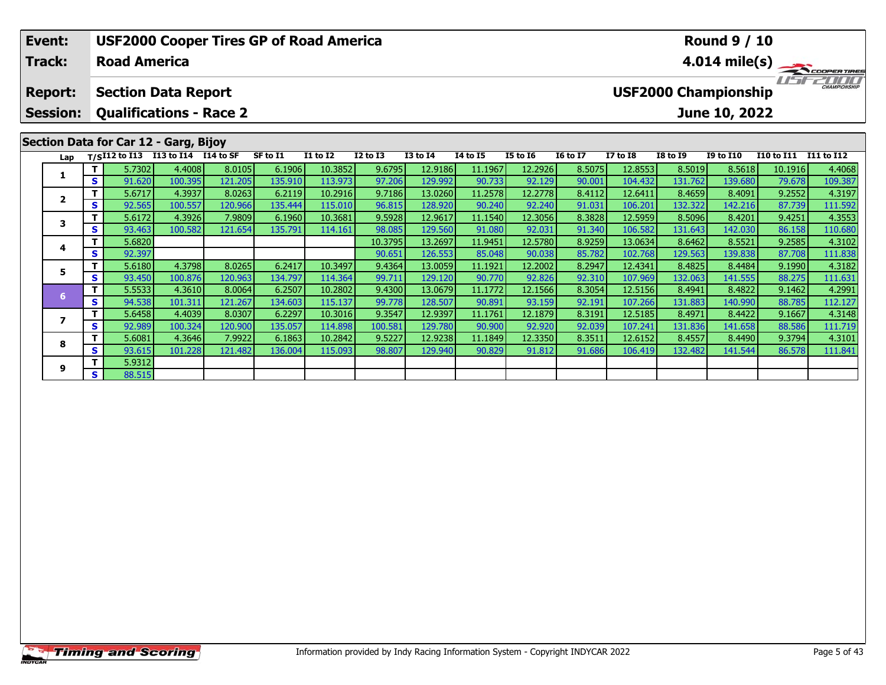| Event: | USF2000 Cooper Tires GP of Road America | Round 9 / 10 |
|---|---|---|
| Track: | Road America | 4.014 mile(s) |
| Report: | Section Data Report | USF2000 Championship |
| Session: | Qualifications - Race 2 | June 10, 2022 |

## Section Data for Car 12 - Garg, Bijoy

| Lap | T/S | I12 to I13 | I13 to I14 | I14 to SF | SF to I1 | I1 to I2 | I2 to I3 | I3 to I4 | I4 to I5 | I5 to I6 | I6 to I7 | I7 to I8 | I8 to I9 | I9 to I10 | I10 to I11 | I11 to I12 |
|---|---|---|---|---|---|---|---|---|---|---|---|---|---|---|---|---|
| 1 | T | 5.7302 | 4.4008 | 8.0105 | 6.1906 | 10.3852 | 9.6795 | 12.9186 | 11.1967 | 12.2926 | 8.5075 | 12.8553 | 8.5019 | 8.5618 | 10.1916 | 4.4068 |
| | S | 91.620 | 100.395 | 121.205 | 135.910 | 113.973 | 97.206 | 129.992 | 90.733 | 92.129 | 90.001 | 104.432 | 131.762 | 139.680 | 79.678 | 109.387 |
| 2 | T | 5.6717 | 4.3937 | 8.0263 | 6.2119 | 10.2916 | 9.7186 | 13.0260 | 11.2578 | 12.2778 | 8.4112 | 12.6411 | 8.4659 | 8.4091 | 9.2552 | 4.3197 |
| | S | 92.565 | 100.557 | 120.966 | 135.444 | 115.010 | 96.815 | 128.920 | 90.240 | 92.240 | 91.031 | 106.201 | 132.322 | 142.216 | 87.739 | 111.592 |
| 3 | T | 5.6172 | 4.3926 | 7.9809 | 6.1960 | 10.3681 | 9.5928 | 12.9617 | 11.1540 | 12.3056 | 8.3828 | 12.5959 | 8.5096 | 8.4201 | 9.4251 | 4.3553 |
| | S | 93.463 | 100.582 | 121.654 | 135.791 | 114.161 | 98.085 | 129.560 | 91.080 | 92.031 | 91.340 | 106.582 | 131.643 | 142.030 | 86.158 | 110.680 |
| 4 | T | 5.6820 | | | | | 10.3795 | 13.2697 | 11.9451 | 12.5780 | 8.9259 | 13.0634 | 8.6462 | 8.5521 | 9.2585 | 4.3102 |
| | S | 92.397 | | | | | 90.651 | 126.553 | 85.048 | 90.038 | 85.782 | 102.768 | 129.563 | 139.838 | 87.708 | 111.838 |
| 5 | T | 5.6180 | 4.3798 | 8.0265 | 6.2417 | 10.3497 | 9.4364 | 13.0059 | 11.1921 | 12.2002 | 8.2947 | 12.4341 | 8.4825 | 8.4484 | 9.1990 | 4.3182 |
| | S | 93.450 | 100.876 | 120.963 | 134.797 | 114.364 | 99.711 | 129.120 | 90.770 | 92.826 | 92.310 | 107.969 | 132.063 | 141.555 | 88.275 | 111.631 |
| 6 | T | 5.5533 | 4.3610 | 8.0064 | 6.2507 | 10.2802 | 9.4300 | 13.0679 | 11.1772 | 12.1566 | 8.3054 | 12.5156 | 8.4941 | 8.4822 | 9.1462 | 4.2991 |
| | S | 94.538 | 101.311 | 121.267 | 134.603 | 115.137 | 99.778 | 128.507 | 90.891 | 93.159 | 92.191 | 107.266 | 131.883 | 140.990 | 88.785 | 112.127 |
| 7 | T | 5.6458 | 4.4039 | 8.0307 | 6.2297 | 10.3016 | 9.3547 | 12.9397 | 11.1761 | 12.1879 | 8.3191 | 12.5185 | 8.4971 | 8.4422 | 9.1667 | 4.3148 |
| | S | 92.989 | 100.324 | 120.900 | 135.057 | 114.898 | 100.581 | 129.780 | 90.900 | 92.920 | 92.039 | 107.241 | 131.836 | 141.658 | 88.586 | 111.719 |
| 8 | T | 5.6081 | 4.3646 | 7.9922 | 6.1863 | 10.2842 | 9.5227 | 12.9238 | 11.1849 | 12.3350 | 8.3511 | 12.6152 | 8.4557 | 8.4490 | 9.3794 | 4.3101 |
| | S | 93.615 | 101.228 | 121.482 | 136.004 | 115.093 | 98.807 | 129.940 | 90.829 | 91.812 | 91.686 | 106.419 | 132.482 | 141.544 | 86.578 | 111.841 |
| 9 | T | 5.9312 | | | | | | | | | | | | | | |
| | S | 88.515 | | | | | | | | | | | | | | |

Information provided by Indy Racing Information System - Copyright INDYCAR 2022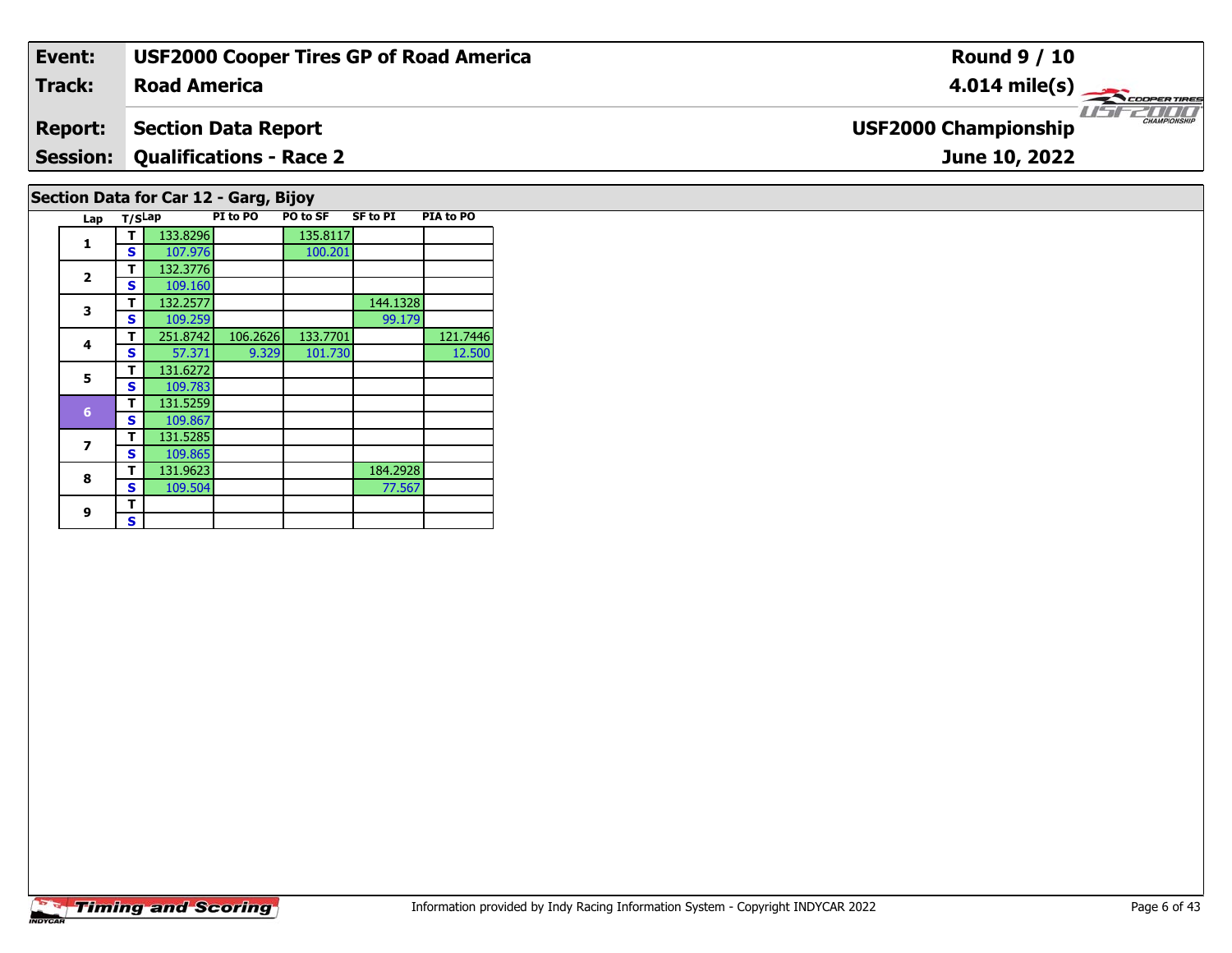| Event: | USF2000 Cooper Tires GP of Road America | Round 9 / 10 |
|---|---|---|
| Track: | Road America | 4.014 mile(s) |
| Report: | Section Data Report | USF2000 Championship |
| Session: | Qualifications - Race 2 | June 10, 2022 |

## Section Data for Car 12 - Garg, Bijoy

| Lap | T/S | Lap | PI to PO | PO to SF | SF to PI | PIA to PO |
|---|---|---|---|---|---|---|
| 1 | T | 133.8296 | | 135.8117 | | |
| | S | 107.976 | | 100.201 | | |
| 2 | T | 132.3776 | | | | |
| | S | 109.160 | | | | |
| 3 | T | 132.2577 | | | 144.1328 | |
| | S | 109.259 | | | 99.179 | |
| 4 | T | 251.8742 | 106.2626 | 133.7701 | | 121.7446 |
| | S | 57.371 | 9.329 | 101.730 | | 12.500 |
| 5 | T | 131.6272 | | | | |
| | S | 109.783 | | | | |
| 6 | T | 131.5259 | | | | |
| | S | 109.867 | | | | |
| 7 | T | 131.5285 | | | | |
| | S | 109.865 | | | | |
| 8 | T | 131.9623 | | | 184.2928 | |
| | S | 109.504 | | | 77.567 | |
| 9 | T | | | | | |
| | S | | | | | |

Information provided by Indy Racing Information System - Copyright INDYCAR 2022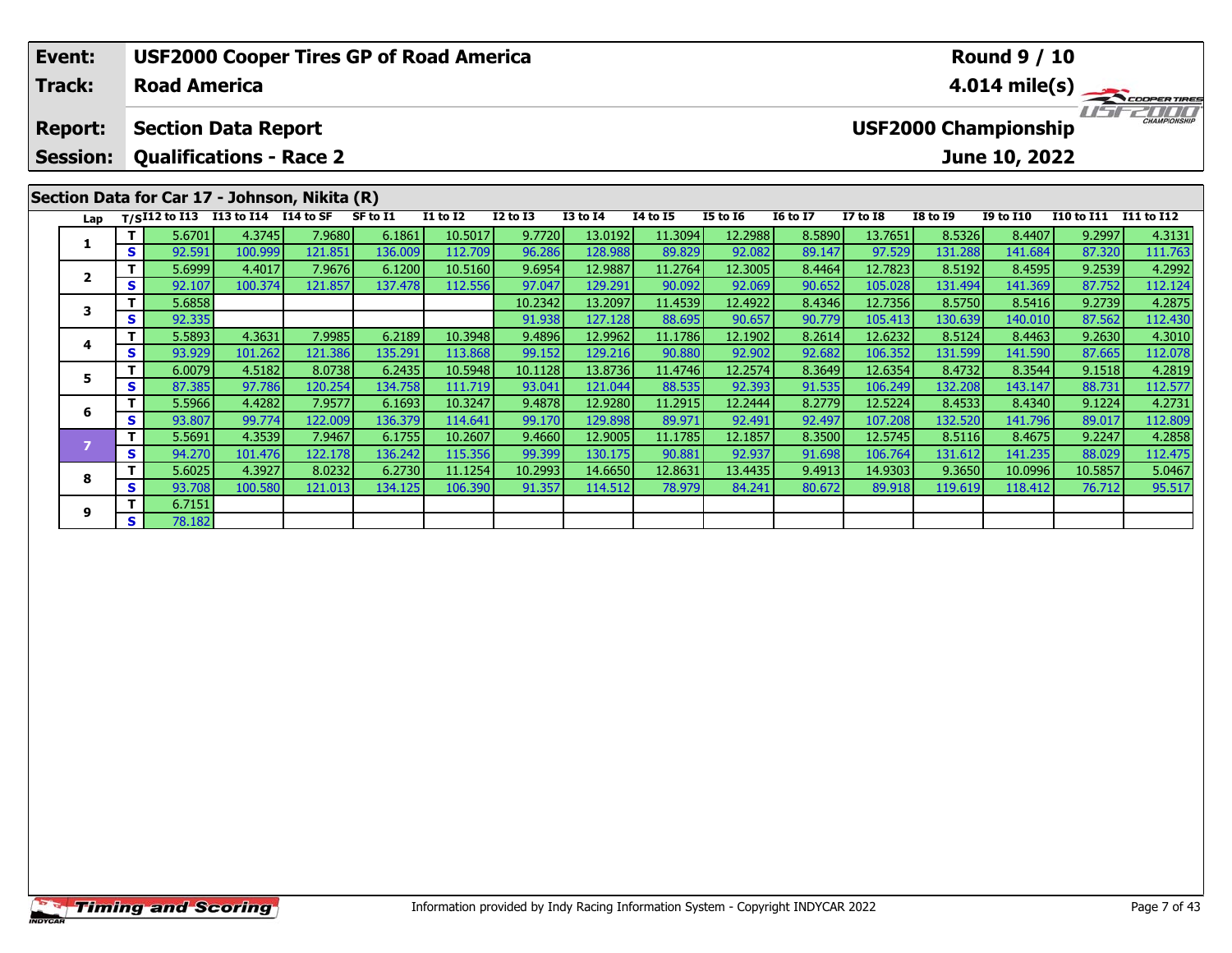| Event: | USF2000 Cooper Tires GP of Road America | Round 9 / 10 |
|---|---|---|
| Track: | Road America | 4.014 mile(s) |
| Report: | Section Data Report | USF2000 Championship |
| Session: | Qualifications - Race 2 | June 10, 2022 |

## Section Data for Car 17 - Johnson, Nikita (R)

| Lap | T/S | I12 to I13 | I13 to I14 | I14 to SF | SF to I1 | I1 to I2 | I2 to I3 | I3 to I4 | I4 to I5 | I5 to I6 | I6 to I7 | I7 to I8 | I8 to I9 | I9 to I10 | I10 to I11 | I11 to I12 |
|---|---|---|---|---|---|---|---|---|---|---|---|---|---|---|---|---|
| 1 | T | 5.6701 | 4.3745 | 7.9680 | 6.1861 | 10.5017 | 9.7720 | 13.0192 | 11.3094 | 12.2988 | 8.5890 | 13.7651 | 8.5326 | 8.4407 | 9.2997 | 4.3131 |
| | S | 92.591 | 100.999 | 121.851 | 136.009 | 112.709 | 96.286 | 128.988 | 89.829 | 92.082 | 89.147 | 97.529 | 131.288 | 141.684 | 87.320 | 111.763 |
| 2 | T | 5.6999 | 4.4017 | 7.9676 | 6.1200 | 10.5160 | 9.6954 | 12.9887 | 11.2764 | 12.3005 | 8.4464 | 12.7823 | 8.5192 | 8.4595 | 9.2539 | 4.2992 |
| | S | 92.107 | 100.374 | 121.857 | 137.478 | 112.556 | 97.047 | 129.291 | 90.092 | 92.069 | 90.652 | 105.028 | 131.494 | 141.369 | 87.752 | 112.124 |
| 3 | T | 5.6858 | | | | | 10.2342 | 13.2097 | 11.4539 | 12.4922 | 8.4346 | 12.7356 | 8.5750 | 8.5416 | 9.2739 | 4.2875 |
| | S | 92.335 | | | | | 91.938 | 127.128 | 88.695 | 90.657 | 90.779 | 105.413 | 130.639 | 140.010 | 87.562 | 112.430 |
| 4 | T | 5.5893 | 4.3631 | 7.9985 | 6.2189 | 10.3948 | 9.4896 | 12.9962 | 11.1786 | 12.1902 | 8.2614 | 12.6232 | 8.5124 | 8.4463 | 9.2630 | 4.3010 |
| | S | 93.929 | 101.262 | 121.386 | 135.291 | 113.868 | 99.152 | 129.216 | 90.880 | 92.902 | 92.682 | 106.352 | 131.599 | 141.590 | 87.665 | 112.078 |
| 5 | T | 6.0079 | 4.5182 | 8.0738 | 6.2435 | 10.5948 | 10.1128 | 13.8736 | 11.4746 | 12.2574 | 8.3649 | 12.6354 | 8.4732 | 8.3544 | 9.1518 | 4.2819 |
| | S | 87.385 | 97.786 | 120.254 | 134.758 | 111.719 | 93.041 | 121.044 | 88.535 | 92.393 | 91.535 | 106.249 | 132.208 | 143.147 | 88.731 | 112.577 |
| 6 | T | 5.5966 | 4.4282 | 7.9577 | 6.1693 | 10.3247 | 9.4878 | 12.9280 | 11.2915 | 12.2444 | 8.2779 | 12.5224 | 8.4533 | 8.4340 | 9.1224 | 4.2731 |
| | S | 93.807 | 99.774 | 122.009 | 136.379 | 114.641 | 99.170 | 129.898 | 89.971 | 92.491 | 92.497 | 107.208 | 132.520 | 141.796 | 89.017 | 112.809 |
| 7 | T | 5.5691 | 4.3539 | 7.9467 | 6.1755 | 10.2607 | 9.4660 | 12.9005 | 11.1785 | 12.1857 | 8.3500 | 12.5745 | 8.5116 | 8.4675 | 9.2247 | 4.2858 |
| | S | 94.270 | 101.476 | 122.178 | 136.242 | 115.356 | 99.399 | 130.175 | 90.881 | 92.937 | 91.698 | 106.764 | 131.612 | 141.235 | 88.029 | 112.475 |
| 8 | T | 5.6025 | 4.3927 | 8.0232 | 6.2730 | 11.1254 | 10.2993 | 14.6650 | 12.8631 | 13.4435 | 9.4913 | 14.9303 | 9.3650 | 10.0996 | 10.5857 | 5.0467 |
| | S | 93.708 | 100.580 | 121.013 | 134.125 | 106.390 | 91.357 | 114.512 | 78.979 | 84.241 | 80.672 | 89.918 | 119.619 | 118.412 | 76.712 | 95.517 |
| 9 | T | 6.7151 | | | | | | | | | | | | | | |
| | S | 78.182 | | | | | | | | | | | | | | |

Information provided by Indy Racing Information System - Copyright INDYCAR 2022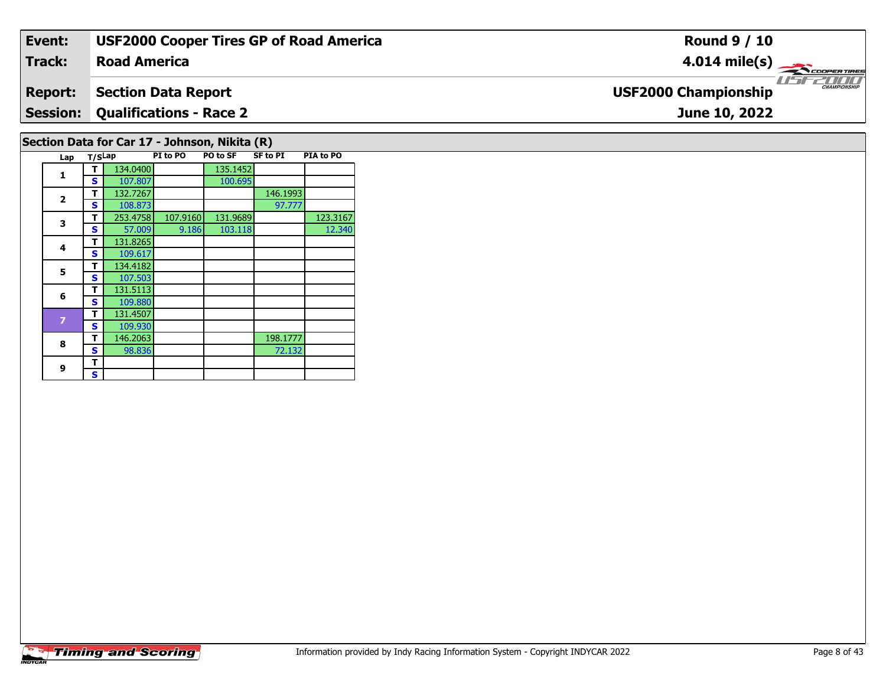| Event: | USF2000 Cooper Tires GP of Road America | Round 9 / 10 |
|---|---|---|
| Track: | Road America | 4.014 mile(s) |
| Report: | Section Data Report | USF2000 Championship |
| Session: | Qualifications - Race 2 | June 10, 2022 |

## Section Data for Car 17 - Johnson, Nikita (R)

| Lap | T/S | Lap | PI to PO | PO to SF | SF to PI | PIA to PO |
|---|---|---|---|---|---|---|
| 1 | T | 134.0400 | | 135.1452 | | |
| | S | 107.807 | | 100.695 | | |
| 2 | T | 132.7267 | | | 146.1993 | |
| | S | 108.873 | | | 97.777 | |
| 3 | T | 253.4758 | 107.9160 | 131.9689 | | 123.3167 |
| | S | 57.009 | 9.186 | 103.118 | | 12.340 |
| 4 | T | 131.8265 | | | | |
| | S | 109.617 | | | | |
| 5 | T | 134.4182 | | | | |
| | S | 107.503 | | | | |
| 6 | T | 131.5113 | | | | |
| | S | 109.880 | | | | |
| 7 | T | 131.4507 | | | | |
| | S | 109.930 | | | | |
| 8 | T | 146.2063 | | | 198.1777 | |
| | S | 98.836 | | | 72.132 | |
| 9 | T | | | | | |
| | S | | | | | |

Information provided by Indy Racing Information System - Copyright INDYCAR 2022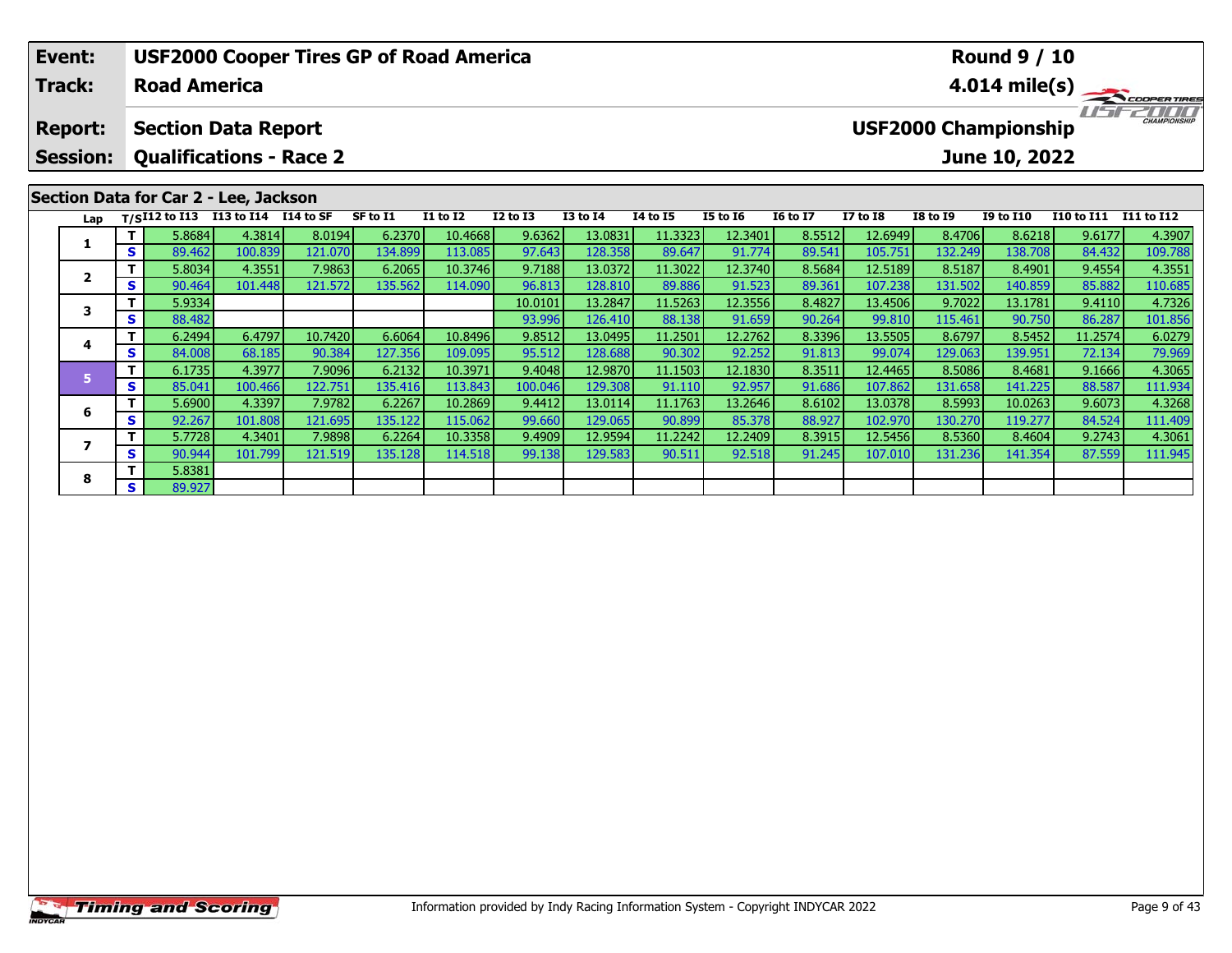| Event: | USF2000 Cooper Tires GP of Road America | Round 9 / 10 |
|---|---|---|
| Track: | Road America | 4.014 mile(s) |
| Report: | Section Data Report | USF2000 Championship |
| Session: | Qualifications - Race 2 | June 10, 2022 |

## Section Data for Car 2 - Lee, Jackson

| Lap | T/S | I12 to I13 | I13 to I14 | I14 to SF | SF to I1 | I1 to I2 | I2 to I3 | I3 to I4 | I4 to I5 | I5 to I6 | I6 to I7 | I7 to I8 | I8 to I9 | I9 to I10 | I10 to I11 | I11 to I12 |
|---|---|---|---|---|---|---|---|---|---|---|---|---|---|---|---|---|
| 1 | T | 5.8684 | 4.3814 | 8.0194 | 6.2370 | 10.4668 | 9.6362 | 13.0831 | 11.3323 | 12.3401 | 8.5512 | 12.6949 | 8.4706 | 8.6218 | 9.6177 | 4.3907 |
| | S | 89.462 | 100.839 | 121.070 | 134.899 | 113.085 | 97.643 | 128.358 | 89.647 | 91.774 | 89.541 | 105.751 | 132.249 | 138.708 | 84.432 | 109.788 |
| 2 | T | 5.8034 | 4.3551 | 7.9863 | 6.2065 | 10.3746 | 9.7188 | 13.0372 | 11.3022 | 12.3740 | 8.5684 | 12.5189 | 8.5187 | 8.4901 | 9.4554 | 4.3551 |
| | S | 90.464 | 101.448 | 121.572 | 135.562 | 114.090 | 96.813 | 128.810 | 89.886 | 91.523 | 89.361 | 107.238 | 131.502 | 140.859 | 85.882 | 110.685 |
| 3 | T | 5.9334 | | | | | 10.0101 | 13.2847 | 11.5263 | 12.3556 | 8.4827 | 13.4506 | 9.7022 | 13.1781 | 9.4110 | 4.7326 |
| | S | 88.482 | | | | | 93.996 | 126.410 | 88.138 | 91.659 | 90.264 | 99.810 | 115.461 | 90.750 | 86.287 | 101.856 |
| 4 | T | 6.2494 | 6.4797 | 10.7420 | 6.6064 | 10.8496 | 9.8512 | 13.0495 | 11.2501 | 12.2762 | 8.3396 | 13.5505 | 8.6797 | 8.5452 | 11.2574 | 6.0279 |
| | S | 84.008 | 68.185 | 90.384 | 127.356 | 109.095 | 95.512 | 128.688 | 90.302 | 92.252 | 91.813 | 99.074 | 129.063 | 139.951 | 72.134 | 79.969 |
| 5 | T | 6.1735 | 4.3977 | 7.9096 | 6.2132 | 10.3971 | 9.4048 | 12.9870 | 11.1503 | 12.1830 | 8.3511 | 12.4465 | 8.5086 | 8.4681 | 9.1666 | 4.3065 |
| | S | 85.041 | 100.466 | 122.751 | 135.416 | 113.843 | 100.046 | 129.308 | 91.110 | 92.957 | 91.686 | 107.862 | 131.658 | 141.225 | 88.587 | 111.934 |
| 6 | T | 5.6900 | 4.3397 | 7.9782 | 6.2267 | 10.2869 | 9.4412 | 13.0114 | 11.1763 | 13.2646 | 8.6102 | 13.0378 | 8.5993 | 10.0263 | 9.6073 | 4.3268 |
| | S | 92.267 | 101.808 | 121.695 | 135.122 | 115.062 | 99.660 | 129.065 | 90.899 | 85.378 | 88.927 | 102.970 | 130.270 | 119.277 | 84.524 | 111.409 |
| 7 | T | 5.7728 | 4.3401 | 7.9898 | 6.2264 | 10.3358 | 9.4909 | 12.9594 | 11.2242 | 12.2409 | 8.3915 | 12.5456 | 8.5360 | 8.4604 | 9.2743 | 4.3061 |
| | S | 90.944 | 101.799 | 121.519 | 135.128 | 114.518 | 99.138 | 129.583 | 90.511 | 92.518 | 91.245 | 107.010 | 131.236 | 141.354 | 87.559 | 111.945 |
| 8 | T | 5.8381 | | | | | | | | | | | | | | |
| | S | 89.927 | | | | | | | | | | | | | | |

Information provided by Indy Racing Information System - Copyright INDYCAR 2022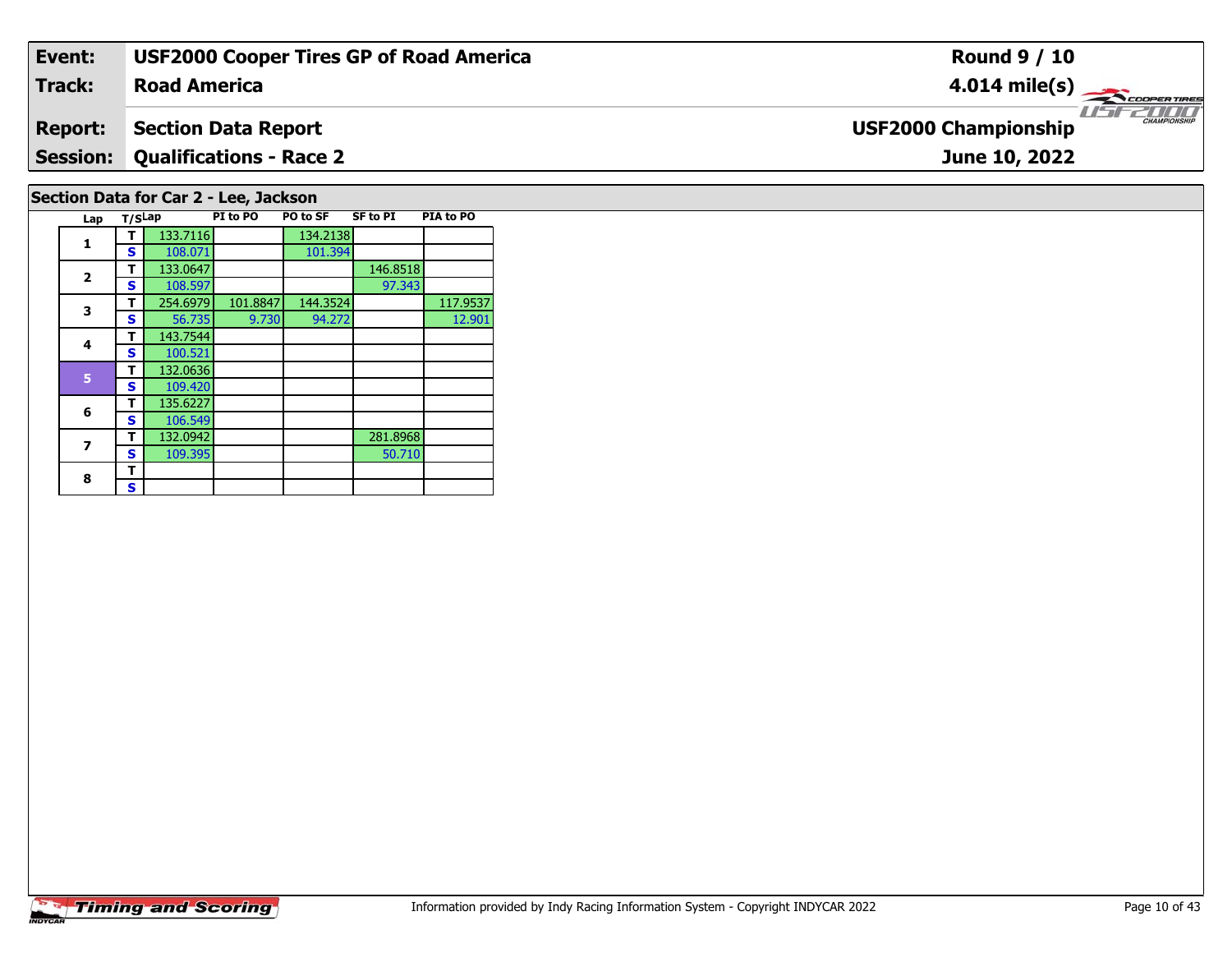| **Event:** | **USF2000 Cooper Tires GP of Road America** | **Round 9 / 10** |
|---|---|---|
| **Track:** | **Road America** | **4.014 mile(s)** |
| **Report:** | **Section Data Report** | **USF2000 Championship** |
| **Session:** | **Qualifications - Race 2** | **June 10, 2022** |

## Section Data for Car 2 - Lee, Jackson

| Lap | T/S | Lap | PI to PO | PO to SF | SF to PI | PIA to PO |
|---|---|---|---|---|---|---|
| 1 | T | 133.7116 | | 134.2138 | | |
| | S | 108.071 | | 101.394 | | |
| 2 | T | 133.0647 | | | 146.8518 | |
| | S | 108.597 | | | 97.343 | |
| 3 | T | 254.6979 | 101.8847 | 144.3524 | | 117.9537 |
| | S | 56.735 | 9.730 | 94.272 | | 12.901 |
| 4 | T | 143.7544 | | | | |
| | S | 100.521 | | | | |
| 5 | T | 132.0636 | | | | |
| | S | 109.420 | | | | |
| 6 | T | 135.6227 | | | | |
| | S | 106.549 | | | | |
| 7 | T | 132.0942 | | | 281.8968 | |
| | S | 109.395 | | | 50.710 | |
| 8 | T | | | | | |
| | S | | | | | |

Information provided by Indy Racing Information System - Copyright INDYCAR 2022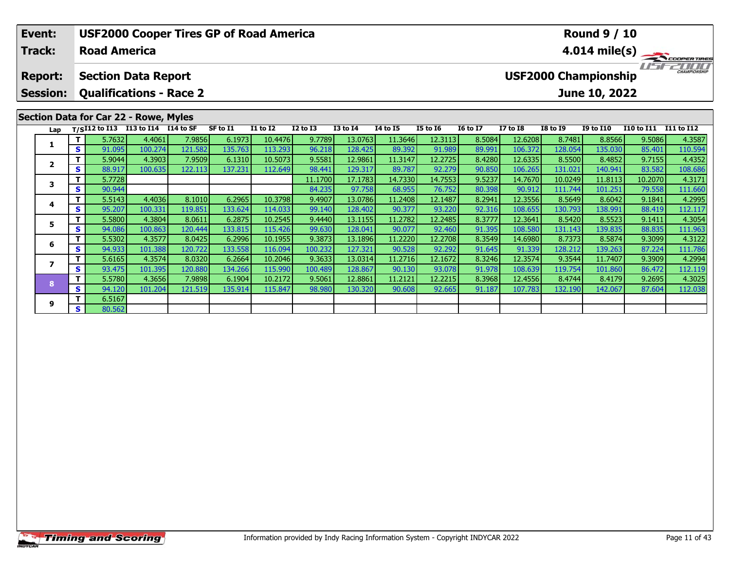| Event: | USF2000 Cooper Tires GP of Road America | Round 9 / 10 |
|---|---|---|
| Track: | Road America | 4.014 mile(s) |
| Report: | Section Data Report | USF2000 Championship |
| Session: | Qualifications - Race 2 | June 10, 2022 |

## Section Data for Car 22 - Rowe, Myles

| Lap | T/S | I12 to I13 | I13 to I14 | I14 to SF | SF to I1 | I1 to I2 | I2 to I3 | I3 to I4 | I4 to I5 | I5 to I6 | I6 to I7 | I7 to I8 | I8 to I9 | I9 to I10 | I10 to I11 | I11 to I12 |
|---|---|---|---|---|---|---|---|---|---|---|---|---|---|---|---|---|
| 1 | T | 5.7632 | 4.4061 | 7.9856 | 6.1973 | 10.4476 | 9.7789 | 13.0763 | 11.3646 | 12.3113 | 8.5084 | 12.6208 | 8.7481 | 8.8566 | 9.5086 | 4.3587 |
| | S | 91.095 | 100.274 | 121.582 | 135.763 | 113.293 | 96.218 | 128.425 | 89.392 | 91.989 | 89.991 | 106.372 | 128.054 | 135.030 | 85.401 | 110.594 |
| 2 | T | 5.9044 | 4.3903 | 7.9509 | 6.1310 | 10.5073 | 9.5581 | 12.9861 | 11.3147 | 12.2725 | 8.4280 | 12.6335 | 8.5500 | 8.4852 | 9.7155 | 4.4352 |
| | S | 88.917 | 100.635 | 122.113 | 137.231 | 112.649 | 98.441 | 129.317 | 89.787 | 92.279 | 90.850 | 106.265 | 131.021 | 140.941 | 83.582 | 108.686 |
| 3 | T | 5.7728 | | | | | 11.1700 | 17.1783 | 14.7330 | 14.7553 | 9.5237 | 14.7670 | 10.0249 | 11.8113 | 10.2070 | 4.3171 |
| | S | 90.944 | | | | | 84.235 | 97.758 | 68.955 | 76.752 | 80.398 | 90.912 | 111.744 | 101.251 | 79.558 | 111.660 |
| 4 | T | 5.5143 | 4.4036 | 8.1010 | 6.2965 | 10.3798 | 9.4907 | 13.0786 | 11.2408 | 12.1487 | 8.2941 | 12.3556 | 8.5649 | 8.6042 | 9.1841 | 4.2995 |
| | S | 95.207 | 100.331 | 119.851 | 133.624 | 114.033 | 99.140 | 128.402 | 90.377 | 93.220 | 92.316 | 108.655 | 130.793 | 138.991 | 88.419 | 112.117 |
| 5 | T | 5.5800 | 4.3804 | 8.0611 | 6.2875 | 10.2545 | 9.4440 | 13.1155 | 11.2782 | 12.2485 | 8.3777 | 12.3641 | 8.5420 | 8.5523 | 9.1411 | 4.3054 |
| | S | 94.086 | 100.863 | 120.444 | 133.815 | 115.426 | 99.630 | 128.041 | 90.077 | 92.460 | 91.395 | 108.580 | 131.143 | 139.835 | 88.835 | 111.963 |
| 6 | T | 5.5302 | 4.3577 | 8.0425 | 6.2996 | 10.1955 | 9.3873 | 13.1896 | 11.2220 | 12.2708 | 8.3549 | 14.6980 | 8.7373 | 8.5874 | 9.3099 | 4.3122 |
| | S | 94.933 | 101.388 | 120.722 | 133.558 | 116.094 | 100.232 | 127.321 | 90.528 | 92.292 | 91.645 | 91.339 | 128.212 | 139.263 | 87.224 | 111.786 |
| 7 | T | 5.6165 | 4.3574 | 8.0320 | 6.2664 | 10.2046 | 9.3633 | 13.0314 | 11.2716 | 12.1672 | 8.3246 | 12.3574 | 9.3544 | 11.7407 | 9.3909 | 4.2994 |
| | S | 93.475 | 101.395 | 120.880 | 134.266 | 115.990 | 100.489 | 128.867 | 90.130 | 93.078 | 91.978 | 108.639 | 119.754 | 101.860 | 86.472 | 112.119 |
| 8 | T | 5.5780 | 4.3656 | 7.9898 | 6.1904 | 10.2172 | 9.5061 | 12.8861 | 11.2121 | 12.2215 | 8.3968 | 12.4556 | 8.4744 | 8.4179 | 9.2695 | 4.3025 |
| | S | 94.120 | 101.204 | 121.519 | 135.914 | 115.847 | 98.980 | 130.320 | 90.608 | 92.665 | 91.187 | 107.783 | 132.190 | 142.067 | 87.604 | 112.038 |
| 9 | T | 6.5167 | | | | | | | | | | | | | | |
| | S | 80.562 | | | | | | | | | | | | | | |

Information provided by Indy Racing Information System - Copyright INDYCAR 2022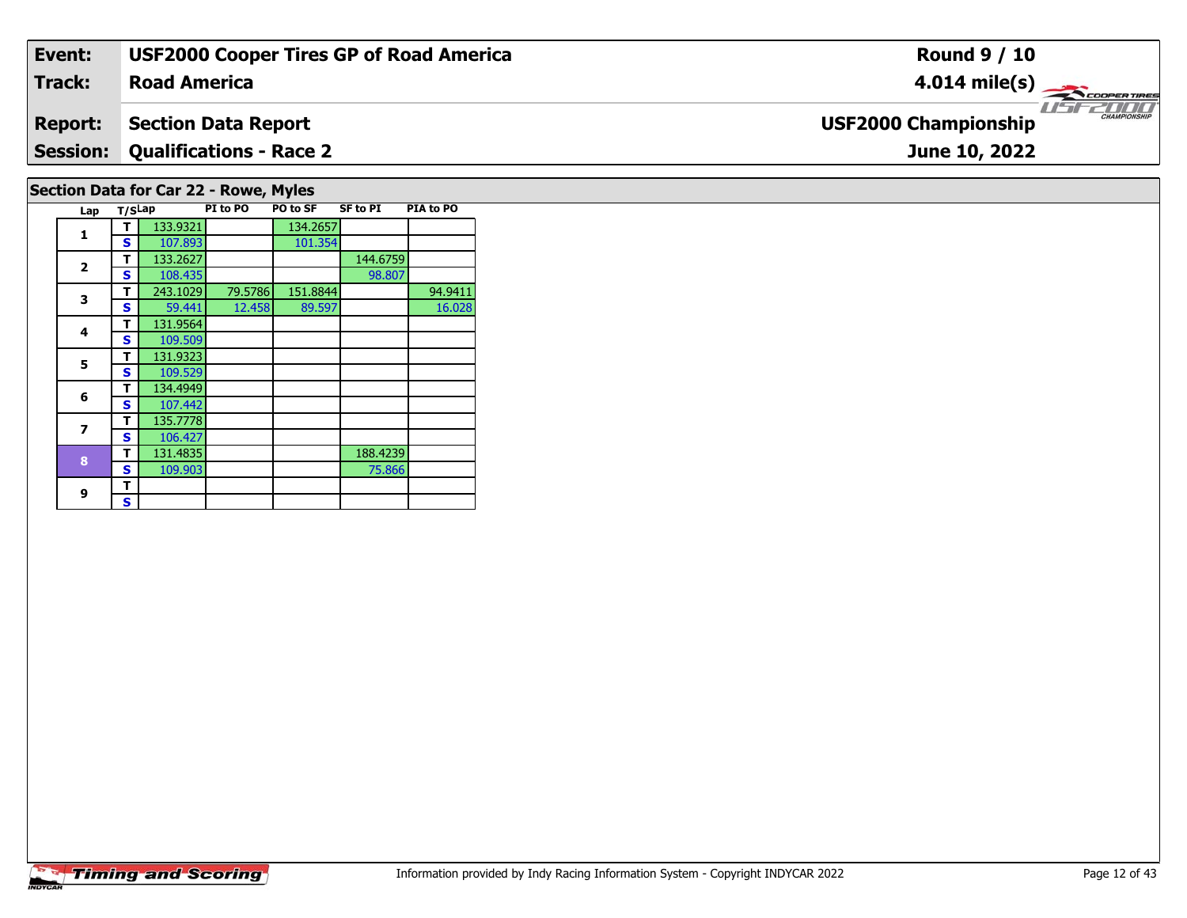| Event: | USF2000 Cooper Tires GP of Road America | Round 9 / 10 |
|---|---|---|
| Track: | Road America | 4.014 mile(s) |
| Report: | Section Data Report | USF2000 Championship |
| Session: | Qualifications - Race 2 | June 10, 2022 |

## Section Data for Car 22 - Rowe, Myles

| Lap | T/S | Lap | PI to PO | PO to SF | SF to PI | PIA to PO |
|---|---|---|---|---|---|---|
| 1 | T | 133.9321 | | 134.2657 | | |
| | S | 107.893 | | 101.354 | | |
| 2 | T | 133.2627 | | | 144.6759 | |
| | S | 108.435 | | | 98.807 | |
| 3 | T | 243.1029 | 79.5786 | 151.8844 | | 94.9411 |
| | S | 59.441 | 12.458 | 89.597 | | 16.028 |
| 4 | T | 131.9564 | | | | |
| | S | 109.509 | | | | |
| 5 | T | 131.9323 | | | | |
| | S | 109.529 | | | | |
| 6 | T | 134.4949 | | | | |
| | S | 107.442 | | | | |
| 7 | T | 135.7778 | | | | |
| | S | 106.427 | | | | |
| 8 | T | 131.4835 | | | 188.4239 | |
| | S | 109.903 | | | 75.866 | |
| 9 | T | | | | | |
| | S | | | | | |

Information provided by Indy Racing Information System - Copyright INDYCAR 2022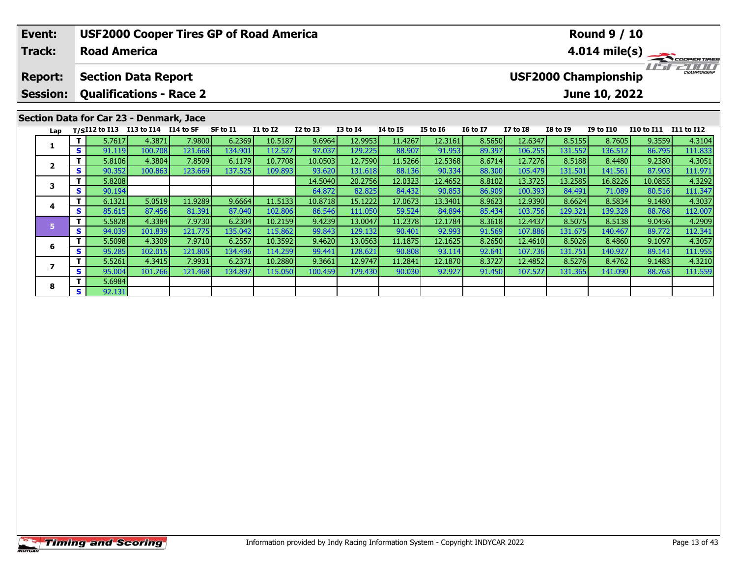| Event: | USF2000 Cooper Tires GP of Road America | Round 9 / 10 |
|---|---|---|
| Track: | Road America | 4.014 mile(s) |
| Report: | Section Data Report | USF2000 Championship |
| Session: | Qualifications - Race 2 | June 10, 2022 |

## Section Data for Car 23 - Denmark, Jace

| Lap | T/S | I12 to I13 | I13 to I14 | I14 to SF | SF to I1 | I1 to I2 | I2 to I3 | I3 to I4 | I4 to I5 | I5 to I6 | I6 to I7 | I7 to I8 | I8 to I9 | I9 to I10 | I10 to I11 | I11 to I12 |
|---|---|---|---|---|---|---|---|---|---|---|---|---|---|---|---|---|
| 1 | T | 5.7617 | 4.3871 | 7.9800 | 6.2369 | 10.5187 | 9.6964 | 12.9953 | 11.4267 | 12.3161 | 8.5650 | 12.6347 | 8.5155 | 8.7605 | 9.3559 | 4.3104 |
| | S | 91.119 | 100.708 | 121.668 | 134.901 | 112.527 | 97.037 | 129.225 | 88.907 | 91.953 | 89.397 | 106.255 | 131.552 | 136.512 | 86.795 | 111.833 |
| 2 | T | 5.8106 | 4.3804 | 7.8509 | 6.1179 | 10.7708 | 10.0503 | 12.7590 | 11.5266 | 12.5368 | 8.6714 | 12.7276 | 8.5188 | 8.4480 | 9.2380 | 4.3051 |
| | S | 90.352 | 100.863 | 123.669 | 137.525 | 109.893 | 93.620 | 131.618 | 88.136 | 90.334 | 88.300 | 105.479 | 131.501 | 141.561 | 87.903 | 111.971 |
| 3 | T | 5.8208 | | | | | 14.5040 | 20.2756 | 12.0323 | 12.4652 | 8.8102 | 13.3725 | 13.2585 | 16.8226 | 10.0855 | 4.3292 |
| | S | 90.194 | | | | | 64.872 | 82.825 | 84.432 | 90.853 | 86.909 | 100.393 | 84.491 | 71.089 | 80.516 | 111.347 |
| 4 | T | 6.1321 | 5.0519 | 11.9289 | 9.6664 | 11.5133 | 10.8718 | 15.1222 | 17.0673 | 13.3401 | 8.9623 | 12.9390 | 8.6624 | 8.5834 | 9.1480 | 4.3037 |
| | S | 85.615 | 87.456 | 81.391 | 87.040 | 102.806 | 86.546 | 111.050 | 59.524 | 84.894 | 85.434 | 103.756 | 129.321 | 139.328 | 88.768 | 112.007 |
| 5 | T | 5.5828 | 4.3384 | 7.9730 | 6.2304 | 10.2159 | 9.4239 | 13.0047 | 11.2378 | 12.1784 | 8.3618 | 12.4437 | 8.5075 | 8.5138 | 9.0456 | 4.2909 |
| | S | 94.039 | 101.839 | 121.775 | 135.042 | 115.862 | 99.843 | 129.132 | 90.401 | 92.993 | 91.569 | 107.886 | 131.675 | 140.467 | 89.772 | 112.341 |
| 6 | T | 5.5098 | 4.3309 | 7.9710 | 6.2557 | 10.3592 | 9.4620 | 13.0563 | 11.1875 | 12.1625 | 8.2650 | 12.4610 | 8.5026 | 8.4860 | 9.1097 | 4.3057 |
| | S | 95.285 | 102.015 | 121.805 | 134.496 | 114.259 | 99.441 | 128.621 | 90.808 | 93.114 | 92.641 | 107.736 | 131.751 | 140.927 | 89.141 | 111.955 |
| 7 | T | 5.5261 | 4.3415 | 7.9931 | 6.2371 | 10.2880 | 9.3661 | 12.9747 | 11.2841 | 12.1870 | 8.3727 | 12.4852 | 8.5276 | 8.4762 | 9.1483 | 4.3210 |
| | S | 95.004 | 101.766 | 121.468 | 134.897 | 115.050 | 100.459 | 129.430 | 90.030 | 92.927 | 91.450 | 107.527 | 131.365 | 141.090 | 88.765 | 111.559 |
| 8 | T | 5.6984 | | | | | | | | | | | | | | |
| | S | 92.131 | | | | | | | | | | | | | | |

Information provided by Indy Racing Information System - Copyright INDYCAR 2022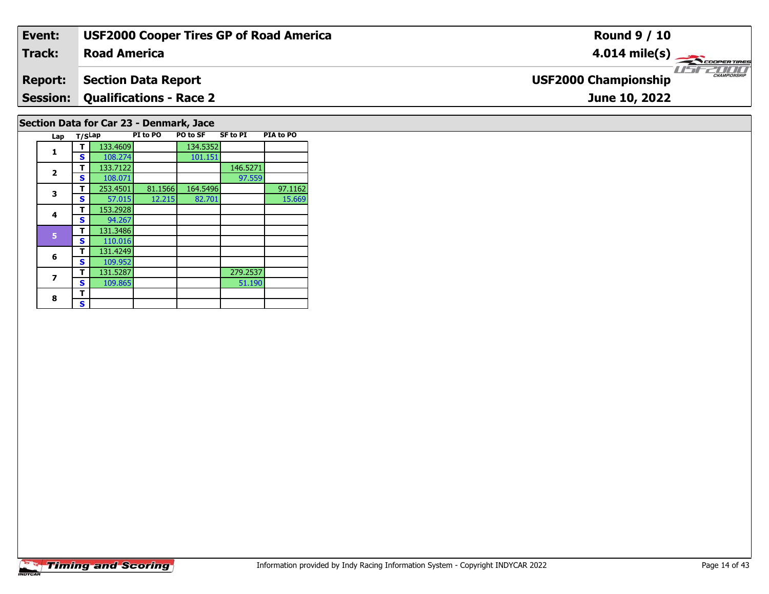| **Event:** | **USF2000 Cooper Tires GP of Road America** | **Round 9 / 10** |
|---|---|---|
| **Track:** | **Road America** | **4.014 mile(s)** |
| **Report:** | **Section Data Report** | **USF2000 Championship** |
| **Session:** | **Qualifications - Race 2** | **June 10, 2022** |

## Section Data for Car 23 - Denmark, Jace

| Lap | T/S | Lap | PI to PO | PO to SF | SF to PI | PIA to PO |
|---|---|---|---|---|---|---|
| 1 | T | 133.4609 | | 134.5352 | | |
| | S | 108.274 | | 101.151 | | |
| 2 | T | 133.7122 | | | 146.5271 | |
| | S | 108.071 | | | 97.559 | |
| 3 | T | 253.4501 | 81.1566 | 164.5496 | | 97.1162 |
| | S | 57.015 | 12.215 | 82.701 | | 15.669 |
| 4 | T | 153.2928 | | | | |
| | S | 94.267 | | | | |
| 5 | T | 131.3486 | | | | |
| | S | 110.016 | | | | |
| 6 | T | 131.4249 | | | | |
| | S | 109.952 | | | | |
| 7 | T | 131.5287 | | | 279.2537 | |
| | S | 109.865 | | | 51.190 | |
| 8 | T | | | | | |
| | S | | | | | |

Information provided by Indy Racing Information System - Copyright INDYCAR 2022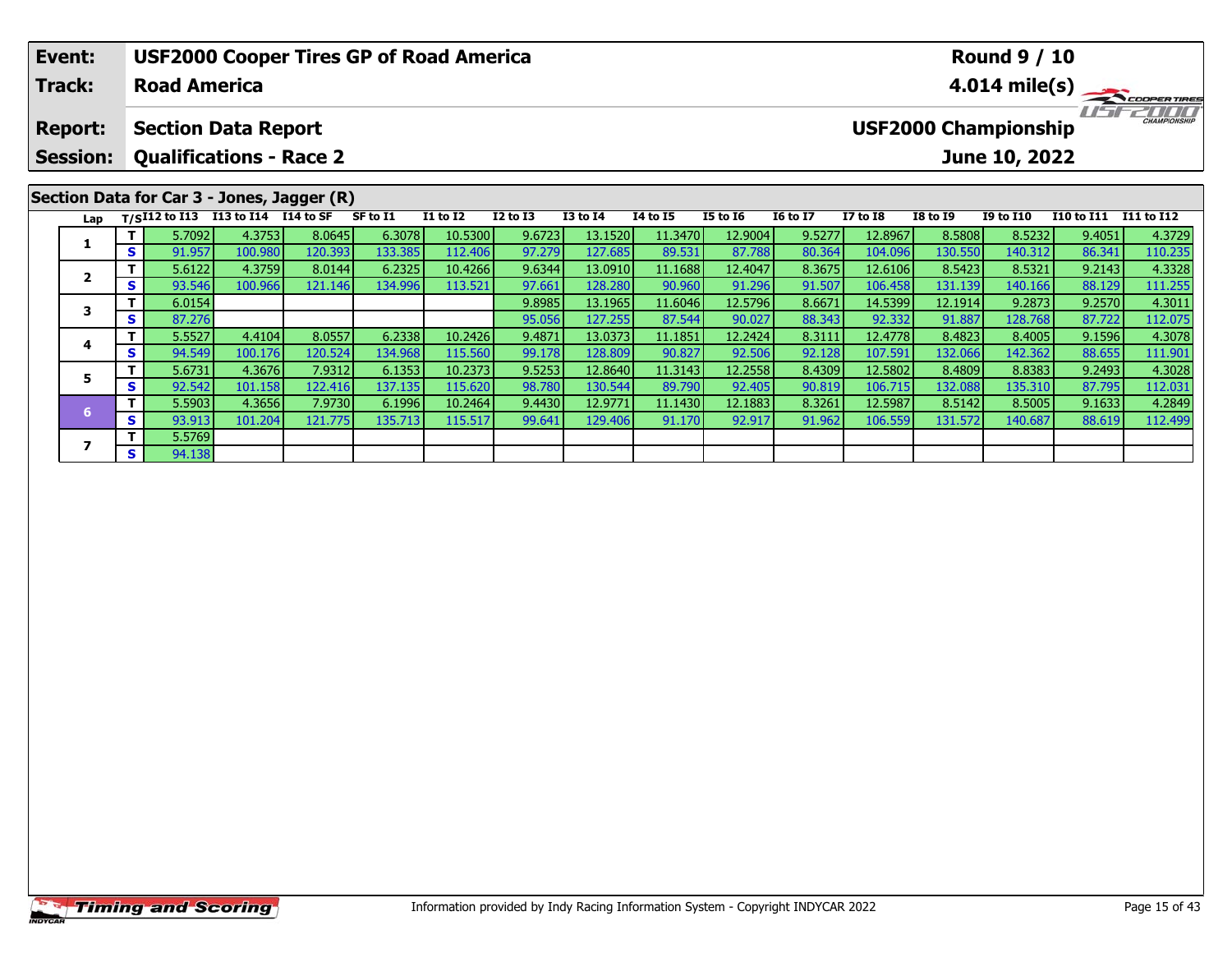| Event: | USF2000 Cooper Tires GP of Road America | Round 9 / 10 |
|---|---|---|
| Track: | Road America | 4.014 mile(s) |
| Report: | Section Data Report | USF2000 Championship |
| Session: | Qualifications - Race 2 | June 10, 2022 |

## Section Data for Car 3 - Jones, Jagger (R)

| Lap | T/S | I12 to I13 | I13 to I14 | I14 to SF | SF to I1 | I1 to I2 | I2 to I3 | I3 to I4 | I4 to I5 | I5 to I6 | I6 to I7 | I7 to I8 | I8 to I9 | I9 to I10 | I10 to I11 | I11 to I12 |
|---|---|---|---|---|---|---|---|---|---|---|---|---|---|---|---|---|
| 1 | T | 5.7092 | 4.3753 | 8.0645 | 6.3078 | 10.5300 | 9.6723 | 13.1520 | 11.3470 | 12.9004 | 9.5277 | 12.8967 | 8.5808 | 8.5232 | 9.4051 | 4.3729 |
| | S | 91.957 | 100.980 | 120.393 | 133.385 | 112.406 | 97.279 | 127.685 | 89.531 | 87.788 | 80.364 | 104.096 | 130.550 | 140.312 | 86.341 | 110.235 |
| 2 | T | 5.6122 | 4.3759 | 8.0144 | 6.2325 | 10.4266 | 9.6344 | 13.0910 | 11.1688 | 12.4047 | 8.3675 | 12.6106 | 8.5423 | 8.5321 | 9.2143 | 4.3328 |
| | S | 93.546 | 100.966 | 121.146 | 134.996 | 113.521 | 97.661 | 128.280 | 90.960 | 91.296 | 91.507 | 106.458 | 131.139 | 140.166 | 88.129 | 111.255 |
| 3 | T | 6.0154 | | | | | 9.8985 | 13.1965 | 11.6046 | 12.5796 | 8.6671 | 14.5399 | 12.1914 | 9.2873 | 9.2570 | 4.3011 |
| | S | 87.276 | | | | | 95.056 | 127.255 | 87.544 | 90.027 | 88.343 | 92.332 | 91.887 | 128.768 | 87.722 | 112.075 |
| 4 | T | 5.5527 | 4.4104 | 8.0557 | 6.2338 | 10.2426 | 9.4871 | 13.0373 | 11.1851 | 12.2424 | 8.3111 | 12.4778 | 8.4823 | 8.4005 | 9.1596 | 4.3078 |
| | S | 94.549 | 100.176 | 120.524 | 134.968 | 115.560 | 99.178 | 128.809 | 90.827 | 92.506 | 92.128 | 107.591 | 132.066 | 142.362 | 88.655 | 111.901 |
| 5 | T | 5.6731 | 4.3676 | 7.9312 | 6.1353 | 10.2373 | 9.5253 | 12.8640 | 11.3143 | 12.2558 | 8.4309 | 12.5802 | 8.4809 | 8.8383 | 9.2493 | 4.3028 |
| | S | 92.542 | 101.158 | 122.416 | 137.135 | 115.620 | 98.780 | 130.544 | 89.790 | 92.405 | 90.819 | 106.715 | 132.088 | 135.310 | 87.795 | 112.031 |
| 6 | T | 5.5903 | 4.3656 | 7.9730 | 6.1996 | 10.2464 | 9.4430 | 12.9771 | 11.1430 | 12.1883 | 8.3261 | 12.5987 | 8.5142 | 8.5005 | 9.1633 | 4.2849 |
| | S | 93.913 | 101.204 | 121.775 | 135.713 | 115.517 | 99.641 | 129.406 | 91.170 | 92.917 | 91.962 | 106.559 | 131.572 | 140.687 | 88.619 | 112.499 |
| 7 | T | 5.5769 | | | | | | | | | | | | | | |
| | S | 94.138 | | | | | | | | | | | | | | |

Information provided by Indy Racing Information System - Copyright INDYCAR 2022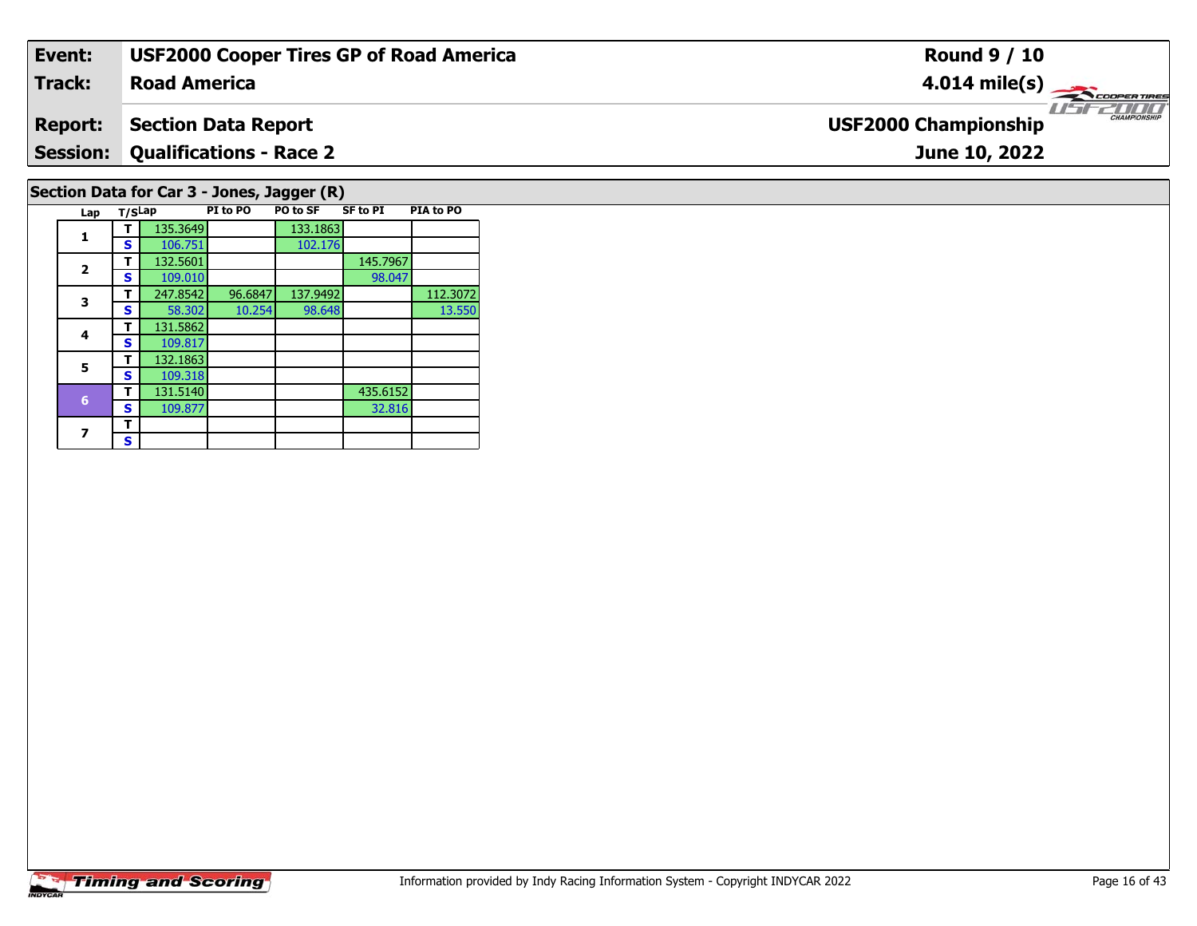| **Event:** | **USF2000 Cooper Tires GP of Road America** | **Round 9 / 10** |
|---|---|---|
| **Track:** | **Road America** | **4.014 mile(s)** |
| **Report:** | **Section Data Report** | **USF2000 Championship** |
| **Session:** | **Qualifications - Race 2** | **June 10, 2022** |

## Section Data for Car 3 - Jones, Jagger (R)

| Lap | T/S | Lap | PI to PO | PO to SF | SF to PI | PIA to PO |
|---|---|---|---|---|---|---|
| 1 | T | 135.3649 | | 133.1863 | | |
| | S | 106.751 | | 102.176 | | |
| 2 | T | 132.5601 | | | 145.7967 | |
| | S | 109.010 | | | 98.047 | |
| 3 | T | 247.8542 | 96.6847 | 137.9492 | | 112.3072 |
| | S | 58.302 | 10.254 | 98.648 | | 13.550 |
| 4 | T | 131.5862 | | | | |
| | S | 109.817 | | | | |
| 5 | T | 132.1863 | | | | |
| | S | 109.318 | | | | |
| 6 | T | 131.5140 | | | 435.6152 | |
| | S | 109.877 | | | 32.816 | |
| 7 | T | | | | | |
| | S | | | | | |

Information provided by Indy Racing Information System - Copyright INDYCAR 2022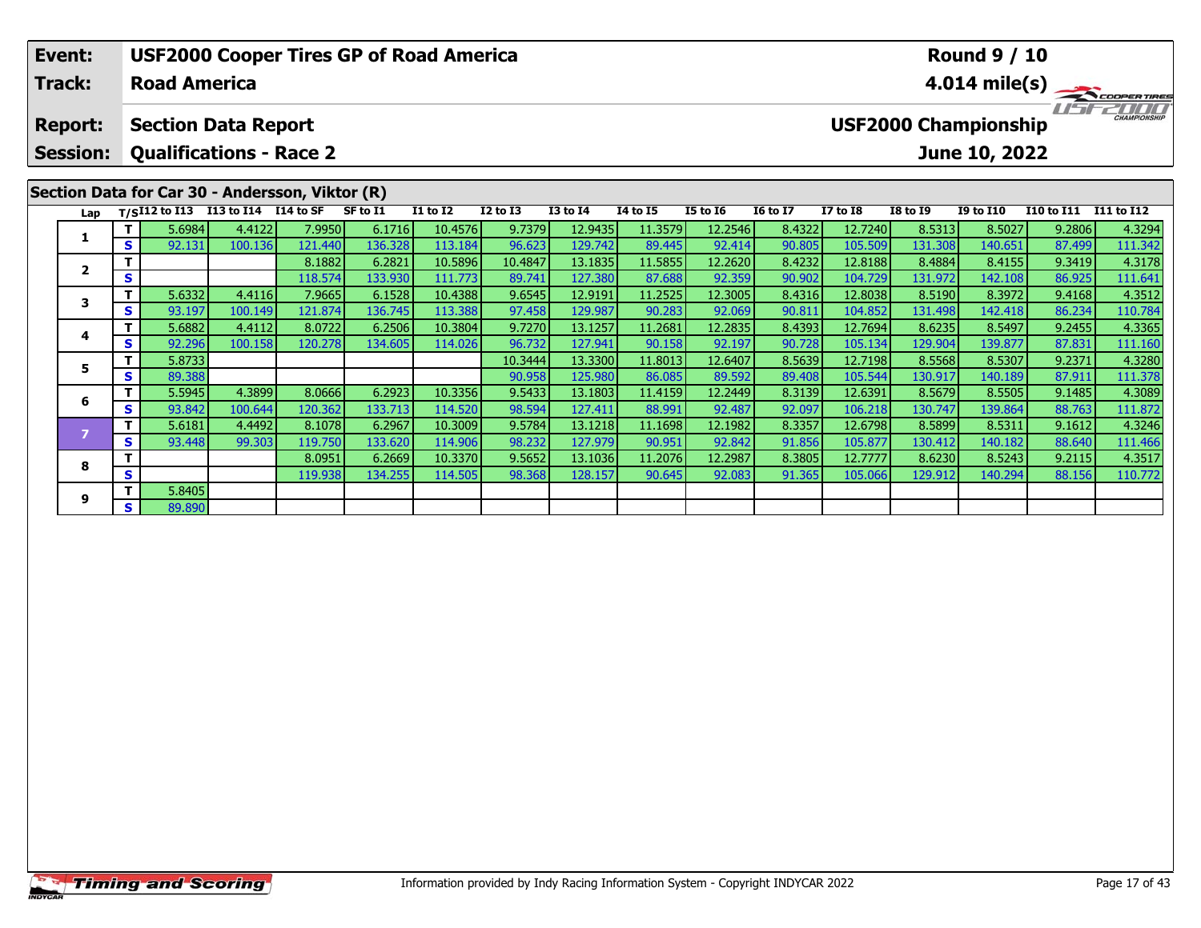| Event: | USF2000 Cooper Tires GP of Road America | Round 9 / 10 |
|---|---|---|
| Track: | Road America | 4.014 mile(s) |
| Report: | Section Data Report | USF2000 Championship |
| Session: | Qualifications - Race 2 | June 10, 2022 |

## Section Data for Car 30 - Andersson, Viktor (R)

| Lap | T/S | I12 to I13 | I13 to I14 | I14 to SF | SF to I1 | I1 to I2 | I2 to I3 | I3 to I4 | I4 to I5 | I5 to I6 | I6 to I7 | I7 to I8 | I8 to I9 | I9 to I10 | I10 to I11 | I11 to I12 |
|---|---|---|---|---|---|---|---|---|---|---|---|---|---|---|---|---|
| 1 | T | 5.6984 | 4.4122 | 7.9950 | 6.1716 | 10.4576 | 9.7379 | 12.9435 | 11.3579 | 12.2546 | 8.4322 | 12.7240 | 8.5313 | 8.5027 | 9.2806 | 4.3294 |
| | S | 92.131 | 100.136 | 121.440 | 136.328 | 113.184 | 96.623 | 129.742 | 89.445 | 92.414 | 90.805 | 105.509 | 131.308 | 140.651 | 87.499 | 111.342 |
| 2 | T | | | 8.1882 | 6.2821 | 10.5896 | 10.4847 | 13.1835 | 11.5855 | 12.2620 | 8.4232 | 12.8188 | 8.4884 | 8.4155 | 9.3419 | 4.3178 |
| | S | | | 118.574 | 133.930 | 111.773 | 89.741 | 127.380 | 87.688 | 92.359 | 90.902 | 104.729 | 131.972 | 142.108 | 86.925 | 111.641 |
| 3 | T | 5.6332 | 4.4116 | 7.9665 | 6.1528 | 10.4388 | 9.6545 | 12.9191 | 11.2525 | 12.3005 | 8.4316 | 12.8038 | 8.5190 | 8.3972 | 9.4168 | 4.3512 |
| | S | 93.197 | 100.149 | 121.874 | 136.745 | 113.388 | 97.458 | 129.987 | 90.283 | 92.069 | 90.811 | 104.852 | 131.498 | 142.418 | 86.234 | 110.784 |
| 4 | T | 5.6882 | 4.4112 | 8.0722 | 6.2506 | 10.3804 | 9.7270 | 13.1257 | 11.2681 | 12.2835 | 8.4393 | 12.7694 | 8.6235 | 8.5497 | 9.2455 | 4.3365 |
| | S | 92.296 | 100.158 | 120.278 | 134.605 | 114.026 | 96.732 | 127.941 | 90.158 | 92.197 | 90.728 | 105.134 | 129.904 | 139.877 | 87.831 | 111.160 |
| 5 | T | 5.8733 | | | | | 10.3444 | 13.3300 | 11.8013 | 12.6407 | 8.5639 | 12.7198 | 8.5568 | 8.5307 | 9.2371 | 4.3280 |
| | S | 89.388 | | | | | 90.958 | 125.980 | 86.085 | 89.592 | 89.408 | 105.544 | 130.917 | 140.189 | 87.911 | 111.378 |
| 6 | T | 5.5945 | 4.3899 | 8.0666 | 6.2923 | 10.3356 | 9.5433 | 13.1803 | 11.4159 | 12.2449 | 8.3139 | 12.6391 | 8.5679 | 8.5505 | 9.1485 | 4.3089 |
| | S | 93.842 | 100.644 | 120.362 | 133.713 | 114.520 | 98.594 | 127.411 | 88.991 | 92.487 | 92.097 | 106.218 | 130.747 | 139.864 | 88.763 | 111.872 |
| 7 | T | 5.6181 | 4.4492 | 8.1078 | 6.2967 | 10.3009 | 9.5784 | 13.1218 | 11.1698 | 12.1982 | 8.3357 | 12.6798 | 8.5899 | 8.5311 | 9.1612 | 4.3246 |
| | S | 93.448 | 99.303 | 119.750 | 133.620 | 114.906 | 98.232 | 127.979 | 90.951 | 92.842 | 91.856 | 105.877 | 130.412 | 140.182 | 88.640 | 111.466 |
| 8 | T | | | 8.0951 | 6.2669 | 10.3370 | 9.5652 | 13.1036 | 11.2076 | 12.2987 | 8.3805 | 12.7777 | 8.6230 | 8.5243 | 9.2115 | 4.3517 |
| | S | | | 119.938 | 134.255 | 114.505 | 98.368 | 128.157 | 90.645 | 92.083 | 91.365 | 105.066 | 129.912 | 140.294 | 88.156 | 110.772 |
| 9 | T | 5.8405 | | | | | | | | | | | | | | |
| | S | 89.890 | | | | | | | | | | | | | | |

Information provided by Indy Racing Information System - Copyright INDYCAR 2022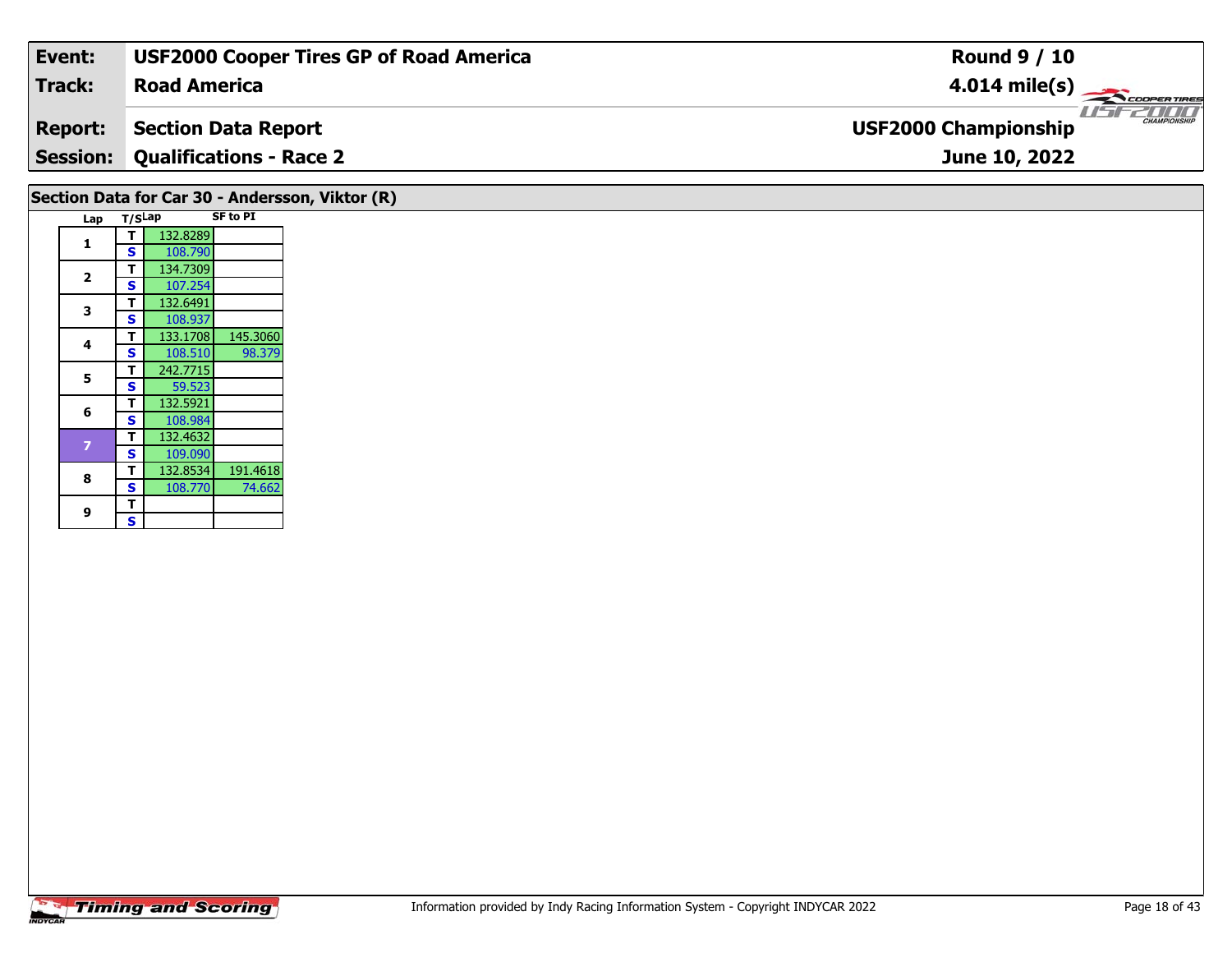| Event: | USF2000 Cooper Tires GP of Road America | Round 9 / 10 |
|---|---|---|
| Track: | Road America | 4.014 mile(s) |
| Report: | Section Data Report | USF2000 Championship |
| Session: | Qualifications - Race 2 | June 10, 2022 |

## Section Data for Car 30 - Andersson, Viktor (R)

| Lap | T/S | Lap | SF to PI |
|---|---|---|---|
| 1 | T | 132.8289 | |
| | S | 108.790 | |
| 2 | T | 134.7309 | |
| | S | 107.254 | |
| 3 | T | 132.6491 | |
| | S | 108.937 | |
| 4 | T | 133.1708 | 145.3060 |
| | S | 108.510 | 98.379 |
| 5 | T | 242.7715 | |
| | S | 59.523 | |
| 6 | T | 132.5921 | |
| | S | 108.984 | |
| 7 | T | 132.4632 | |
| | S | 109.090 | |
| 8 | T | 132.8534 | 191.4618 |
| | S | 108.770 | 74.662 |
| 9 | T | | |
| | S | | |

Information provided by Indy Racing Information System - Copyright INDYCAR 2022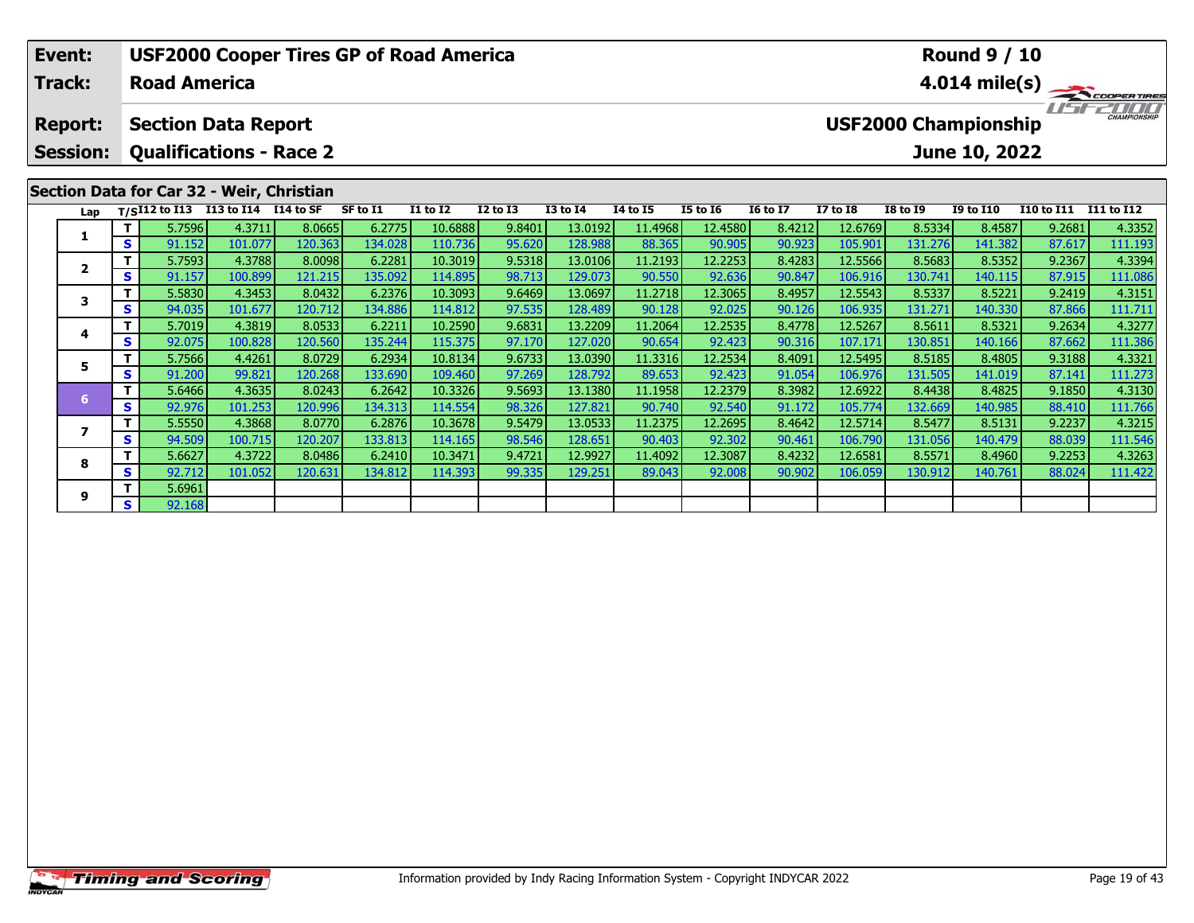| Event: | USF2000 Cooper Tires GP of Road America | Round 9 / 10 |
|---|---|---|
| Track: | Road America | 4.014 mile(s) |
| Report: | Section Data Report | USF2000 Championship |
| Session: | Qualifications - Race 2 | June 10, 2022 |

## Section Data for Car 32 - Weir, Christian

| Lap | T/S | I12 to I13 | I13 to I14 | I14 to SF | SF to I1 | I1 to I2 | I2 to I3 | I3 to I4 | I4 to I5 | I5 to I6 | I6 to I7 | I7 to I8 | I8 to I9 | I9 to I10 | I10 to I11 | I11 to I12 |
|---|---|---|---|---|---|---|---|---|---|---|---|---|---|---|---|---|
| 1 | T | 5.7596 | 4.3711 | 8.0665 | 6.2775 | 10.6888 | 9.8401 | 13.0192 | 11.4968 | 12.4580 | 8.4212 | 12.6769 | 8.5334 | 8.4587 | 9.2681 | 4.3352 |
| | S | 91.152 | 101.077 | 120.363 | 134.028 | 110.736 | 95.620 | 128.988 | 88.365 | 90.905 | 90.923 | 105.901 | 131.276 | 141.382 | 87.617 | 111.193 |
| 2 | T | 5.7593 | 4.3788 | 8.0098 | 6.2281 | 10.3019 | 9.5318 | 13.0106 | 11.2193 | 12.2253 | 8.4283 | 12.5566 | 8.5683 | 8.5352 | 9.2367 | 4.3394 |
| | S | 91.157 | 100.899 | 121.215 | 135.092 | 114.895 | 98.713 | 129.073 | 90.550 | 92.636 | 90.847 | 106.916 | 130.741 | 140.115 | 87.915 | 111.086 |
| 3 | T | 5.5830 | 4.3453 | 8.0432 | 6.2376 | 10.3093 | 9.6469 | 13.0697 | 11.2718 | 12.3065 | 8.4957 | 12.5543 | 8.5337 | 8.5221 | 9.2419 | 4.3151 |
| | S | 94.035 | 101.677 | 120.712 | 134.886 | 114.812 | 97.535 | 128.489 | 90.128 | 92.025 | 90.126 | 106.935 | 131.271 | 140.330 | 87.866 | 111.711 |
| 4 | T | 5.7019 | 4.3819 | 8.0533 | 6.2211 | 10.2590 | 9.6831 | 13.2209 | 11.2064 | 12.2535 | 8.4778 | 12.5267 | 8.5611 | 8.5321 | 9.2634 | 4.3277 |
| | S | 92.075 | 100.828 | 120.560 | 135.244 | 115.375 | 97.170 | 127.020 | 90.654 | 92.423 | 90.316 | 107.171 | 130.851 | 140.166 | 87.662 | 111.386 |
| 5 | T | 5.7566 | 4.4261 | 8.0729 | 6.2934 | 10.8134 | 9.6733 | 13.0390 | 11.3316 | 12.2534 | 8.4091 | 12.5495 | 8.5185 | 8.4805 | 9.3188 | 4.3321 |
| | S | 91.200 | 99.821 | 120.268 | 133.690 | 109.460 | 97.269 | 128.792 | 89.653 | 92.423 | 91.054 | 106.976 | 131.505 | 141.019 | 87.141 | 111.273 |
| 6 | T | 5.6466 | 4.3635 | 8.0243 | 6.2642 | 10.3326 | 9.5693 | 13.1380 | 11.1958 | 12.2379 | 8.3982 | 12.6922 | 8.4438 | 8.4825 | 9.1850 | 4.3130 |
| | S | 92.976 | 101.253 | 120.996 | 134.313 | 114.554 | 98.326 | 127.821 | 90.740 | 92.540 | 91.172 | 105.774 | 132.669 | 140.985 | 88.410 | 111.766 |
| 7 | T | 5.5550 | 4.3868 | 8.0770 | 6.2876 | 10.3678 | 9.5479 | 13.0533 | 11.2375 | 12.2695 | 8.4642 | 12.5714 | 8.5477 | 8.5131 | 9.2237 | 4.3215 |
| | S | 94.509 | 100.715 | 120.207 | 133.813 | 114.165 | 98.546 | 128.651 | 90.403 | 92.302 | 90.461 | 106.790 | 131.056 | 140.479 | 88.039 | 111.546 |
| 8 | T | 5.6627 | 4.3722 | 8.0486 | 6.2410 | 10.3471 | 9.4721 | 12.9927 | 11.4092 | 12.3087 | 8.4232 | 12.6581 | 8.5571 | 8.4960 | 9.2253 | 4.3263 |
| | S | 92.712 | 101.052 | 120.631 | 134.812 | 114.393 | 99.335 | 129.251 | 89.043 | 92.008 | 90.902 | 106.059 | 130.912 | 140.761 | 88.024 | 111.422 |
| 9 | T | 5.6961 | | | | | | | | | | | | | | |
| | S | 92.168 | | | | | | | | | | | | | | |

Information provided by Indy Racing Information System - Copyright INDYCAR 2022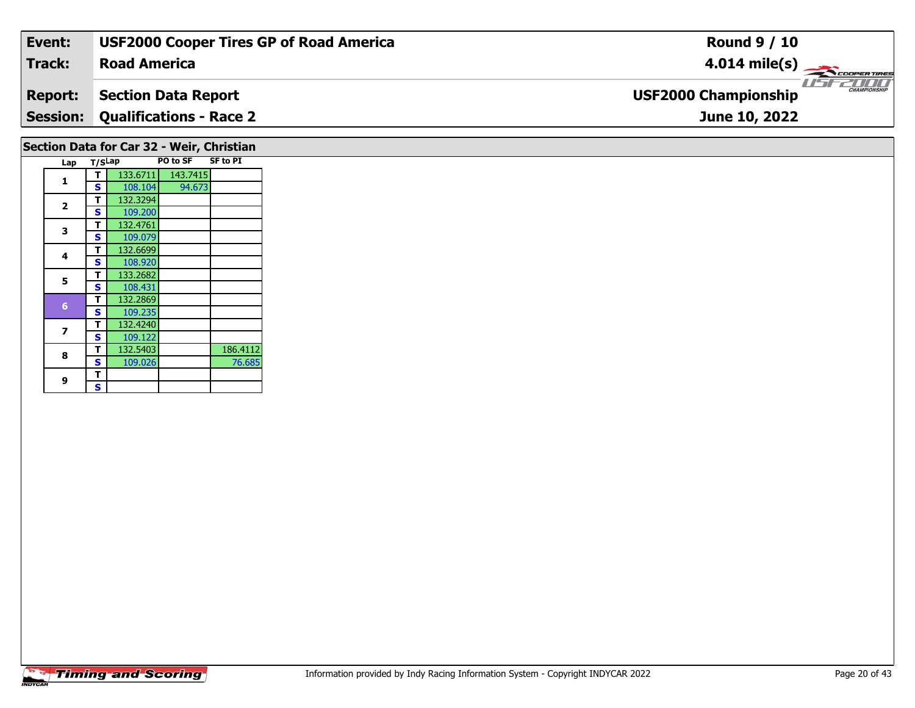| Event: | USF2000 Cooper Tires GP of Road America | Round 9 / 10 |
|---|---|---|
| Track: | Road America | 4.014 mile(s) |
| Report: | Section Data Report | USF2000 Championship |
| Session: | Qualifications - Race 2 | June 10, 2022 |

## Section Data for Car 32 - Weir, Christian

| Lap | T/S | Lap | PO to SF | SF to PI |
|---|---|---|---|---|
| 1 | T | 133.6711 | 143.7415 | |
| | S | 108.104 | 94.673 | |
| 2 | T | 132.3294 | | |
| | S | 109.200 | | |
| 3 | T | 132.4761 | | |
| | S | 109.079 | | |
| 4 | T | 132.6699 | | |
| | S | 108.920 | | |
| 5 | T | 133.2682 | | |
| | S | 108.431 | | |
| 6 | T | 132.2869 | | |
| | S | 109.235 | | |
| 7 | T | 132.4240 | | |
| | S | 109.122 | | |
| 8 | T | 132.5403 | | 186.4112 |
| | S | 109.026 | | 76.685 |
| 9 | T | | | |
| | S | | | |

Information provided by Indy Racing Information System - Copyright INDYCAR 2022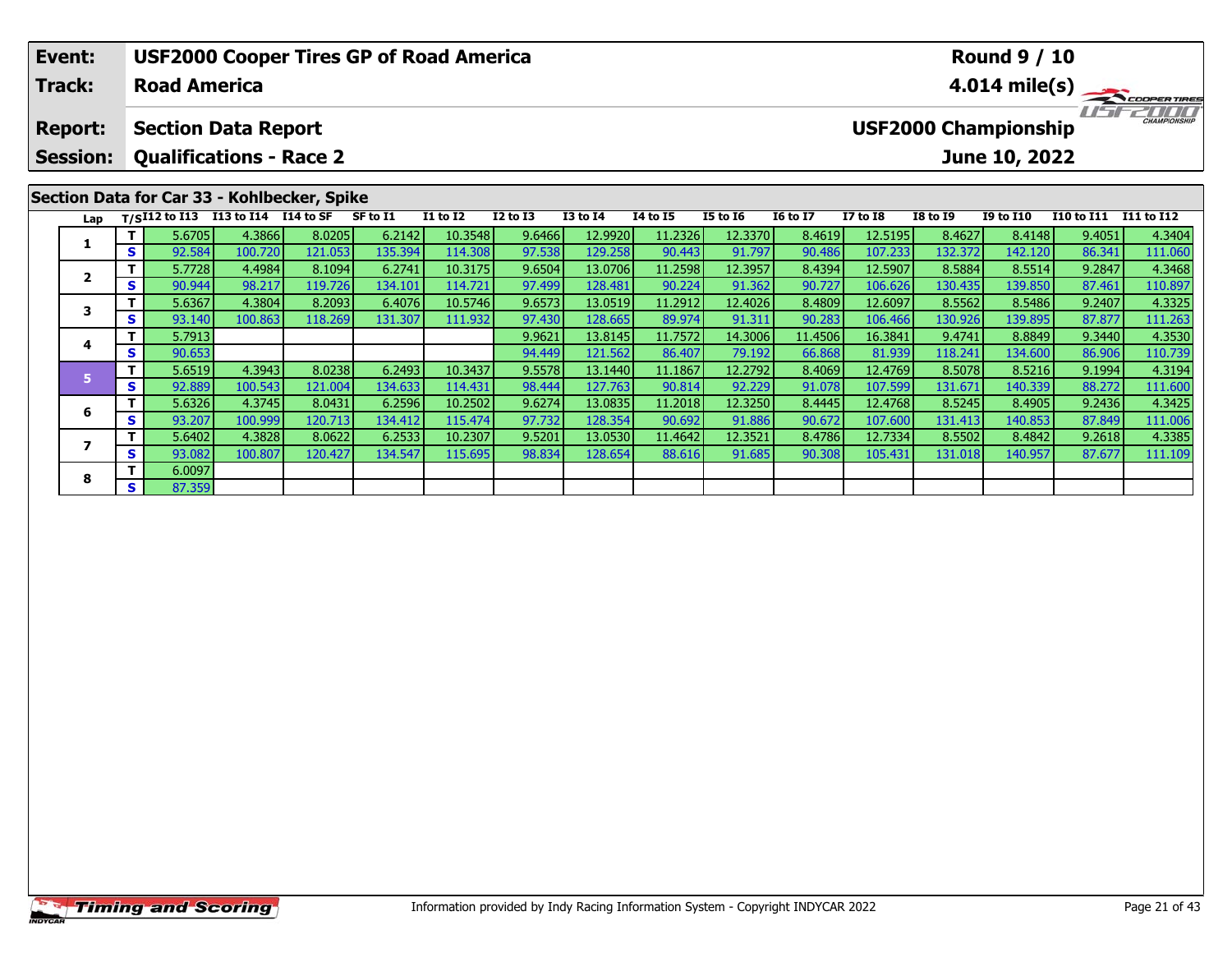| Event: | USF2000 Cooper Tires GP of Road America | Round 9 / 10 |
|---|---|---|
| Track: | Road America | 4.014 mile(s) |
| Report: | Section Data Report | USF2000 Championship |
| Session: | Qualifications - Race 2 | June 10, 2022 |

## Section Data for Car 33 - Kohlbecker, Spike

| Lap | T/S | I12 to I13 | I13 to I14 | I14 to SF | SF to I1 | I1 to I2 | I2 to I3 | I3 to I4 | I4 to I5 | I5 to I6 | I6 to I7 | I7 to I8 | I8 to I9 | I9 to I10 | I10 to I11 | I11 to I12 |
|---|---|---|---|---|---|---|---|---|---|---|---|---|---|---|---|---|
| 1 | T | 5.6705 | 4.3866 | 8.0205 | 6.2142 | 10.3548 | 9.6466 | 12.9920 | 11.2326 | 12.3370 | 8.4619 | 12.5195 | 8.4627 | 8.4148 | 9.4051 | 4.3404 |
| | S | 92.584 | 100.720 | 121.053 | 135.394 | 114.308 | 97.538 | 129.258 | 90.443 | 91.797 | 90.486 | 107.233 | 132.372 | 142.120 | 86.341 | 111.060 |
| 2 | T | 5.7728 | 4.4984 | 8.1094 | 6.2741 | 10.3175 | 9.6504 | 13.0706 | 11.2598 | 12.3957 | 8.4394 | 12.5907 | 8.5884 | 8.5514 | 9.2847 | 4.3468 |
| | S | 90.944 | 98.217 | 119.726 | 134.101 | 114.721 | 97.499 | 128.481 | 90.224 | 91.362 | 90.727 | 106.626 | 130.435 | 139.850 | 87.461 | 110.897 |
| 3 | T | 5.6367 | 4.3804 | 8.2093 | 6.4076 | 10.5746 | 9.6573 | 13.0519 | 11.2912 | 12.4026 | 8.4809 | 12.6097 | 8.5562 | 8.5486 | 9.2407 | 4.3325 |
| | S | 93.140 | 100.863 | 118.269 | 131.307 | 111.932 | 97.430 | 128.665 | 89.974 | 91.311 | 90.283 | 106.466 | 130.926 | 139.895 | 87.877 | 111.263 |
| 4 | T | 5.7913 | | | | | 9.9621 | 13.8145 | 11.7572 | 14.3006 | 11.4506 | 16.3841 | 9.4741 | 8.8849 | 9.3440 | 4.3530 |
| | S | 90.653 | | | | | 94.449 | 121.562 | 86.407 | 79.192 | 66.868 | 81.939 | 118.241 | 134.600 | 86.906 | 110.739 |
| 5 | T | 5.6519 | 4.3943 | 8.0238 | 6.2493 | 10.3437 | 9.5578 | 13.1440 | 11.1867 | 12.2792 | 8.4069 | 12.4769 | 8.5078 | 8.5216 | 9.1994 | 4.3194 |
| | S | 92.889 | 100.543 | 121.004 | 134.633 | 114.431 | 98.444 | 127.763 | 90.814 | 92.229 | 91.078 | 107.599 | 131.671 | 140.339 | 88.272 | 111.600 |
| 6 | T | 5.6326 | 4.3745 | 8.0431 | 6.2596 | 10.2502 | 9.6274 | 13.0835 | 11.2018 | 12.3250 | 8.4445 | 12.4768 | 8.5245 | 8.4905 | 9.2436 | 4.3425 |
| | S | 93.207 | 100.999 | 120.713 | 134.412 | 115.474 | 97.732 | 128.354 | 90.692 | 91.886 | 90.672 | 107.600 | 131.413 | 140.853 | 87.849 | 111.006 |
| 7 | T | 5.6402 | 4.3828 | 8.0622 | 6.2533 | 10.2307 | 9.5201 | 13.0530 | 11.4642 | 12.3521 | 8.4786 | 12.7334 | 8.5502 | 8.4842 | 9.2618 | 4.3385 |
| | S | 93.082 | 100.807 | 120.427 | 134.547 | 115.695 | 98.834 | 128.654 | 88.616 | 91.685 | 90.308 | 105.431 | 131.018 | 140.957 | 87.677 | 111.109 |
| 8 | T | 6.0097 | | | | | | | | | | | | | | |
| | S | 87.359 | | | | | | | | | | | | | | |

Information provided by Indy Racing Information System - Copyright INDYCAR 2022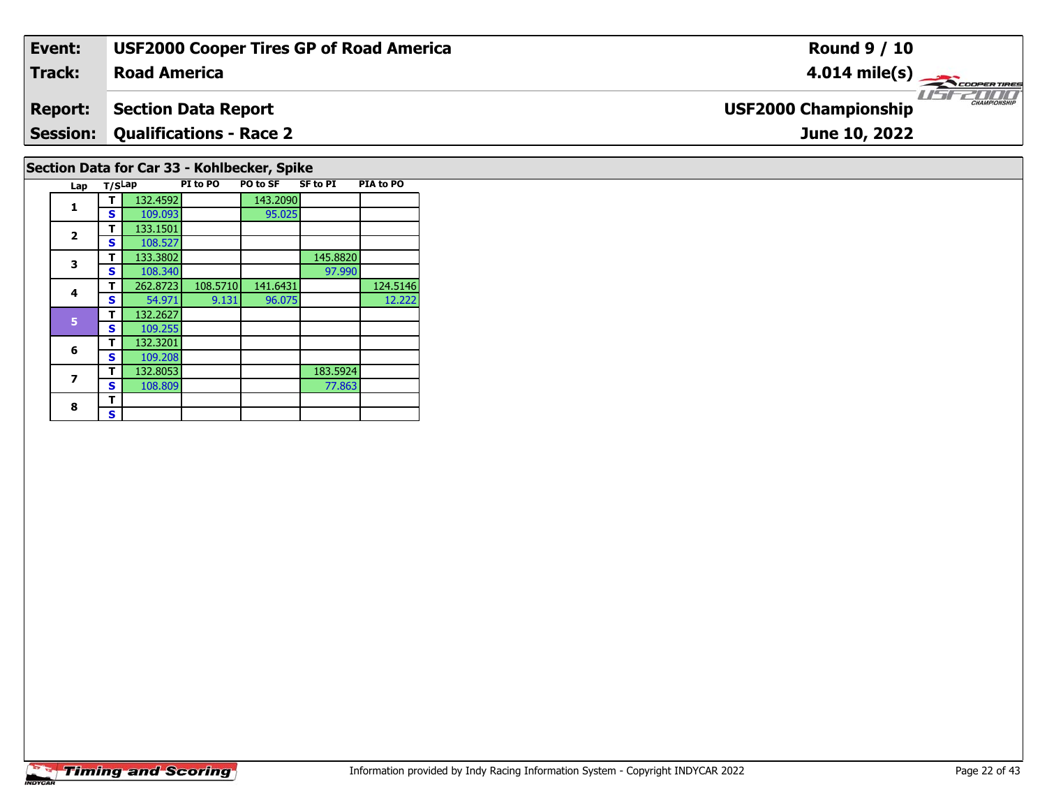| **Event:** | **USF2000 Cooper Tires GP of Road America** | **Round 9 / 10** |
|---|---|---|
| **Track:** | **Road America** | **4.014 mile(s)** |
| **Report:** | **Section Data Report** | **USF2000 Championship** |
| **Session:** | **Qualifications - Race 2** | **June 10, 2022** |

## Section Data for Car 33 - Kohlbecker, Spike

| Lap | T/S | Lap | PI to PO | PO to SF | SF to PI | PIA to PO |
|---|---|---|---|---|---|---|
| 1 | T | 132.4592 | | 143.2090 | | |
| | S | 109.093 | | 95.025 | | |
| 2 | T | 133.1501 | | | | |
| | S | 108.527 | | | | |
| 3 | T | 133.3802 | | | 145.8820 | |
| | S | 108.340 | | | 97.990 | |
| 4 | T | 262.8723 | 108.5710 | 141.6431 | | 124.5146 |
| | S | 54.971 | 9.131 | 96.075 | | 12.222 |
| 5 | T | 132.2627 | | | | |
| | S | 109.255 | | | | |
| 6 | T | 132.3201 | | | | |
| | S | 109.208 | | | | |
| 7 | T | 132.8053 | | | 183.5924 | |
| | S | 108.809 | | | 77.863 | |
| 8 | T | | | | | |
| | S | | | | | |

Information provided by Indy Racing Information System - Copyright INDYCAR 2022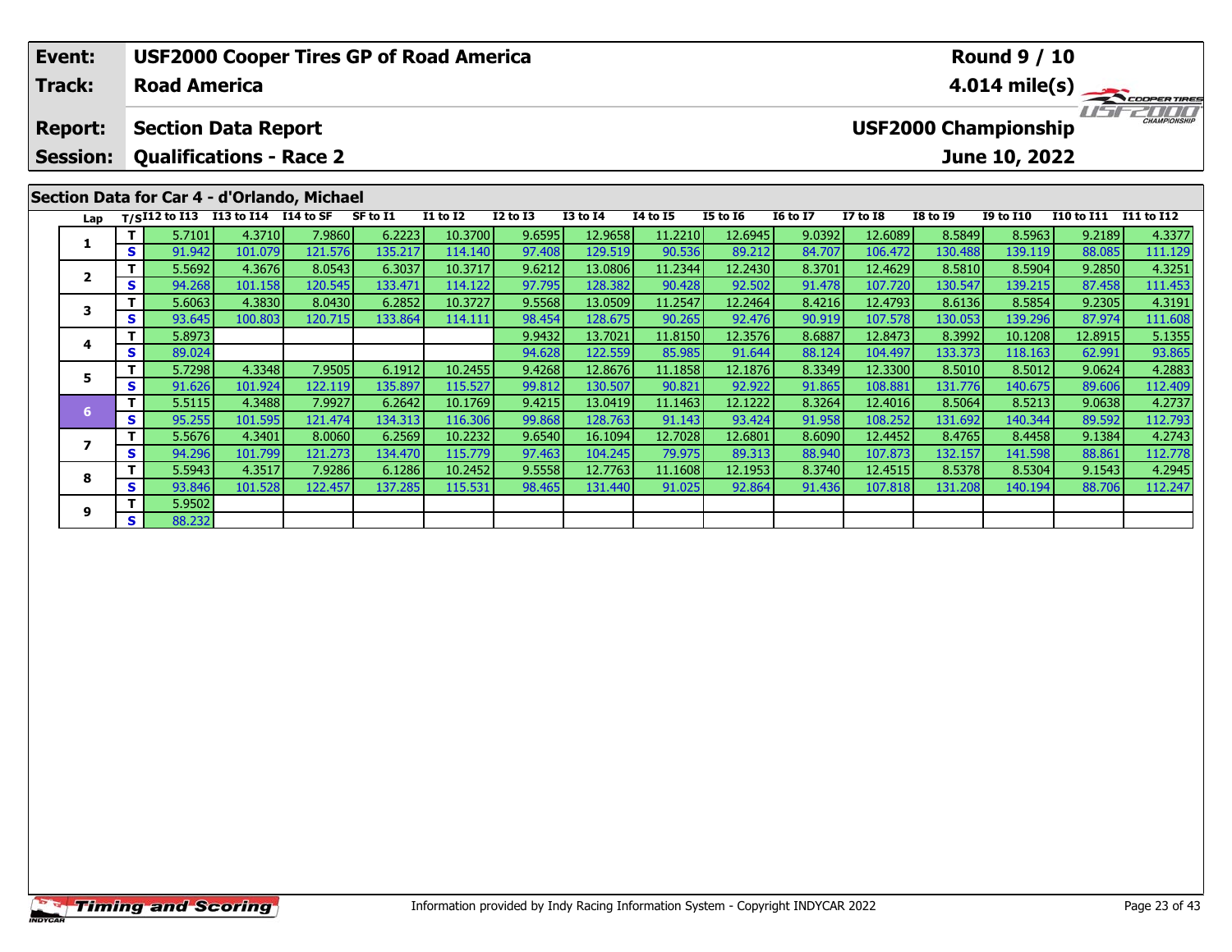| Event: | USF2000 Cooper Tires GP of Road America | Round 9 / 10 |
|---|---|---|
| Track: | Road America | 4.014 mile(s) |
| Report: | Section Data Report | USF2000 Championship |
| Session: | Qualifications - Race 2 | June 10, 2022 |

## Section Data for Car 4 - d'Orlando, Michael

| Lap | T/S | I12 to I13 | I13 to I14 | I14 to SF | SF to I1 | I1 to I2 | I2 to I3 | I3 to I4 | I4 to I5 | I5 to I6 | I6 to I7 | I7 to I8 | I8 to I9 | I9 to I10 | I10 to I11 | I11 to I12 |
|---|---|---|---|---|---|---|---|---|---|---|---|---|---|---|---|---|
| 1 | T | 5.7101 | 4.3710 | 7.9860 | 6.2223 | 10.3700 | 9.6595 | 12.9658 | 11.2210 | 12.6945 | 9.0392 | 12.6089 | 8.5849 | 8.5963 | 9.2189 | 4.3377 |
| | S | 91.942 | 101.079 | 121.576 | 135.217 | 114.140 | 97.408 | 129.519 | 90.536 | 89.212 | 84.707 | 106.472 | 130.488 | 139.119 | 88.085 | 111.129 |
| 2 | T | 5.5692 | 4.3676 | 8.0543 | 6.3037 | 10.3717 | 9.6212 | 13.0806 | 11.2344 | 12.2430 | 8.3701 | 12.4629 | 8.5810 | 8.5904 | 9.2850 | 4.3251 |
| | S | 94.268 | 101.158 | 120.545 | 133.471 | 114.122 | 97.795 | 128.382 | 90.428 | 92.502 | 91.478 | 107.720 | 130.547 | 139.215 | 87.458 | 111.453 |
| 3 | T | 5.6063 | 4.3830 | 8.0430 | 6.2852 | 10.3727 | 9.5568 | 13.0509 | 11.2547 | 12.2464 | 8.4216 | 12.4793 | 8.6136 | 8.5854 | 9.2305 | 4.3191 |
| | S | 93.645 | 100.803 | 120.715 | 133.864 | 114.111 | 98.454 | 128.675 | 90.265 | 92.476 | 90.919 | 107.578 | 130.053 | 139.296 | 87.974 | 111.608 |
| 4 | T | 5.8973 | | | | | 9.9432 | 13.7021 | 11.8150 | 12.3576 | 8.6887 | 12.8473 | 8.3992 | 10.1208 | 12.8915 | 5.1355 |
| | S | 89.024 | | | | | 94.628 | 122.559 | 85.985 | 91.644 | 88.124 | 104.497 | 133.373 | 118.163 | 62.991 | 93.865 |
| 5 | T | 5.7298 | 4.3348 | 7.9505 | 6.1912 | 10.2455 | 9.4268 | 12.8676 | 11.1858 | 12.1876 | 8.3349 | 12.3300 | 8.5010 | 8.5012 | 9.0624 | 4.2883 |
| | S | 91.626 | 101.924 | 122.119 | 135.897 | 115.527 | 99.812 | 130.507 | 90.821 | 92.922 | 91.865 | 108.881 | 131.776 | 140.675 | 89.606 | 112.409 |
| 6 | T | 5.5115 | 4.3488 | 7.9927 | 6.2642 | 10.1769 | 9.4215 | 13.0419 | 11.1463 | 12.1222 | 8.3264 | 12.4016 | 8.5064 | 8.5213 | 9.0638 | 4.2737 |
| | S | 95.255 | 101.595 | 121.474 | 134.313 | 116.306 | 99.868 | 128.763 | 91.143 | 93.424 | 91.958 | 108.252 | 131.692 | 140.344 | 89.592 | 112.793 |
| 7 | T | 5.5676 | 4.3401 | 8.0060 | 6.2569 | 10.2232 | 9.6540 | 16.1094 | 12.7028 | 12.6801 | 8.6090 | 12.4452 | 8.4765 | 8.4458 | 9.1384 | 4.2743 |
| | S | 94.296 | 101.799 | 121.273 | 134.470 | 115.779 | 97.463 | 104.245 | 79.975 | 89.313 | 88.940 | 107.873 | 132.157 | 141.598 | 88.861 | 112.778 |
| 8 | T | 5.5943 | 4.3517 | 7.9286 | 6.1286 | 10.2452 | 9.5558 | 12.7763 | 11.1608 | 12.1953 | 8.3740 | 12.4515 | 8.5378 | 8.5304 | 9.1543 | 4.2945 |
| | S | 93.846 | 101.528 | 122.457 | 137.285 | 115.531 | 98.465 | 131.440 | 91.025 | 92.864 | 91.436 | 107.818 | 131.208 | 140.194 | 88.706 | 112.247 |
| 9 | T | 5.9502 | | | | | | | | | | | | | | |
| | S | 88.232 | | | | | | | | | | | | | | |

Information provided by Indy Racing Information System - Copyright INDYCAR 2022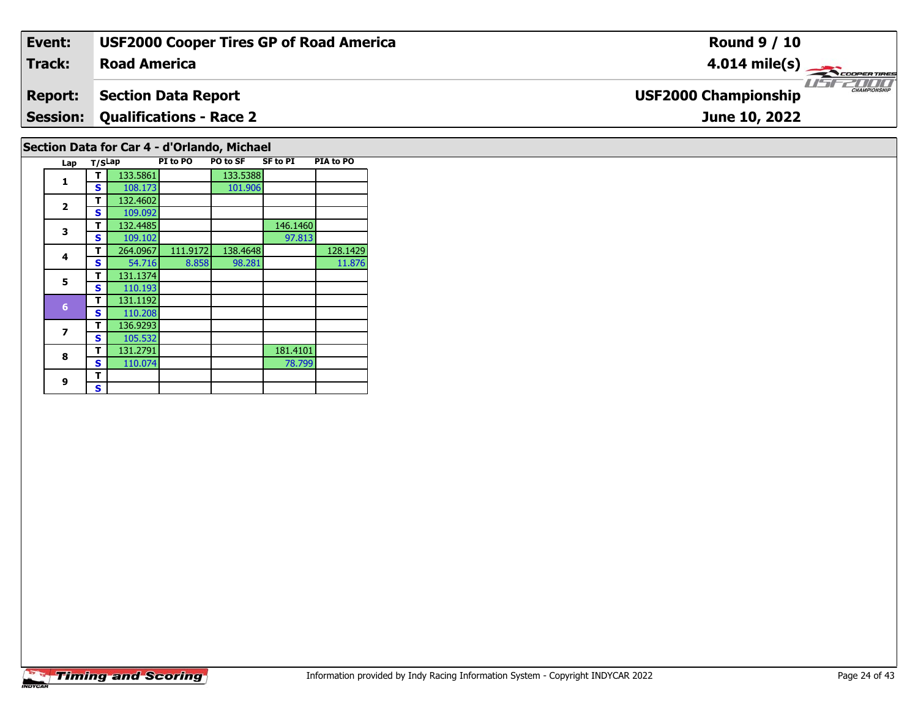| Event: | USF2000 Cooper Tires GP of Road America | Round 9 / 10 |
|---|---|---|
| Track: | Road America | 4.014 mile(s) |
| Report: | Section Data Report | USF2000 Championship |
| Session: | Qualifications - Race 2 | June 10, 2022 |

## Section Data for Car 4 - d'Orlando, Michael

| Lap | T/S | Lap | PI to PO | PO to SF | SF to PI | PIA to PO |
|---|---|---|---|---|---|---|
| 1 | T | 133.5861 | | 133.5388 | | |
| | S | 108.173 | | 101.906 | | |
| 2 | T | 132.4602 | | | | |
| | S | 109.092 | | | | |
| 3 | T | 132.4485 | | | 146.1460 | |
| | S | 109.102 | | | 97.813 | |
| 4 | T | 264.0967 | 111.9172 | 138.4648 | | 128.1429 |
| | S | 54.716 | 8.858 | 98.281 | | 11.876 |
| 5 | T | 131.1374 | | | | |
| | S | 110.193 | | | | |
| 6 | T | 131.1192 | | | | |
| | S | 110.208 | | | | |
| 7 | T | 136.9293 | | | | |
| | S | 105.532 | | | | |
| 8 | T | 131.2791 | | | 181.4101 | |
| | S | 110.074 | | | 78.799 | |
| 9 | T | | | | | |
| | S | | | | | |

Information provided by Indy Racing Information System - Copyright INDYCAR 2022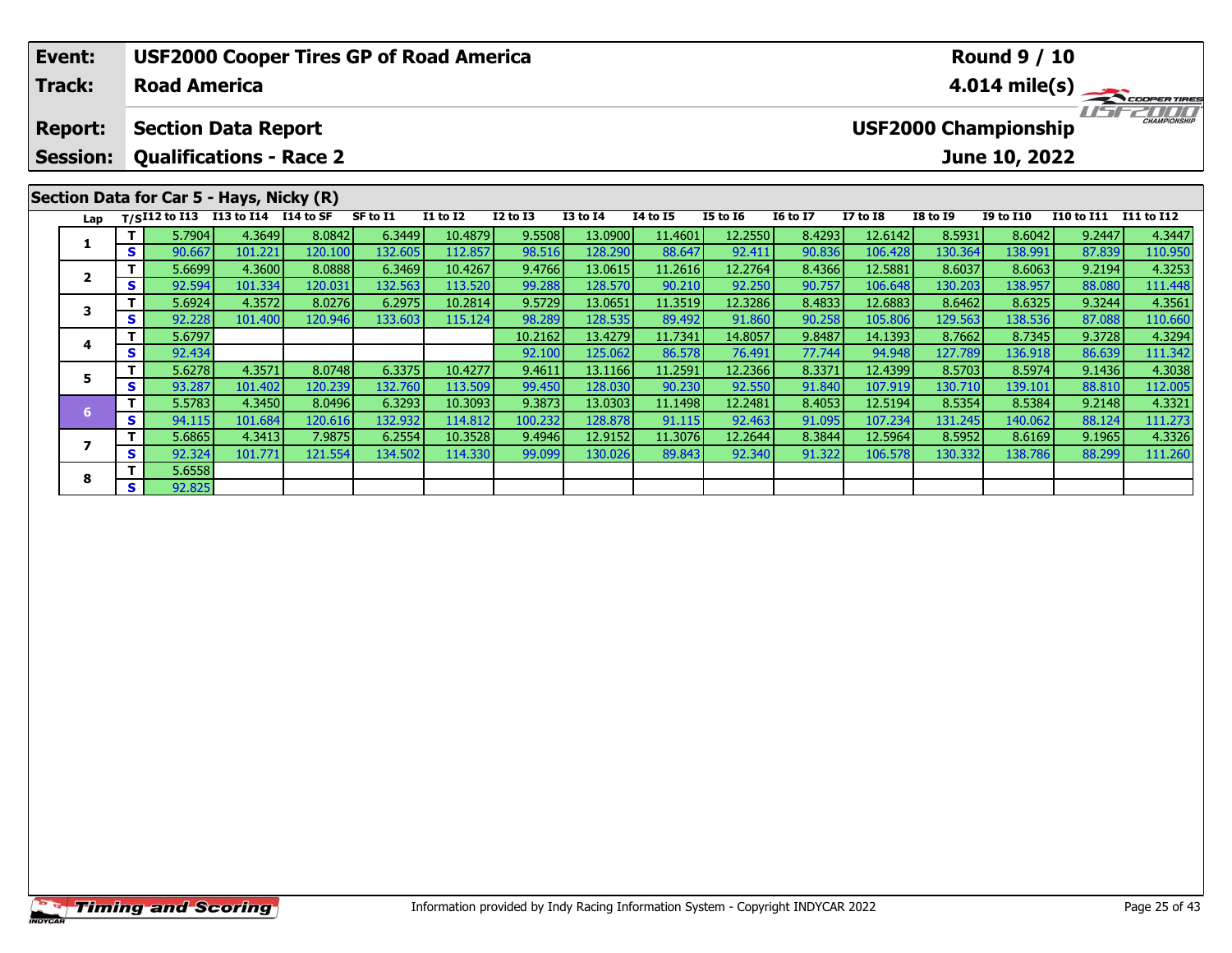| Event: | USF2000 Cooper Tires GP of Road America | Round 9 / 10 |
|---|---|---|
| Track: | Road America | 4.014 mile(s) |
| Report: | Section Data Report | USF2000 Championship |
| Session: | Qualifications - Race 2 | June 10, 2022 |

## Section Data for Car 5 - Hays, Nicky (R)

| Lap | T/S | I12 to I13 | I13 to I14 | I14 to SF | SF to I1 | I1 to I2 | I2 to I3 | I3 to I4 | I4 to I5 | I5 to I6 | I6 to I7 | I7 to I8 | I8 to I9 | I9 to I10 | I10 to I11 | I11 to I12 |
|---|---|---|---|---|---|---|---|---|---|---|---|---|---|---|---|---|
| 1 | T | 5.7904 | 4.3649 | 8.0842 | 6.3449 | 10.4879 | 9.5508 | 13.0900 | 11.4601 | 12.2550 | 8.4293 | 12.6142 | 8.5931 | 8.6042 | 9.2447 | 4.3447 |
| | S | 90.667 | 101.221 | 120.100 | 132.605 | 112.857 | 98.516 | 128.290 | 88.647 | 92.411 | 90.836 | 106.428 | 130.364 | 138.991 | 87.839 | 110.950 |
| 2 | T | 5.6699 | 4.3600 | 8.0888 | 6.3469 | 10.4267 | 9.4766 | 13.0615 | 11.2616 | 12.2764 | 8.4366 | 12.5881 | 8.6037 | 8.6063 | 9.2194 | 4.3253 |
| | S | 92.594 | 101.334 | 120.031 | 132.563 | 113.520 | 99.288 | 128.570 | 90.210 | 92.250 | 90.757 | 106.648 | 130.203 | 138.957 | 88.080 | 111.448 |
| 3 | T | 5.6924 | 4.3572 | 8.0276 | 6.2975 | 10.2814 | 9.5729 | 13.0651 | 11.3519 | 12.3286 | 8.4833 | 12.6883 | 8.6462 | 8.6325 | 9.3244 | 4.3561 |
| | S | 92.228 | 101.400 | 120.946 | 133.603 | 115.124 | 98.289 | 128.535 | 89.492 | 91.860 | 90.258 | 105.806 | 129.563 | 138.536 | 87.088 | 110.660 |
| 4 | T | 5.6797 | | | | | 10.2162 | 13.4279 | 11.7341 | 14.8057 | 9.8487 | 14.1393 | 8.7662 | 8.7345 | 9.3728 | 4.3294 |
| | S | 92.434 | | | | | 92.100 | 125.062 | 86.578 | 76.491 | 77.744 | 94.948 | 127.789 | 136.918 | 86.639 | 111.342 |
| 5 | T | 5.6278 | 4.3571 | 8.0748 | 6.3375 | 10.4277 | 9.4611 | 13.1166 | 11.2591 | 12.2366 | 8.3371 | 12.4399 | 8.5703 | 8.5974 | 9.1436 | 4.3038 |
| | S | 93.287 | 101.402 | 120.239 | 132.760 | 113.509 | 99.450 | 128.030 | 90.230 | 92.550 | 91.840 | 107.919 | 130.710 | 139.101 | 88.810 | 112.005 |
| 6 | T | 5.5783 | 4.3450 | 8.0496 | 6.3293 | 10.3093 | 9.3873 | 13.0303 | 11.1498 | 12.2481 | 8.4053 | 12.5194 | 8.5354 | 8.5384 | 9.2148 | 4.3321 |
| | S | 94.115 | 101.684 | 120.616 | 132.932 | 114.812 | 100.232 | 128.878 | 91.115 | 92.463 | 91.095 | 107.234 | 131.245 | 140.062 | 88.124 | 111.273 |
| 7 | T | 5.6865 | 4.3413 | 7.9875 | 6.2554 | 10.3528 | 9.4946 | 12.9152 | 11.3076 | 12.2644 | 8.3844 | 12.5964 | 8.5952 | 8.6169 | 9.1965 | 4.3326 |
| | S | 92.324 | 101.771 | 121.554 | 134.502 | 114.330 | 99.099 | 130.026 | 89.843 | 92.340 | 91.322 | 106.578 | 130.332 | 138.786 | 88.299 | 111.260 |
| 8 | T | 5.6558 | | | | | | | | | | | | | | |
| | S | 92.825 | | | | | | | | | | | | | | |

Information provided by Indy Racing Information System - Copyright INDYCAR 2022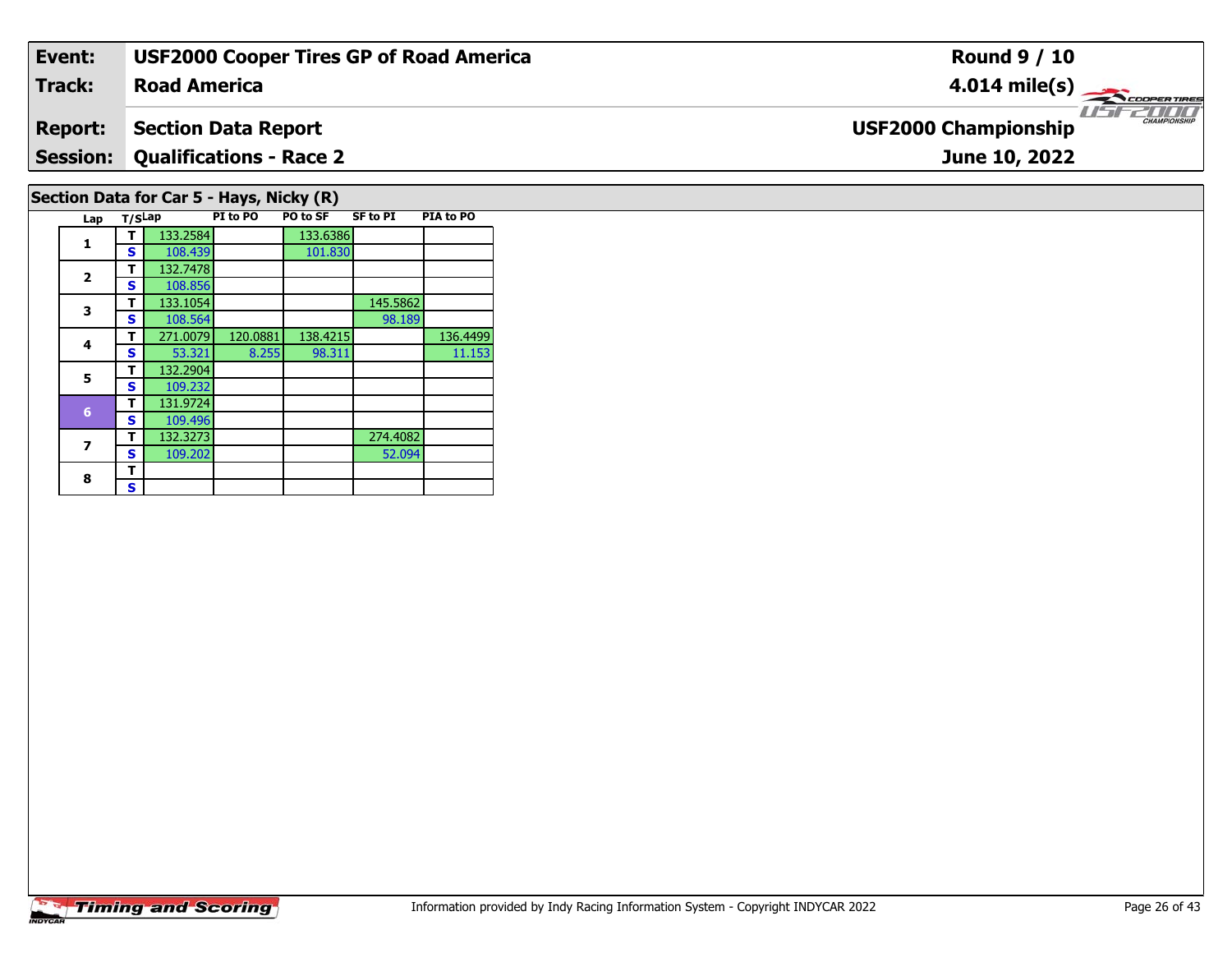**Event:** USF2000 Cooper Tires GP of Road America

**Track:** Road America

**Report:** Section Data Report

**Session:** Qualifications - Race 2

**Round 9 / 10**

**4.014 mile(s)**

**USF2000 Championship**

**June 10, 2022**

## Section Data for Car 5 - Hays, Nicky (R)

| Lap | T/S | Lap | PI to PO | PO to SF | SF to PI | PIA to PO |
|---|---|---|---|---|---|---|
| 1 | T | 133.2584 | | 133.6386 | | |
| | S | 108.439 | | 101.830 | | |
| 2 | T | 132.7478 | | | | |
| | S | 108.856 | | | | |
| 3 | T | 133.1054 | | | 145.5862 | |
| | S | 108.564 | | | 98.189 | |
| 4 | T | 271.0079 | 120.0881 | 138.4215 | | 136.4499 |
| | S | 53.321 | 8.255 | 98.311 | | 11.153 |
| 5 | T | 132.2904 | | | | |
| | S | 109.232 | | | | |
| 6 | T | 131.9724 | | | | |
| | S | 109.496 | | | | |
| 7 | T | 132.3273 | | | 274.4082 | |
| | S | 109.202 | | | 52.094 | |
| 8 | T | | | | | |
| | S | | | | | |

Information provided by Indy Racing Information System - Copyright INDYCAR 2022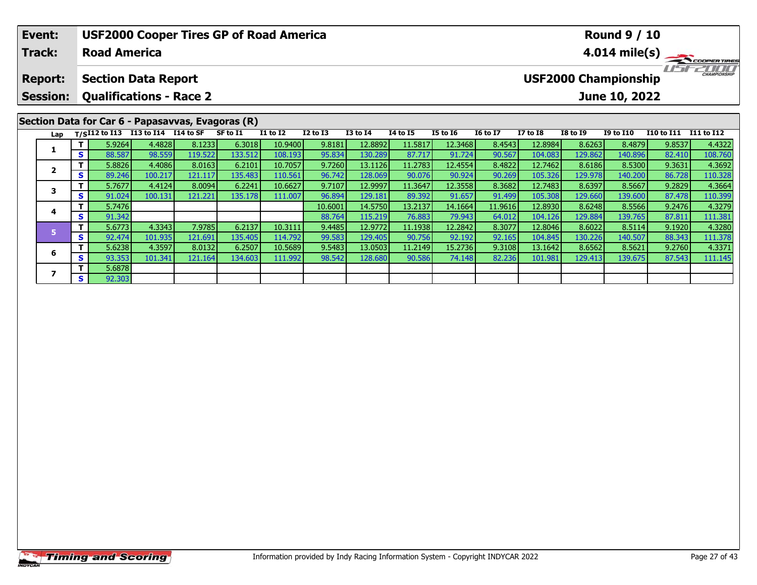| Event: | USF2000 Cooper Tires GP of Road America | Round 9 / 10 |
|---|---|---|
| Track: | Road America | 4.014 mile(s) |
| Report: | Section Data Report | USF2000 Championship |
| Session: | Qualifications - Race 2 | June 10, 2022 |

## Section Data for Car 6 - Papasavvas, Evagoras (R)

| Lap | T/S | I12 to I13 | I13 to I14 | I14 to SF | SF to I1 | I1 to I2 | I2 to I3 | I3 to I4 | I4 to I5 | I5 to I6 | I6 to I7 | I7 to I8 | I8 to I9 | I9 to I10 | I10 to I11 | I11 to I12 |
|---|---|---|---|---|---|---|---|---|---|---|---|---|---|---|---|---|
| 1 | T | 5.9264 | 4.4828 | 8.1233 | 6.3018 | 10.9400 | 9.8181 | 12.8892 | 11.5817 | 12.3468 | 8.4543 | 12.8984 | 8.6263 | 8.4879 | 9.8537 | 4.4322 |
| | S | 88.587 | 98.559 | 119.522 | 133.512 | 108.193 | 95.834 | 130.289 | 87.717 | 91.724 | 90.567 | 104.083 | 129.862 | 140.896 | 82.410 | 108.760 |
| 2 | T | 5.8826 | 4.4086 | 8.0163 | 6.2101 | 10.7057 | 9.7260 | 13.1126 | 11.2783 | 12.4554 | 8.4822 | 12.7462 | 8.6186 | 8.5300 | 9.3631 | 4.3692 |
| | S | 89.246 | 100.217 | 121.117 | 135.483 | 110.561 | 96.742 | 128.069 | 90.076 | 90.924 | 90.269 | 105.326 | 129.978 | 140.200 | 86.728 | 110.328 |
| 3 | T | 5.7677 | 4.4124 | 8.0094 | 6.2241 | 10.6627 | 9.7107 | 12.9997 | 11.3647 | 12.3558 | 8.3682 | 12.7483 | 8.6397 | 8.5667 | 9.2829 | 4.3664 |
| | S | 91.024 | 100.131 | 121.221 | 135.178 | 111.007 | 96.894 | 129.181 | 89.392 | 91.657 | 91.499 | 105.308 | 129.660 | 139.600 | 87.478 | 110.399 |
| 4 | T | 5.7476 | | | | | 10.6001 | 14.5750 | 13.2137 | 14.1664 | 11.9616 | 12.8930 | 8.6248 | 8.5566 | 9.2476 | 4.3279 |
| | S | 91.342 | | | | | 88.764 | 115.219 | 76.883 | 79.943 | 64.012 | 104.126 | 129.884 | 139.765 | 87.811 | 111.381 |
| 5 | T | 5.6773 | 4.3343 | 7.9785 | 6.2137 | 10.3111 | 9.4485 | 12.9772 | 11.1938 | 12.2842 | 8.3077 | 12.8046 | 8.6022 | 8.5114 | 9.1920 | 4.3280 |
| | S | 92.474 | 101.935 | 121.691 | 135.405 | 114.792 | 99.583 | 129.405 | 90.756 | 92.192 | 92.165 | 104.845 | 130.226 | 140.507 | 88.343 | 111.378 |
| 6 | T | 5.6238 | 4.3597 | 8.0132 | 6.2507 | 10.5689 | 9.5483 | 13.0503 | 11.2149 | 15.2736 | 9.3108 | 13.1642 | 8.6562 | 8.5621 | 9.2760 | 4.3371 |
| | S | 93.353 | 101.341 | 121.164 | 134.603 | 111.992 | 98.542 | 128.680 | 90.586 | 74.148 | 82.236 | 101.981 | 129.413 | 139.675 | 87.543 | 111.145 |
| 7 | T | 5.6878 | | | | | | | | | | | | | | |
| | S | 92.303 | | | | | | | | | | | | | | |

Information provided by Indy Racing Information System - Copyright INDYCAR 2022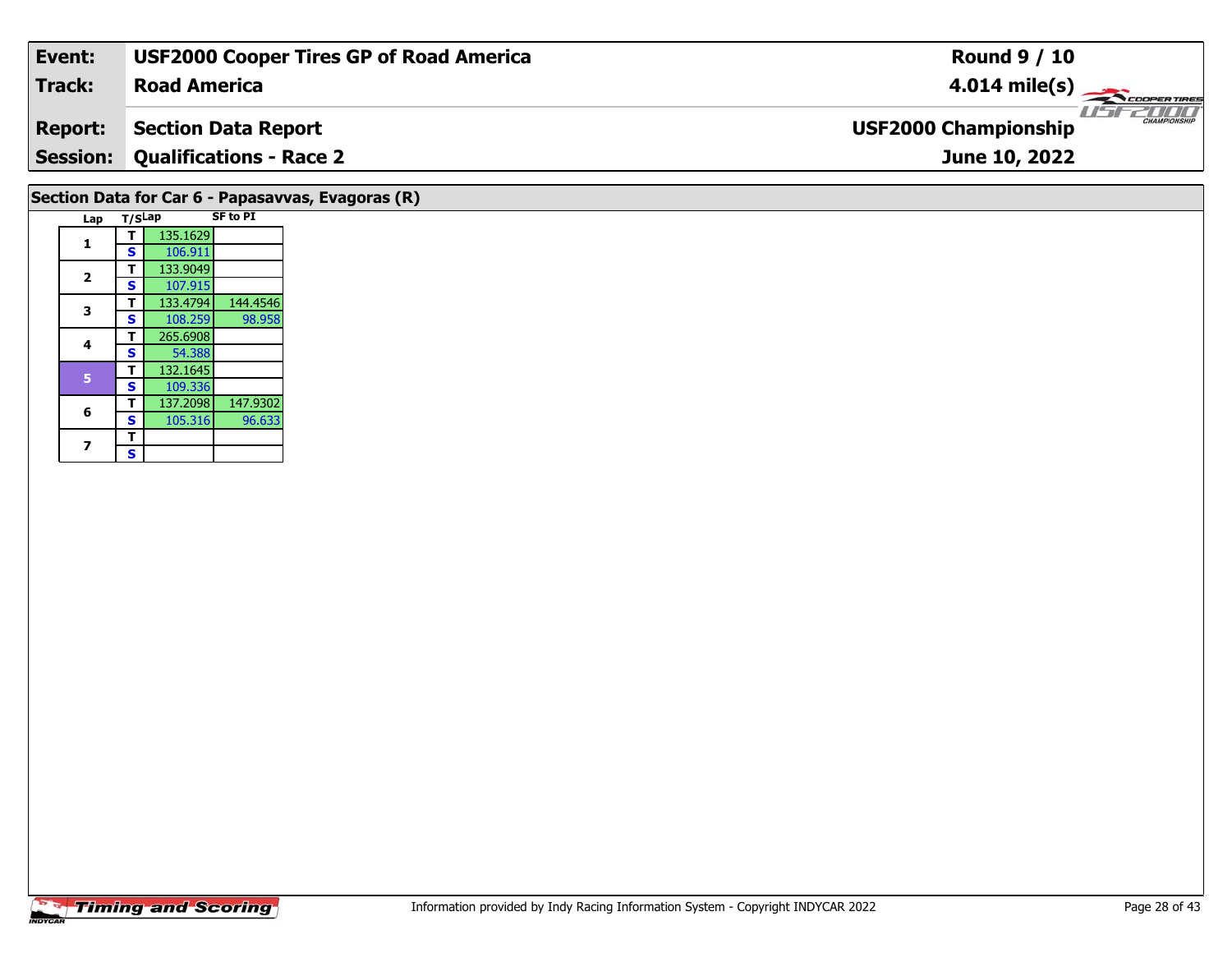| Event: | USF2000 Cooper Tires GP of Road America | Round 9 / 10 |
|---|---|---|
| Track: | Road America | 4.014 mile(s) |
| Report: | Section Data Report | USF2000 Championship |
| Session: | Qualifications - Race 2 | June 10, 2022 |

## Section Data for Car 6 - Papasavvas, Evagoras (R)

| Lap | T/S | Lap | SF to PI |
|---|---|---|---|
| 1 | T | 135.1629 | |
| | S | 106.911 | |
| 2 | T | 133.9049 | |
| | S | 107.915 | |
| 3 | T | 133.4794 | 144.4546 |
| | S | 108.259 | 98.958 |
| 4 | T | 265.6908 | |
| | S | 54.388 | |
| 5 | T | 132.1645 | |
| | S | 109.336 | |
| 6 | T | 137.2098 | 147.9302 |
| | S | 105.316 | 96.633 |
| 7 | T | | |
| | S | | |

Information provided by Indy Racing Information System - Copyright INDYCAR 2022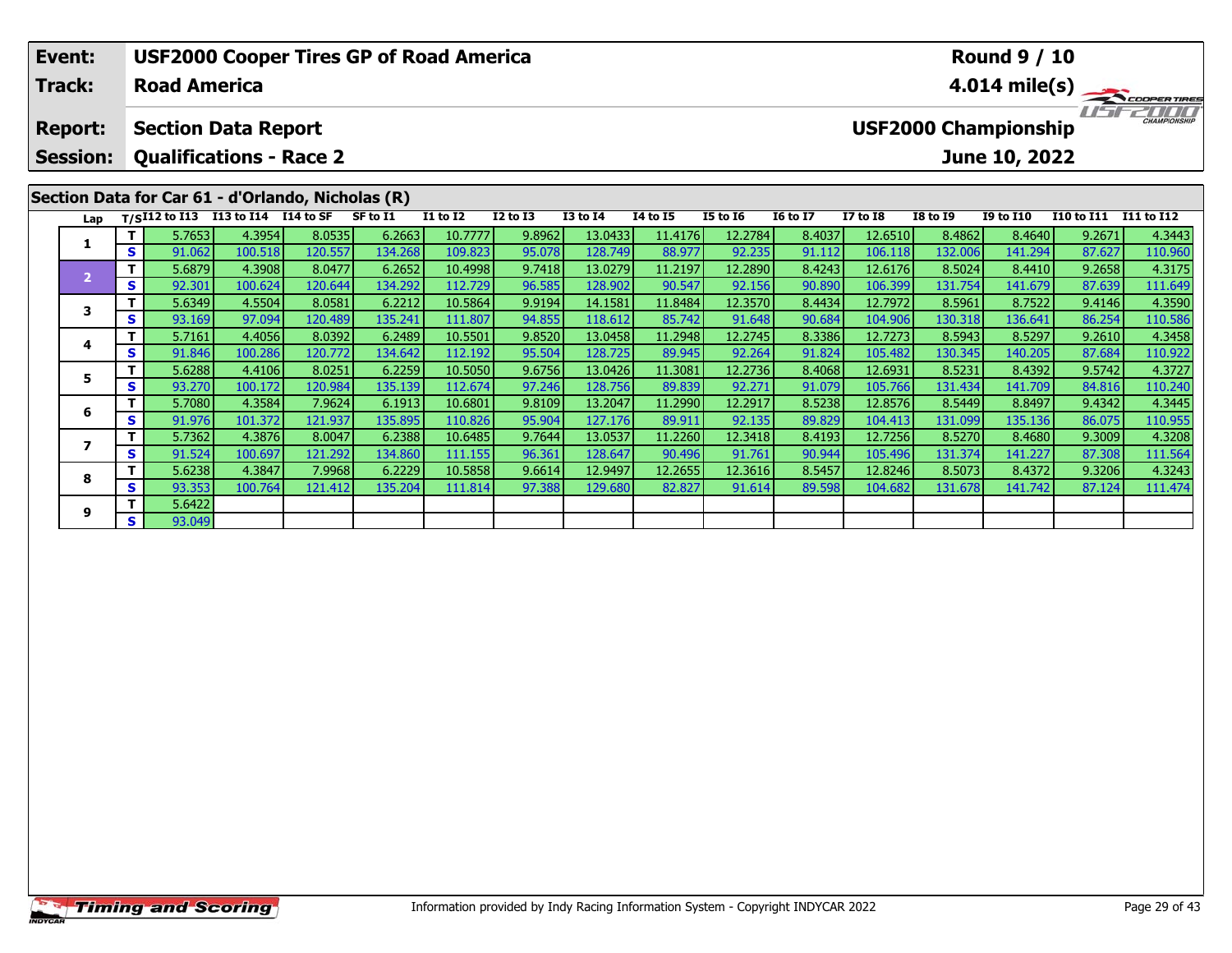| Event: | USF2000 Cooper Tires GP of Road America | Round 9 / 10 |
|---|---|---|
| Track: | Road America | 4.014 mile(s) |
| Report: | Section Data Report | USF2000 Championship |
| Session: | Qualifications - Race 2 | June 10, 2022 |

## Section Data for Car 61 - d'Orlando, Nicholas (R)

| Lap | T/S | I12 to I13 | I13 to I14 | I14 to SF | SF to I1 | I1 to I2 | I2 to I3 | I3 to I4 | I4 to I5 | I5 to I6 | I6 to I7 | I7 to I8 | I8 to I9 | I9 to I10 | I10 to I11 | I11 to I12 |
|---|---|---|---|---|---|---|---|---|---|---|---|---|---|---|---|---|
| 1 | T | 5.7653 | 4.3954 | 8.0535 | 6.2663 | 10.7777 | 9.8962 | 13.0433 | 11.4176 | 12.2784 | 8.4037 | 12.6510 | 8.4862 | 8.4640 | 9.2671 | 4.3443 |
| | S | 91.062 | 100.518 | 120.557 | 134.268 | 109.823 | 95.078 | 128.749 | 88.977 | 92.235 | 91.112 | 106.118 | 132.006 | 141.294 | 87.627 | 110.960 |
| 2 | T | 5.6879 | 4.3908 | 8.0477 | 6.2652 | 10.4998 | 9.7418 | 13.0279 | 11.2197 | 12.2890 | 8.4243 | 12.6176 | 8.5024 | 8.4410 | 9.2658 | 4.3175 |
| | S | 92.301 | 100.624 | 120.644 | 134.292 | 112.729 | 96.585 | 128.902 | 90.547 | 92.156 | 90.890 | 106.399 | 131.754 | 141.679 | 87.639 | 111.649 |
| 3 | T | 5.6349 | 4.5504 | 8.0581 | 6.2212 | 10.5864 | 9.9194 | 14.1581 | 11.8484 | 12.3570 | 8.4434 | 12.7972 | 8.5961 | 8.7522 | 9.4146 | 4.3590 |
| | S | 93.169 | 97.094 | 120.489 | 135.241 | 111.807 | 94.855 | 118.612 | 85.742 | 91.648 | 90.684 | 104.906 | 130.318 | 136.641 | 86.254 | 110.586 |
| 4 | T | 5.7161 | 4.4056 | 8.0392 | 6.2489 | 10.5501 | 9.8520 | 13.0458 | 11.2948 | 12.2745 | 8.3386 | 12.7273 | 8.5943 | 8.5297 | 9.2610 | 4.3458 |
| | S | 91.846 | 100.286 | 120.772 | 134.642 | 112.192 | 95.504 | 128.725 | 89.945 | 92.264 | 91.824 | 105.482 | 130.345 | 140.205 | 87.684 | 110.922 |
| 5 | T | 5.6288 | 4.4106 | 8.0251 | 6.2259 | 10.5050 | 9.6756 | 13.0426 | 11.3081 | 12.2736 | 8.4068 | 12.6931 | 8.5231 | 8.4392 | 9.5742 | 4.3727 |
| | S | 93.270 | 100.172 | 120.984 | 135.139 | 112.674 | 97.246 | 128.756 | 89.839 | 92.271 | 91.079 | 105.766 | 131.434 | 141.709 | 84.816 | 110.240 |
| 6 | T | 5.7080 | 4.3584 | 7.9624 | 6.1913 | 10.6801 | 9.8109 | 13.2047 | 11.2990 | 12.2917 | 8.5238 | 12.8576 | 8.5449 | 8.8497 | 9.4342 | 4.3445 |
| | S | 91.976 | 101.372 | 121.937 | 135.895 | 110.826 | 95.904 | 127.176 | 89.911 | 92.135 | 89.829 | 104.413 | 131.099 | 135.136 | 86.075 | 110.955 |
| 7 | T | 5.7362 | 4.3876 | 8.0047 | 6.2388 | 10.6485 | 9.7644 | 13.0537 | 11.2260 | 12.3418 | 8.4193 | 12.7256 | 8.5270 | 8.4680 | 9.3009 | 4.3208 |
| | S | 91.524 | 100.697 | 121.292 | 134.860 | 111.155 | 96.361 | 128.647 | 90.496 | 91.761 | 90.944 | 105.496 | 131.374 | 141.227 | 87.308 | 111.564 |
| 8 | T | 5.6238 | 4.3847 | 7.9968 | 6.2229 | 10.5858 | 9.6614 | 12.9497 | 12.2655 | 12.3616 | 8.5457 | 12.8246 | 8.5073 | 8.4372 | 9.3206 | 4.3243 |
| | S | 93.353 | 100.764 | 121.412 | 135.204 | 111.814 | 97.388 | 129.680 | 82.827 | 91.614 | 89.598 | 104.682 | 131.678 | 141.742 | 87.124 | 111.474 |
| 9 | T | 5.6422 | | | | | | | | | | | | | | |
| | S | 93.049 | | | | | | | | | | | | | | |

Information provided by Indy Racing Information System - Copyright INDYCAR 2022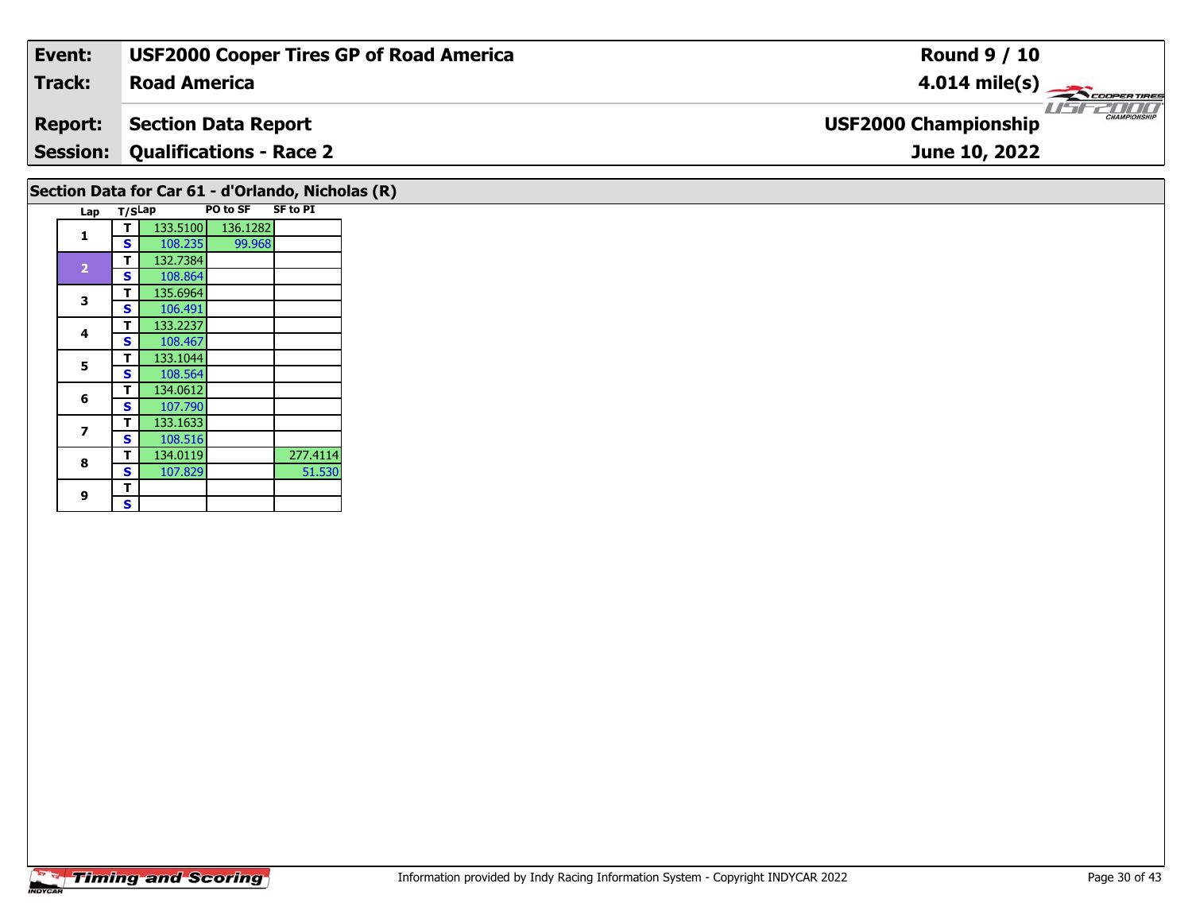| Event: | USF2000 Cooper Tires GP of Road America | Round 9 / 10 |
|---|---|---|
| Track: | Road America | 4.014 mile(s) |
| Report: | Section Data Report | USF2000 Championship |
| Session: | Qualifications - Race 2 | June 10, 2022 |

## Section Data for Car 61 - d'Orlando, Nicholas (R)

| Lap | T/S | Lap | PO to SF | SF to PI |
|---|---|---|---|---|
| 1 | T | 133.5100 | 136.1282 | |
| | S | 108.235 | 99.968 | |
| 2 | T | 132.7384 | | |
| | S | 108.864 | | |
| 3 | T | 135.6964 | | |
| | S | 106.491 | | |
| 4 | T | 133.2237 | | |
| | S | 108.467 | | |
| 5 | T | 133.1044 | | |
| | S | 108.564 | | |
| 6 | T | 134.0612 | | |
| | S | 107.790 | | |
| 7 | T | 133.1633 | | |
| | S | 108.516 | | |
| 8 | T | 134.0119 | | 277.4114 |
| | S | 107.829 | | 51.530 |
| 9 | T | | | |
| | S | | | |

Timing and Scoring

Information provided by Indy Racing Information System - Copyright INDYCAR 2022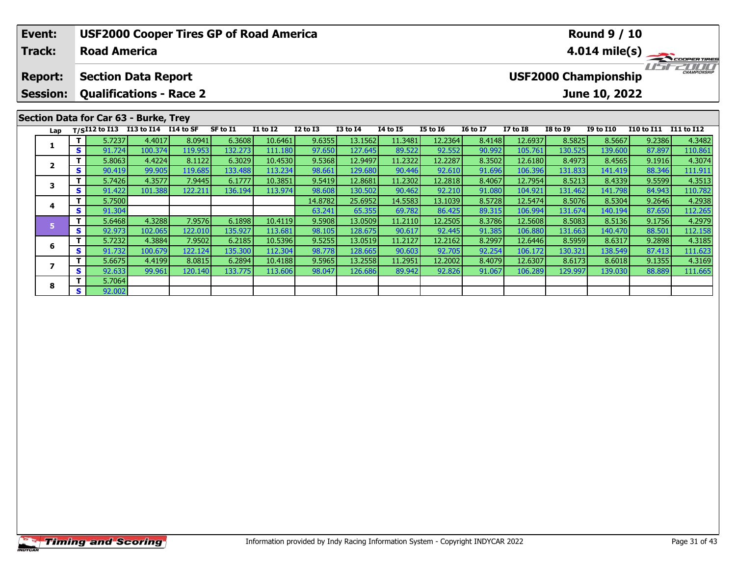| Event: | USF2000 Cooper Tires GP of Road America | Round 9 / 10 |
|---|---|---|
| Track: | Road America | 4.014 mile(s) |
| Report: | Section Data Report | USF2000 Championship |
| Session: | Qualifications - Race 2 | June 10, 2022 |

## Section Data for Car 63 - Burke, Trey

| Lap | T/S | I12 to I13 | I13 to I14 | I14 to SF | SF to I1 | I1 to I2 | I2 to I3 | I3 to I4 | I4 to I5 | I5 to I6 | I6 to I7 | I7 to I8 | I8 to I9 | I9 to I10 | I10 to I11 | I11 to I12 |
|---|---|---|---|---|---|---|---|---|---|---|---|---|---|---|---|---|
| 1 | T | 5.7237 | 4.4017 | 8.0941 | 6.3608 | 10.6461 | 9.6355 | 13.1562 | 11.3481 | 12.2364 | 8.4148 | 12.6937 | 8.5825 | 8.5667 | 9.2386 | 4.3482 |
| | S | 91.724 | 100.374 | 119.953 | 132.273 | 111.180 | 97.650 | 127.645 | 89.522 | 92.552 | 90.992 | 105.761 | 130.525 | 139.600 | 87.897 | 110.861 |
| 2 | T | 5.8063 | 4.4224 | 8.1122 | 6.3029 | 10.4530 | 9.5368 | 12.9497 | 11.2322 | 12.2287 | 8.3502 | 12.6180 | 8.4973 | 8.4565 | 9.1916 | 4.3074 |
| | S | 90.419 | 99.905 | 119.685 | 133.488 | 113.234 | 98.661 | 129.680 | 90.446 | 92.610 | 91.696 | 106.396 | 131.833 | 141.419 | 88.346 | 111.911 |
| 3 | T | 5.7426 | 4.3577 | 7.9445 | 6.1777 | 10.3851 | 9.5419 | 12.8681 | 11.2302 | 12.2818 | 8.4067 | 12.7954 | 8.5213 | 8.4339 | 9.5599 | 4.3513 |
| | S | 91.422 | 101.388 | 122.211 | 136.194 | 113.974 | 98.608 | 130.502 | 90.462 | 92.210 | 91.080 | 104.921 | 131.462 | 141.798 | 84.943 | 110.782 |
| 4 | T | 5.7500 | | | | | 14.8782 | 25.6952 | 14.5583 | 13.1039 | 8.5728 | 12.5474 | 8.5076 | 8.5304 | 9.2646 | 4.2938 |
| | S | 91.304 | | | | | 63.241 | 65.355 | 69.782 | 86.425 | 89.315 | 106.994 | 131.674 | 140.194 | 87.650 | 112.265 |
| 5 | T | 5.6468 | 4.3288 | 7.9576 | 6.1898 | 10.4119 | 9.5908 | 13.0509 | 11.2110 | 12.2505 | 8.3786 | 12.5608 | 8.5083 | 8.5136 | 9.1756 | 4.2979 |
| | S | 92.973 | 102.065 | 122.010 | 135.927 | 113.681 | 98.105 | 128.675 | 90.617 | 92.445 | 91.385 | 106.880 | 131.663 | 140.470 | 88.501 | 112.158 |
| 6 | T | 5.7232 | 4.3884 | 7.9502 | 6.2185 | 10.5396 | 9.5255 | 13.0519 | 11.2127 | 12.2162 | 8.2997 | 12.6446 | 8.5959 | 8.6317 | 9.2898 | 4.3185 |
| | S | 91.732 | 100.679 | 122.124 | 135.300 | 112.304 | 98.778 | 128.665 | 90.603 | 92.705 | 92.254 | 106.172 | 130.321 | 138.549 | 87.413 | 111.623 |
| 7 | T | 5.6675 | 4.4199 | 8.0815 | 6.2894 | 10.4188 | 9.5965 | 13.2558 | 11.2951 | 12.2002 | 8.4079 | 12.6307 | 8.6173 | 8.6018 | 9.1355 | 4.3169 |
| | S | 92.633 | 99.961 | 120.140 | 133.775 | 113.606 | 98.047 | 126.686 | 89.942 | 92.826 | 91.067 | 106.289 | 129.997 | 139.030 | 88.889 | 111.665 |
| 8 | T | 5.7064 | | | | | | | | | | | | | | |
| | S | 92.002 | | | | | | | | | | | | | | |

Information provided by Indy Racing Information System - Copyright INDYCAR 2022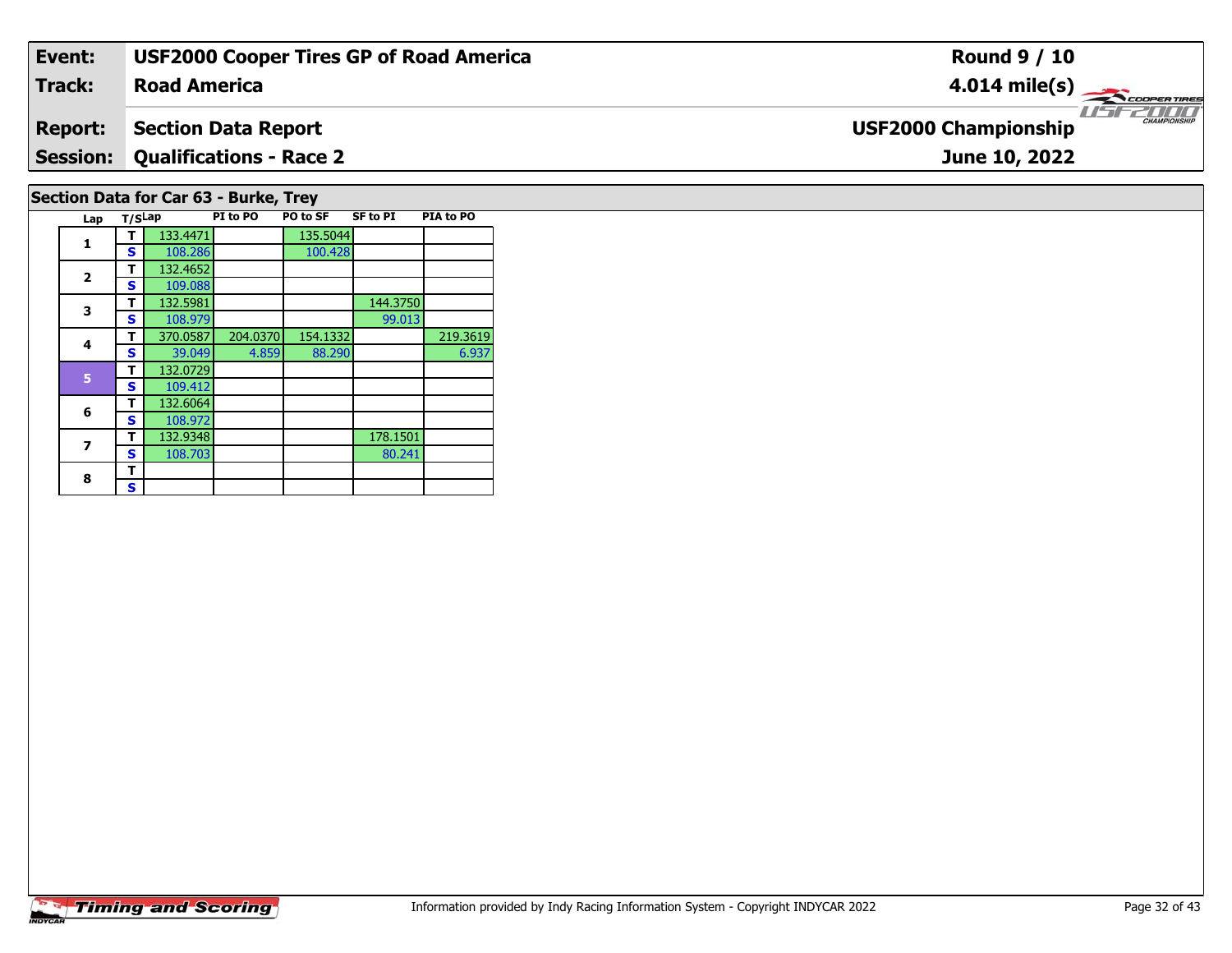| Event: | USF2000 Cooper Tires GP of Road America | Round 9 / 10 |
|---|---|---|
| Track: | Road America | 4.014 mile(s) |
| Report: | Section Data Report | USF2000 Championship |
| Session: | Qualifications - Race 2 | June 10, 2022 |

## Section Data for Car 63 - Burke, Trey

| Lap | T/S | Lap | PI to PO | PO to SF | SF to PI | PIA to PO |
|---|---|---|---|---|---|---|
| 1 | T | 133.4471 | | 135.5044 | | |
| | S | 108.286 | | 100.428 | | |
| 2 | T | 132.4652 | | | | |
| | S | 109.088 | | | | |
| 3 | T | 132.5981 | | | 144.3750 | |
| | S | 108.979 | | | 99.013 | |
| 4 | T | 370.0587 | 204.0370 | 154.1332 | | 219.3619 |
| | S | 39.049 | 4.859 | 88.290 | | 6.937 |
| 5 | T | 132.0729 | | | | |
| | S | 109.412 | | | | |
| 6 | T | 132.6064 | | | | |
| | S | 108.972 | | | | |
| 7 | T | 132.9348 | | | 178.1501 | |
| | S | 108.703 | | | 80.241 | |
| 8 | T | | | | | |
| | S | | | | | |

Information provided by Indy Racing Information System - Copyright INDYCAR 2022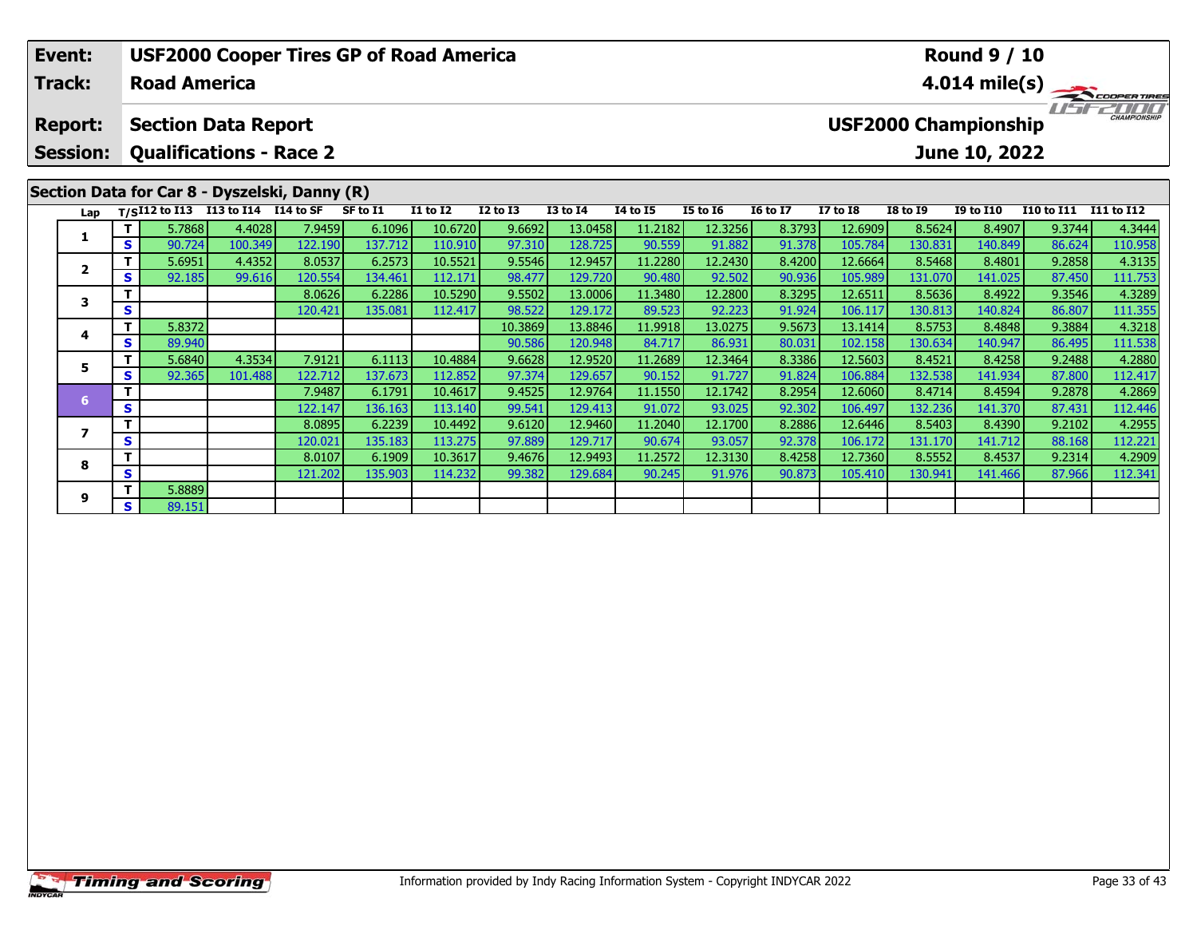| Event: | USF2000 Cooper Tires GP of Road America | Round 9 / 10 |
|---|---|---|
| Track: | Road America | 4.014 mile(s) |
| Report: | Section Data Report | USF2000 Championship |
| Session: | Qualifications - Race 2 | June 10, 2022 |

## Section Data for Car 8 - Dyszelski, Danny (R)

| Lap | T/S | I12 to I13 | I13 to I14 | I14 to SF | SF to I1 | I1 to I2 | I2 to I3 | I3 to I4 | I4 to I5 | I5 to I6 | I6 to I7 | I7 to I8 | I8 to I9 | I9 to I10 | I10 to I11 | I11 to I12 |
|---|---|---|---|---|---|---|---|---|---|---|---|---|---|---|---|---|
| 1 | T | 5.7868 | 4.4028 | 7.9459 | 6.1096 | 10.6720 | 9.6692 | 13.0458 | 11.2182 | 12.3256 | 8.3793 | 12.6909 | 8.5624 | 8.4907 | 9.3744 | 4.3444 |
| | S | 90.724 | 100.349 | 122.190 | 137.712 | 110.910 | 97.310 | 128.725 | 90.559 | 91.882 | 91.378 | 105.784 | 130.831 | 140.849 | 86.624 | 110.958 |
| 2 | T | 5.6951 | 4.4352 | 8.0537 | 6.2573 | 10.5521 | 9.5546 | 12.9457 | 11.2280 | 12.2430 | 8.4200 | 12.6664 | 8.5468 | 8.4801 | 9.2858 | 4.3135 |
| | S | 92.185 | 99.616 | 120.554 | 134.461 | 112.171 | 98.477 | 129.720 | 90.480 | 92.502 | 90.936 | 105.989 | 131.070 | 141.025 | 87.450 | 111.753 |
| 3 | T | | | 8.0626 | 6.2286 | 10.5290 | 9.5502 | 13.0006 | 11.3480 | 12.2800 | 8.3295 | 12.6511 | 8.5636 | 8.4922 | 9.3546 | 4.3289 |
| | S | | | 120.421 | 135.081 | 112.417 | 98.522 | 129.172 | 89.523 | 92.223 | 91.924 | 106.117 | 130.813 | 140.824 | 86.807 | 111.355 |
| 4 | T | 5.8372 | | | | | 10.3869 | 13.8846 | 11.9918 | 13.0275 | 9.5673 | 13.1414 | 8.5753 | 8.4848 | 9.3884 | 4.3218 |
| | S | 89.940 | | | | | 90.586 | 120.948 | 84.717 | 86.931 | 80.031 | 102.158 | 130.634 | 140.947 | 86.495 | 111.538 |
| 5 | T | 5.6840 | 4.3534 | 7.9121 | 6.1113 | 10.4884 | 9.6628 | 12.9520 | 11.2689 | 12.3464 | 8.3386 | 12.5603 | 8.4521 | 8.4258 | 9.2488 | 4.2880 |
| | S | 92.365 | 101.488 | 122.712 | 137.673 | 112.852 | 97.374 | 129.657 | 90.152 | 91.727 | 91.824 | 106.884 | 132.538 | 141.934 | 87.800 | 112.417 |
| 6 | T | | | 7.9487 | 6.1791 | 10.4617 | 9.4525 | 12.9764 | 11.1550 | 12.1742 | 8.2954 | 12.6060 | 8.4714 | 8.4594 | 9.2878 | 4.2869 |
| | S | | | 122.147 | 136.163 | 113.140 | 99.541 | 129.413 | 91.072 | 93.025 | 92.302 | 106.497 | 132.236 | 141.370 | 87.431 | 112.446 |
| 7 | T | | | 8.0895 | 6.2239 | 10.4492 | 9.6120 | 12.9460 | 11.2040 | 12.1700 | 8.2886 | 12.6446 | 8.5403 | 8.4390 | 9.2102 | 4.2955 |
| | S | | | 120.021 | 135.183 | 113.275 | 97.889 | 129.717 | 90.674 | 93.057 | 92.378 | 106.172 | 131.170 | 141.712 | 88.168 | 112.221 |
| 8 | T | | | 8.0107 | 6.1909 | 10.3617 | 9.4676 | 12.9493 | 11.2572 | 12.3130 | 8.4258 | 12.7360 | 8.5552 | 8.4537 | 9.2314 | 4.2909 |
| | S | | | 121.202 | 135.903 | 114.232 | 99.382 | 129.684 | 90.245 | 91.976 | 90.873 | 105.410 | 130.941 | 141.466 | 87.966 | 112.341 |
| 9 | T | 5.8889 | | | | | | | | | | | | | | |
| | S | 89.151 | | | | | | | | | | | | | | |

Information provided by Indy Racing Information System - Copyright INDYCAR 2022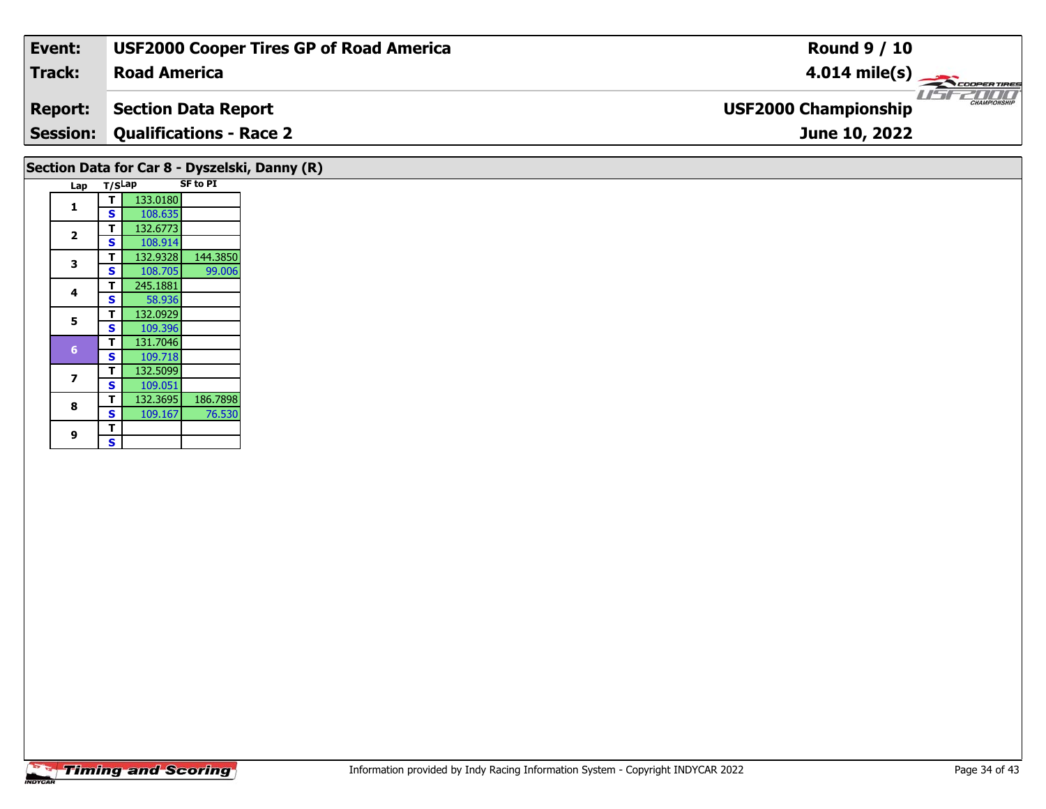**Event:** USF2000 Cooper Tires GP of Road America

**Track:** Road America

**Report:** Section Data Report

**Session:** Qualifications - Race 2

**Round 9 / 10**

**4.014 mile(s)**

**USF2000 Championship**

**June 10, 2022**

## Section Data for Car 8 - Dyszelski, Danny (R)

| Lap | T/S | Lap | SF to PI |
|---|---|---|---|
| 1 | T | 133.0180 | |
| | S | 108.635 | |
| 2 | T | 132.6773 | |
| | S | 108.914 | |
| 3 | T | 132.9328 | 144.3850 |
| | S | 108.705 | 99.006 |
| 4 | T | 245.1881 | |
| | S | 58.936 | |
| 5 | T | 132.0929 | |
| | S | 109.396 | |
| 6 | T | 131.7046 | |
| | S | 109.718 | |
| 7 | T | 132.5099 | |
| | S | 109.051 | |
| 8 | T | 132.3695 | 186.7898 |
| | S | 109.167 | 76.530 |
| 9 | T | | |
| | S | | |

Information provided by Indy Racing Information System - Copyright INDYCAR 2022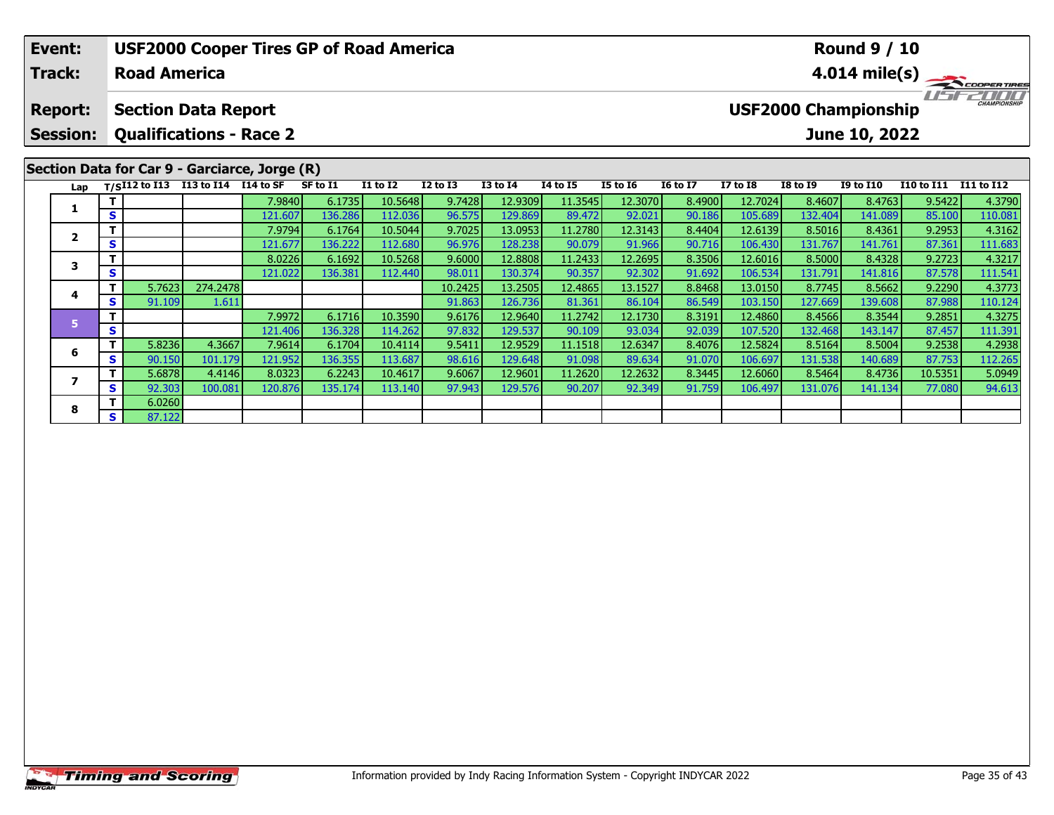| Event: | USF2000 Cooper Tires GP of Road America | Round 9 / 10 |
|---|---|---|
| Track: | Road America | 4.014 mile(s) |
| Report: | Section Data Report | USF2000 Championship |
| Session: | Qualifications - Race 2 | June 10, 2022 |

## Section Data for Car 9 - Garciarce, Jorge (R)

| Lap | T/S | I12 to I13 | I13 to I14 | I14 to SF | SF to I1 | I1 to I2 | I2 to I3 | I3 to I4 | I4 to I5 | I5 to I6 | I6 to I7 | I7 to I8 | I8 to I9 | I9 to I10 | I10 to I11 | I11 to I12 |
|---|---|---|---|---|---|---|---|---|---|---|---|---|---|---|---|---|
| 1 | T | | | 7.9840 | 6.1735 | 10.5648 | 9.7428 | 12.9309 | 11.3545 | 12.3070 | 8.4900 | 12.7024 | 8.4607 | 8.4763 | 9.5422 | 4.3790 |
| | S | | | 121.607 | 136.286 | 112.036 | 96.575 | 129.869 | 89.472 | 92.021 | 90.186 | 105.689 | 132.404 | 141.089 | 85.100 | 110.081 |
| 2 | T | | | 7.9794 | 6.1764 | 10.5044 | 9.7025 | 13.0953 | 11.2780 | 12.3143 | 8.4404 | 12.6139 | 8.5016 | 8.4361 | 9.2953 | 4.3162 |
| | S | | | 121.677 | 136.222 | 112.680 | 96.976 | 128.238 | 90.079 | 91.966 | 90.716 | 106.430 | 131.767 | 141.761 | 87.361 | 111.683 |
| 3 | T | | | 8.0226 | 6.1692 | 10.5268 | 9.6000 | 12.8808 | 11.2433 | 12.2695 | 8.3506 | 12.6016 | 8.5000 | 8.4328 | 9.2723 | 4.3217 |
| | S | | | 121.022 | 136.381 | 112.440 | 98.011 | 130.374 | 90.357 | 92.302 | 91.692 | 106.534 | 131.791 | 141.816 | 87.578 | 111.541 |
| 4 | T | 5.7623 | 274.2478 | | | | 10.2425 | 13.2505 | 12.4865 | 13.1527 | 8.8468 | 13.0150 | 8.7745 | 8.5662 | 9.2290 | 4.3773 |
| | S | 91.109 | 1.611 | | | | 91.863 | 126.736 | 81.361 | 86.104 | 86.549 | 103.150 | 127.669 | 139.608 | 87.988 | 110.124 |
| 5 | T | | | 7.9972 | 6.1716 | 10.3590 | 9.6176 | 12.9640 | 11.2742 | 12.1730 | 8.3191 | 12.4860 | 8.4566 | 8.3544 | 9.2851 | 4.3275 |
| | S | | | 121.406 | 136.328 | 114.262 | 97.832 | 129.537 | 90.109 | 93.034 | 92.039 | 107.520 | 132.468 | 143.147 | 87.457 | 111.391 |
| 6 | T | 5.8236 | 4.3667 | 7.9614 | 6.1704 | 10.4114 | 9.5411 | 12.9529 | 11.1518 | 12.6347 | 8.4076 | 12.5824 | 8.5164 | 8.5004 | 9.2538 | 4.2938 |
| | S | 90.150 | 101.179 | 121.952 | 136.355 | 113.687 | 98.616 | 129.648 | 91.098 | 89.634 | 91.070 | 106.697 | 131.538 | 140.689 | 87.753 | 112.265 |
| 7 | T | 5.6878 | 4.4146 | 8.0323 | 6.2243 | 10.4617 | 9.6067 | 12.9601 | 11.2620 | 12.2632 | 8.3445 | 12.6060 | 8.5464 | 8.4736 | 10.5351 | 5.0949 |
| | S | 92.303 | 100.081 | 120.876 | 135.174 | 113.140 | 97.943 | 129.576 | 90.207 | 92.349 | 91.759 | 106.497 | 131.076 | 141.134 | 77.080 | 94.613 |
| 8 | T | 6.0260 | | | | | | | | | | | | | | |
| | S | 87.122 | | | | | | | | | | | | | | |

Information provided by Indy Racing Information System - Copyright INDYCAR 2022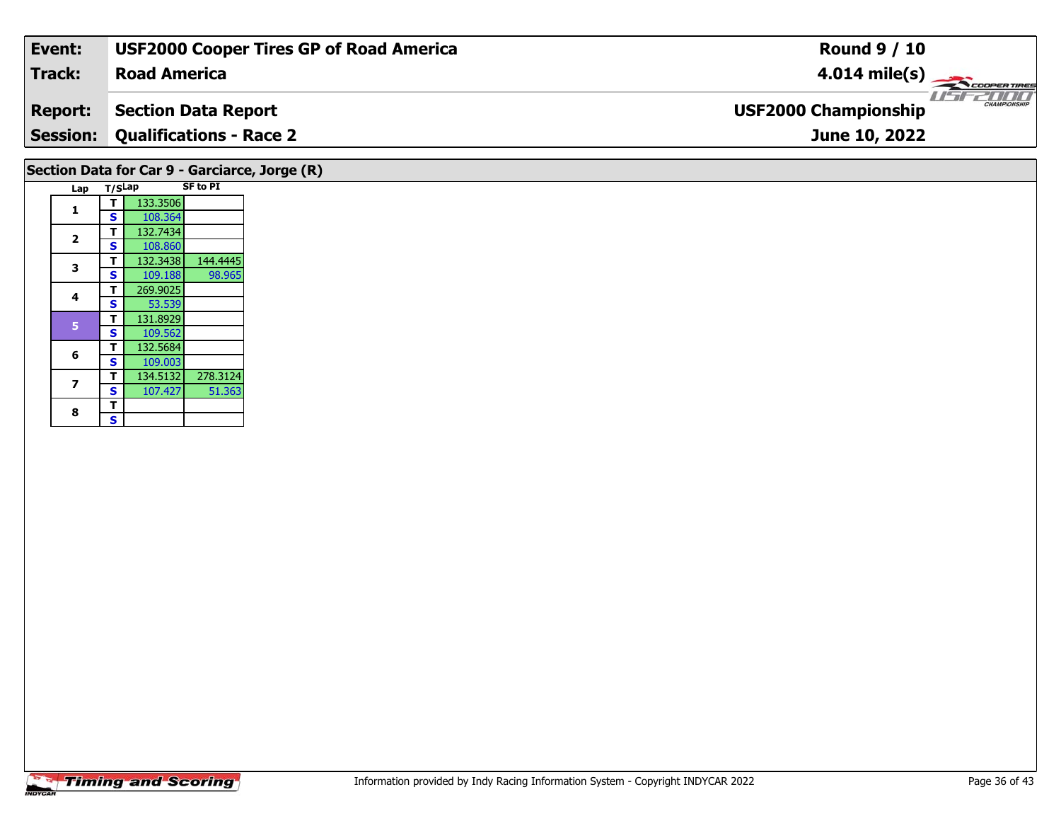| Event: | USF2000 Cooper Tires GP of Road America | Round 9 / 10 |
|---|---|---|
| Track: | Road America | 4.014 mile(s) |
| Report: | Section Data Report | USF2000 Championship |
| Session: | Qualifications - Race 2 | June 10, 2022 |

## Section Data for Car 9 - Garciarce, Jorge (R)

| Lap | T/S | Lap | SF to PI |
|---|---|---|---|
| 1 | T | 133.3506 | |
| | S | 108.364 | |
| 2 | T | 132.7434 | |
| | S | 108.860 | |
| 3 | T | 132.3438 | 144.4445 |
| | S | 109.188 | 98.965 |
| 4 | T | 269.9025 | |
| | S | 53.539 | |
| 5 | T | 131.8929 | |
| | S | 109.562 | |
| 6 | T | 132.5684 | |
| | S | 109.003 | |
| 7 | T | 134.5132 | 278.3124 |
| | S | 107.427 | 51.363 |
| 8 | T | | |
| | S | | |

Information provided by Indy Racing Information System - Copyright INDYCAR 2022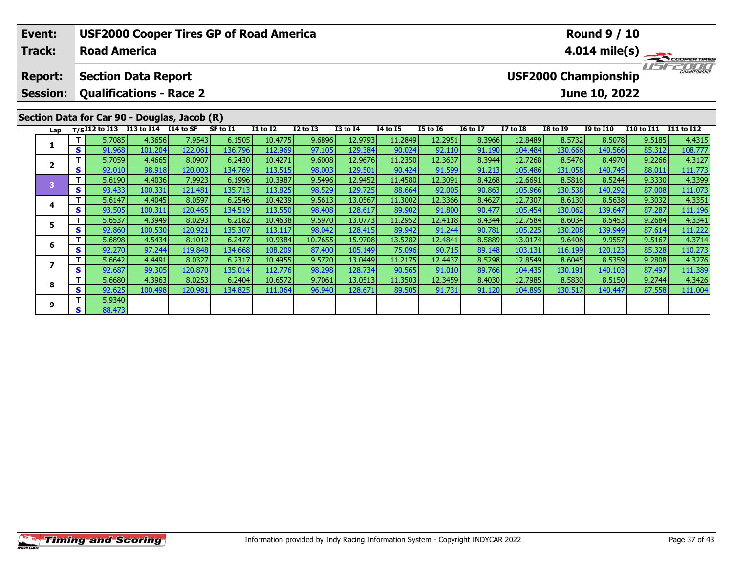| Event: | USF2000 Cooper Tires GP of Road America | Round 9 / 10 |
|---|---|---|
| Track: | Road America | 4.014 mile(s) |
| Report: | Section Data Report | USF2000 Championship |
| Session: | Qualifications - Race 2 | June 10, 2022 |

## Section Data for Car 90 - Douglas, Jacob (R)

| Lap | T/S | I12 to I13 | I13 to I14 | I14 to SF | SF to I1 | I1 to I2 | I2 to I3 | I3 to I4 | I4 to I5 | I5 to I6 | I6 to I7 | I7 to I8 | I8 to I9 | I9 to I10 | I10 to I11 | I11 to I12 |
|---|---|---|---|---|---|---|---|---|---|---|---|---|---|---|---|---|
| 1 | T | 5.7085 | 4.3656 | 7.9543 | 6.1505 | 10.4775 | 9.6896 | 12.9793 | 11.2849 | 12.2951 | 8.3966 | 12.8489 | 8.5732 | 8.5078 | 9.5185 | 4.4315 |
| | S | 91.968 | 101.204 | 122.061 | 136.796 | 112.969 | 97.105 | 129.384 | 90.024 | 92.110 | 91.190 | 104.484 | 130.666 | 140.566 | 85.312 | 108.777 |
| 2 | T | 5.7059 | 4.4665 | 8.0907 | 6.2430 | 10.4271 | 9.6008 | 12.9676 | 11.2350 | 12.3637 | 8.3944 | 12.7268 | 8.5476 | 8.4970 | 9.2266 | 4.3127 |
| | S | 92.010 | 98.918 | 120.003 | 134.769 | 113.515 | 98.003 | 129.501 | 90.424 | 91.599 | 91.213 | 105.486 | 131.058 | 140.745 | 88.011 | 111.773 |
| 3 | T | 5.6190 | 4.4036 | 7.9923 | 6.1996 | 10.3987 | 9.5496 | 12.9452 | 11.4580 | 12.3091 | 8.4268 | 12.6691 | 8.5816 | 8.5244 | 9.3330 | 4.3399 |
| | S | 93.433 | 100.331 | 121.481 | 135.713 | 113.825 | 98.529 | 129.725 | 88.664 | 92.005 | 90.863 | 105.966 | 130.538 | 140.292 | 87.008 | 111.073 |
| 4 | T | 5.6147 | 4.4045 | 8.0597 | 6.2546 | 10.4239 | 9.5613 | 13.0567 | 11.3002 | 12.3366 | 8.4627 | 12.7307 | 8.6130 | 8.5638 | 9.3032 | 4.3351 |
| | S | 93.505 | 100.311 | 120.465 | 134.519 | 113.550 | 98.408 | 128.617 | 89.902 | 91.800 | 90.477 | 105.454 | 130.062 | 139.647 | 87.287 | 111.196 |
| 5 | T | 5.6537 | 4.3949 | 8.0293 | 6.2182 | 10.4638 | 9.5970 | 13.0773 | 11.2952 | 12.4118 | 8.4344 | 12.7584 | 8.6034 | 8.5453 | 9.2684 | 4.3341 |
| | S | 92.860 | 100.530 | 120.921 | 135.307 | 113.117 | 98.042 | 128.415 | 89.942 | 91.244 | 90.781 | 105.225 | 130.208 | 139.949 | 87.614 | 111.222 |
| 6 | T | 5.6898 | 4.5434 | 8.1012 | 6.2477 | 10.9384 | 10.7655 | 15.9708 | 13.5282 | 12.4841 | 8.5889 | 13.0174 | 9.6406 | 9.9557 | 9.5167 | 4.3714 |
| | S | 92.270 | 97.244 | 119.848 | 134.668 | 108.209 | 87.400 | 105.149 | 75.096 | 90.715 | 89.148 | 103.131 | 116.199 | 120.123 | 85.328 | 110.273 |
| 7 | T | 5.6642 | 4.4491 | 8.0327 | 6.2317 | 10.4955 | 9.5720 | 13.0449 | 11.2175 | 12.4437 | 8.5298 | 12.8549 | 8.6045 | 8.5359 | 9.2808 | 4.3276 |
| | S | 92.687 | 99.305 | 120.870 | 135.014 | 112.776 | 98.298 | 128.734 | 90.565 | 91.010 | 89.766 | 104.435 | 130.191 | 140.103 | 87.497 | 111.389 |
| 8 | T | 5.6680 | 4.3963 | 8.0253 | 6.2404 | 10.6572 | 9.7061 | 13.0513 | 11.3503 | 12.3459 | 8.4030 | 12.7985 | 8.5830 | 8.5150 | 9.2744 | 4.3426 |
| | S | 92.625 | 100.498 | 120.981 | 134.825 | 111.064 | 96.940 | 128.671 | 89.505 | 91.731 | 91.120 | 104.895 | 130.517 | 140.447 | 87.558 | 111.004 |
| 9 | T | 5.9340 | | | | | | | | | | | | | | |
| | S | 88.473 | | | | | | | | | | | | | | |

Information provided by Indy Racing Information System - Copyright INDYCAR 2022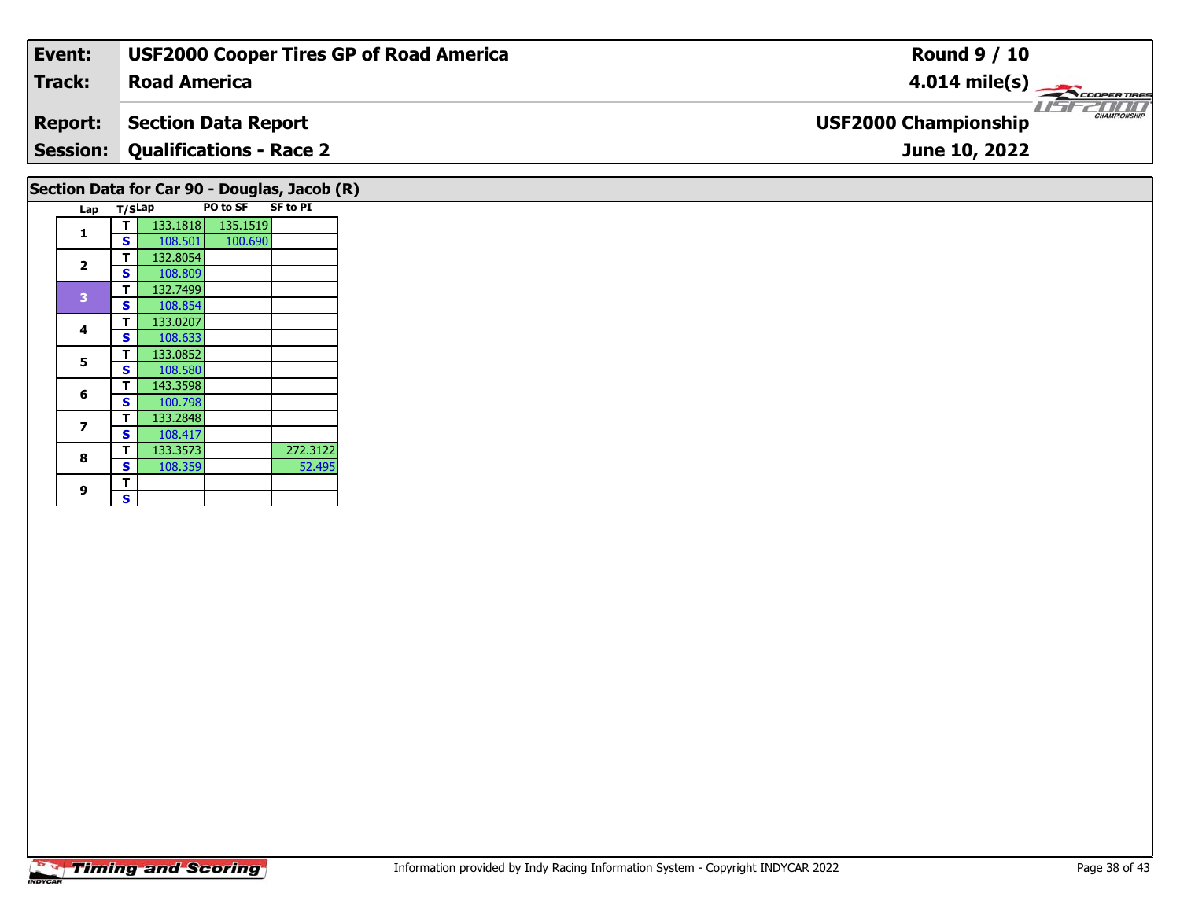| Event: | USF2000 Cooper Tires GP of Road America | Round 9 / 10 |
|---|---|---|
| Track: | Road America | 4.014 mile(s) |
| Report: | Section Data Report | USF2000 Championship |
| Session: | Qualifications - Race 2 | June 10, 2022 |

## Section Data for Car 90 - Douglas, Jacob (R)

| Lap | T/S | Lap | PO to SF | SF to PI |
|---|---|---|---|---|
| 1 | T | 133.1818 | 135.1519 | |
| | S | 108.501 | 100.690 | |
| 2 | T | 132.8054 | | |
| | S | 108.809 | | |
| 3 | T | 132.7499 | | |
| | S | 108.854 | | |
| 4 | T | 133.0207 | | |
| | S | 108.633 | | |
| 5 | T | 133.0852 | | |
| | S | 108.580 | | |
| 6 | T | 143.3598 | | |
| | S | 100.798 | | |
| 7 | T | 133.2848 | | |
| | S | 108.417 | | |
| 8 | T | 133.3573 | | 272.3122 |
| | S | 108.359 | | 52.495 |
| 9 | T | | | |
| | S | | | |

Information provided by Indy Racing Information System - Copyright INDYCAR 2022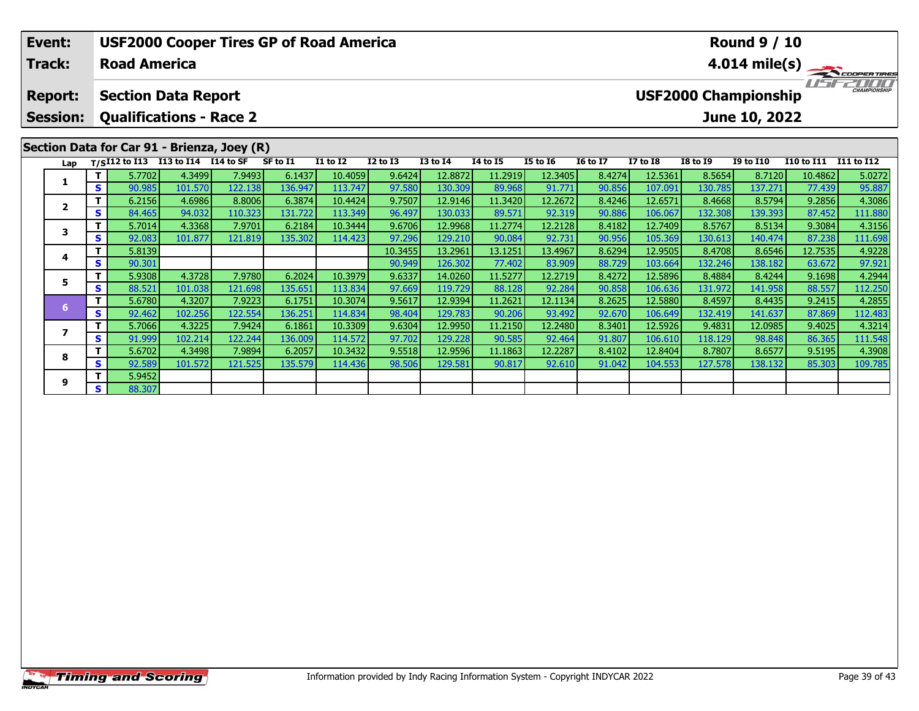| Event: | USF2000 Cooper Tires GP of Road America | Round 9 / 10 |
|---|---|---|
| Track: | Road America | 4.014 mile(s) |
| Report: | Section Data Report | USF2000 Championship |
| Session: | Qualifications - Race 2 | June 10, 2022 |

## Section Data for Car 91 - Brienza, Joey (R)

| Lap | T/S | I12 to I13 | I13 to I14 | I14 to SF | SF to I1 | I1 to I2 | I2 to I3 | I3 to I4 | I4 to I5 | I5 to I6 | I6 to I7 | I7 to I8 | I8 to I9 | I9 to I10 | I10 to I11 | I11 to I12 |
|---|---|---|---|---|---|---|---|---|---|---|---|---|---|---|---|---|
| 1 | T | 5.7702 | 4.3499 | 7.9493 | 6.1437 | 10.4059 | 9.6424 | 12.8872 | 11.2919 | 12.3405 | 8.4274 | 12.5361 | 8.5654 | 8.7120 | 10.4862 | 5.0272 |
|  | S | 90.985 | 101.570 | 122.138 | 136.947 | 113.747 | 97.580 | 130.309 | 89.968 | 91.771 | 90.856 | 107.091 | 130.785 | 137.271 | 77.439 | 95.887 |
| 2 | T | 6.2156 | 4.6986 | 8.8006 | 6.3874 | 10.4424 | 9.7507 | 12.9146 | 11.3420 | 12.2672 | 8.4246 | 12.6571 | 8.4668 | 8.5794 | 9.2856 | 4.3086 |
|  | S | 84.465 | 94.032 | 110.323 | 131.722 | 113.349 | 96.497 | 130.033 | 89.571 | 92.319 | 90.886 | 106.067 | 132.308 | 139.393 | 87.452 | 111.880 |
| 3 | T | 5.7014 | 4.3368 | 7.9701 | 6.2184 | 10.3444 | 9.6706 | 12.9968 | 11.2774 | 12.2128 | 8.4182 | 12.7409 | 8.5767 | 8.5134 | 9.3084 | 4.3156 |
|  | S | 92.083 | 101.877 | 121.819 | 135.302 | 114.423 | 97.296 | 129.210 | 90.084 | 92.731 | 90.956 | 105.369 | 130.613 | 140.474 | 87.238 | 111.698 |
| 4 | T | 5.8139 |  |  |  |  | 10.3455 | 13.2961 | 13.1251 | 13.4967 | 8.6294 | 12.9505 | 8.4708 | 8.6546 | 12.7535 | 4.9228 |
|  | S | 90.301 |  |  |  |  | 90.949 | 126.302 | 77.402 | 83.909 | 88.729 | 103.664 | 132.246 | 138.182 | 63.672 | 97.921 |
| 5 | T | 5.9308 | 4.3728 | 7.9780 | 6.2024 | 10.3979 | 9.6337 | 14.0260 | 11.5277 | 12.2719 | 8.4272 | 12.5896 | 8.4884 | 8.4244 | 9.1698 | 4.2944 |
|  | S | 88.521 | 101.038 | 121.698 | 135.651 | 113.834 | 97.669 | 119.729 | 88.128 | 92.284 | 90.858 | 106.636 | 131.972 | 141.958 | 88.557 | 112.250 |
| 6 | T | 5.6780 | 4.3207 | 7.9223 | 6.1751 | 10.3074 | 9.5617 | 12.9394 | 11.2621 | 12.1134 | 8.2625 | 12.5880 | 8.4597 | 8.4435 | 9.2415 | 4.2855 |
|  | S | 92.462 | 102.256 | 122.554 | 136.251 | 114.834 | 98.404 | 129.783 | 90.206 | 93.492 | 92.670 | 106.649 | 132.419 | 141.637 | 87.869 | 112.483 |
| 7 | T | 5.7066 | 4.3225 | 7.9424 | 6.1861 | 10.3309 | 9.6304 | 12.9950 | 11.2150 | 12.2480 | 8.3401 | 12.5926 | 9.4831 | 12.0985 | 9.4025 | 4.3214 |
|  | S | 91.999 | 102.214 | 122.244 | 136.009 | 114.572 | 97.702 | 129.228 | 90.585 | 92.464 | 91.807 | 106.610 | 118.129 | 98.848 | 86.365 | 111.548 |
| 8 | T | 5.6702 | 4.3498 | 7.9894 | 6.2057 | 10.3432 | 9.5518 | 12.9596 | 11.1863 | 12.2287 | 8.4102 | 12.8404 | 8.7807 | 8.6577 | 9.5195 | 4.3908 |
|  | S | 92.589 | 101.572 | 121.525 | 135.579 | 114.436 | 98.506 | 129.581 | 90.817 | 92.610 | 91.042 | 104.553 | 127.578 | 138.132 | 85.303 | 109.785 |
| 9 | T | 5.9452 |  |  |  |  |  |  |  |  |  |  |  |  |  |  |
|  | S | 88.307 |  |  |  |  |  |  |  |  |  |  |  |  |  |  |

Information provided by Indy Racing Information System - Copyright INDYCAR 2022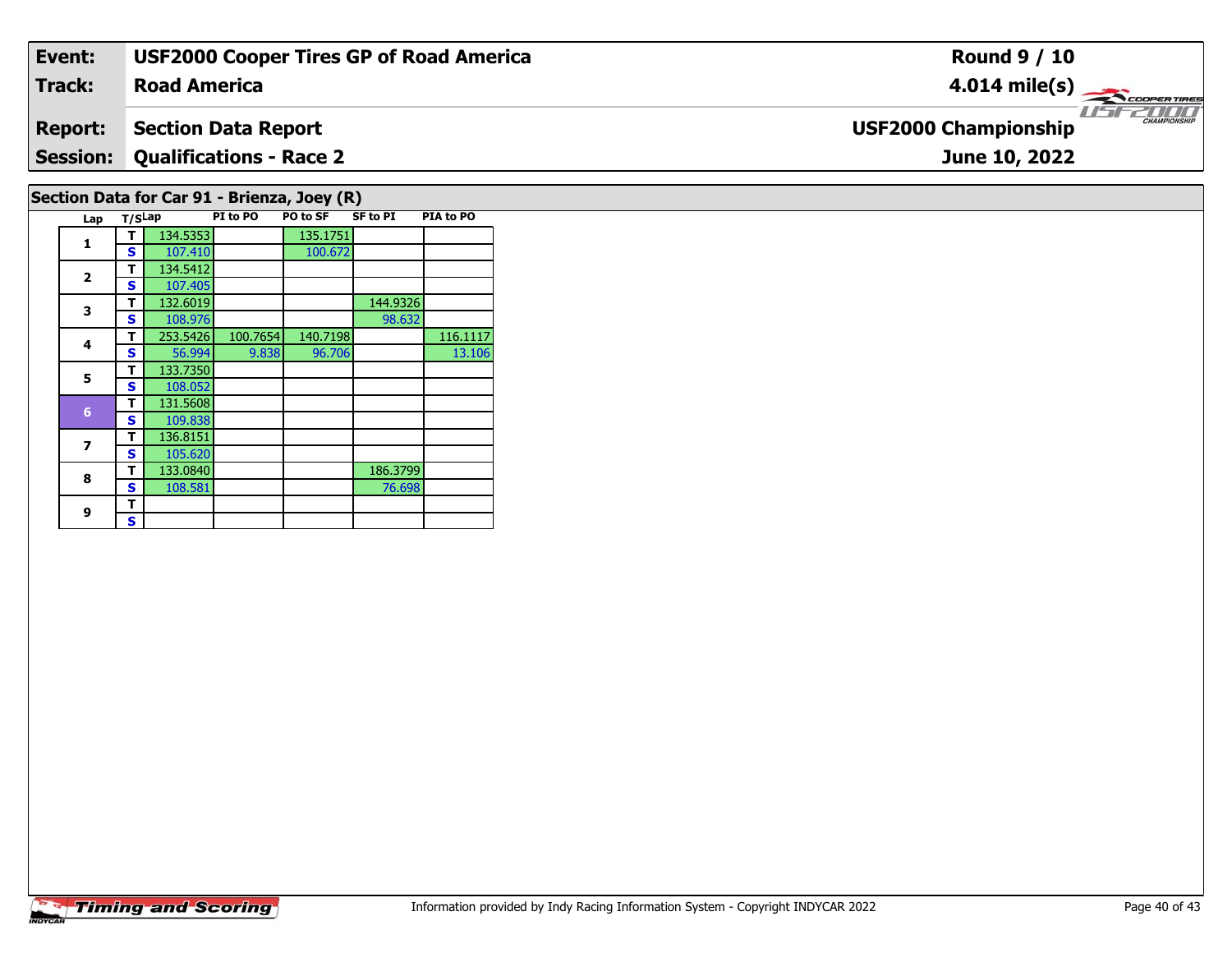| **Event:** | **USF2000 Cooper Tires GP of Road America** | **Round 9 / 10** |
|---|---|---|
| **Track:** | **Road America** | **4.014 mile(s)** |
| **Report:** | **Section Data Report** | **USF2000 Championship** |
| **Session:** | **Qualifications - Race 2** | **June 10, 2022** |

## Section Data for Car 91 - Brienza, Joey (R)

| Lap | T/S | Lap | PI to PO | PO to SF | SF to PI | PIA to PO |
|---|---|---|---|---|---|---|
| 1 | T | 134.5353 | | 135.1751 | | |
| | S | 107.410 | | 100.672 | | |
| 2 | T | 134.5412 | | | | |
| | S | 107.405 | | | | |
| 3 | T | 132.6019 | | | 144.9326 | |
| | S | 108.976 | | | 98.632 | |
| 4 | T | 253.5426 | 100.7654 | 140.7198 | | 116.1117 |
| | S | 56.994 | 9.838 | 96.706 | | 13.106 |
| 5 | T | 133.7350 | | | | |
| | S | 108.052 | | | | |
| 6 | T | 131.5608 | | | | |
| | S | 109.838 | | | | |
| 7 | T | 136.8151 | | | | |
| | S | 105.620 | | | | |
| 8 | T | 133.0840 | | | 186.3799 | |
| | S | 108.581 | | | 76.698 | |
| 9 | T | | | | | |
| | S | | | | | |

Information provided by Indy Racing Information System - Copyright INDYCAR 2022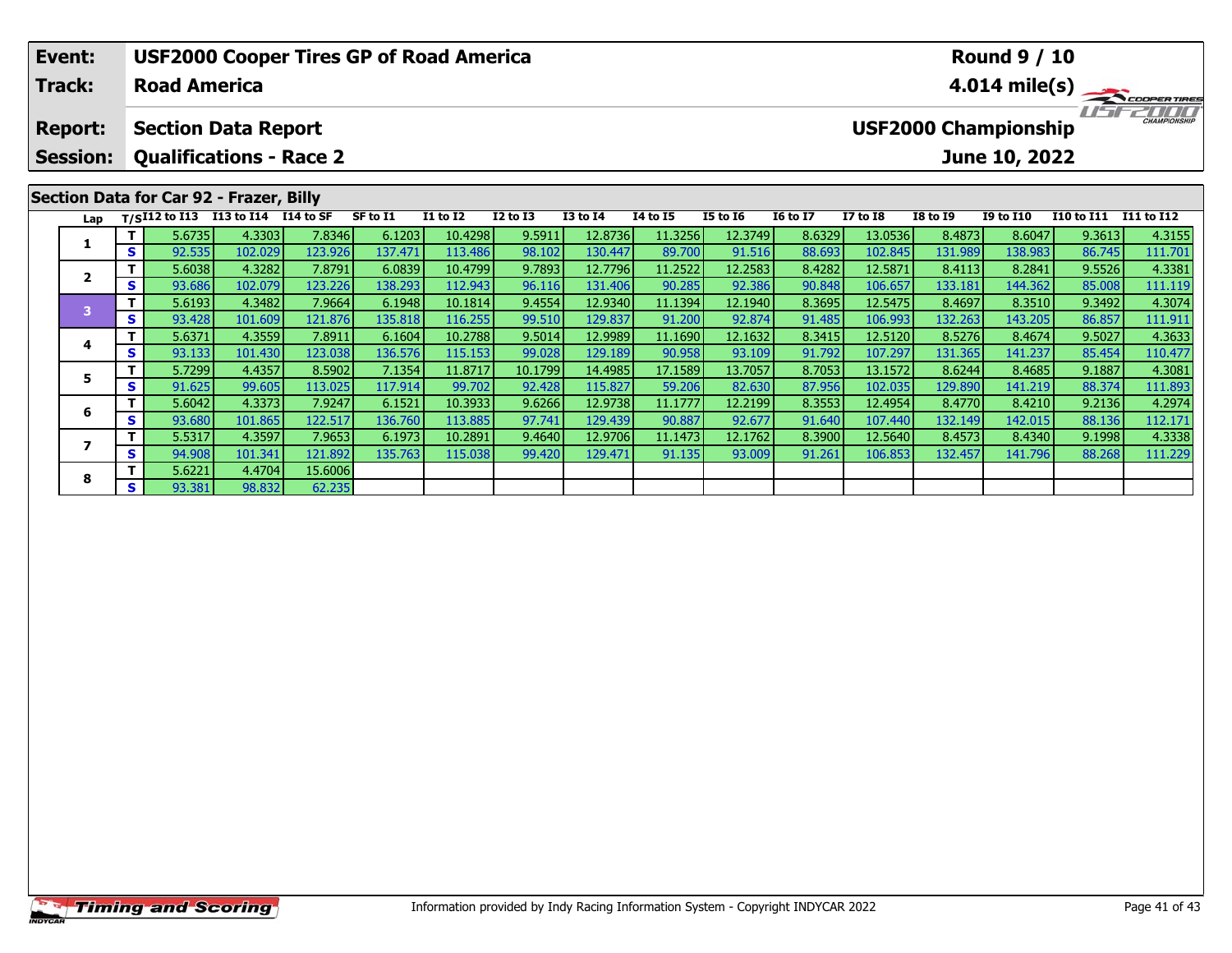| Event: | USF2000 Cooper Tires GP of Road America | Round 9 / 10 |
|---|---|---|
| Track: | Road America | 4.014 mile(s) |
| Report: | Section Data Report | USF2000 Championship |
| Session: | Qualifications - Race 2 | June 10, 2022 |

## Section Data for Car 92 - Frazer, Billy

| Lap | T/S | I12 to I13 | I13 to I14 | I14 to SF | SF to I1 | I1 to I2 | I2 to I3 | I3 to I4 | I4 to I5 | I5 to I6 | I6 to I7 | I7 to I8 | I8 to I9 | I9 to I10 | I10 to I11 | I11 to I12 |
|---|---|---|---|---|---|---|---|---|---|---|---|---|---|---|---|---|
| 1 | T | 5.6735 | 4.3303 | 7.8346 | 6.1203 | 10.4298 | 9.5911 | 12.8736 | 11.3256 | 12.3749 | 8.6329 | 13.0536 | 8.4873 | 8.6047 | 9.3613 | 4.3155 |
| | S | 92.535 | 102.029 | 123.926 | 137.471 | 113.486 | 98.102 | 130.447 | 89.700 | 91.516 | 88.693 | 102.845 | 131.989 | 138.983 | 86.745 | 111.701 |
| 2 | T | 5.6038 | 4.3282 | 7.8791 | 6.0839 | 10.4799 | 9.7893 | 12.7796 | 11.2522 | 12.2583 | 8.4282 | 12.5871 | 8.4113 | 8.2841 | 9.5526 | 4.3381 |
| | S | 93.686 | 102.079 | 123.226 | 138.293 | 112.943 | 96.116 | 131.406 | 90.285 | 92.386 | 90.848 | 106.657 | 133.181 | 144.362 | 85.008 | 111.119 |
| 3 | T | 5.6193 | 4.3482 | 7.9664 | 6.1948 | 10.1814 | 9.4554 | 12.9340 | 11.1394 | 12.1940 | 8.3695 | 12.5475 | 8.4697 | 8.3510 | 9.3492 | 4.3074 |
| | S | 93.428 | 101.609 | 121.876 | 135.818 | 116.255 | 99.510 | 129.837 | 91.200 | 92.874 | 91.485 | 106.993 | 132.263 | 143.205 | 86.857 | 111.911 |
| 4 | T | 5.6371 | 4.3559 | 7.8911 | 6.1604 | 10.2788 | 9.5014 | 12.9989 | 11.1690 | 12.1632 | 8.3415 | 12.5120 | 8.5276 | 8.4674 | 9.5027 | 4.3633 |
| | S | 93.133 | 101.430 | 123.038 | 136.576 | 115.153 | 99.028 | 129.189 | 90.958 | 93.109 | 91.792 | 107.297 | 131.365 | 141.237 | 85.454 | 110.477 |
| 5 | T | 5.7299 | 4.4357 | 8.5902 | 7.1354 | 11.8717 | 10.1799 | 14.4985 | 17.1589 | 13.7057 | 8.7053 | 13.1572 | 8.6244 | 8.4685 | 9.1887 | 4.3081 |
| | S | 91.625 | 99.605 | 113.025 | 117.914 | 99.702 | 92.428 | 115.827 | 59.206 | 82.630 | 87.956 | 102.035 | 129.890 | 141.219 | 88.374 | 111.893 |
| 6 | T | 5.6042 | 4.3373 | 7.9247 | 6.1521 | 10.3933 | 9.6266 | 12.9738 | 11.1777 | 12.2199 | 8.3553 | 12.4954 | 8.4770 | 8.4210 | 9.2136 | 4.2974 |
| | S | 93.680 | 101.865 | 122.517 | 136.760 | 113.885 | 97.741 | 129.439 | 90.887 | 92.677 | 91.640 | 107.440 | 132.149 | 142.015 | 88.136 | 112.171 |
| 7 | T | 5.5317 | 4.3597 | 7.9653 | 6.1973 | 10.2891 | 9.4640 | 12.9706 | 11.1473 | 12.1762 | 8.3900 | 12.5640 | 8.4573 | 8.4340 | 9.1998 | 4.3338 |
| | S | 94.908 | 101.341 | 121.892 | 135.763 | 115.038 | 99.420 | 129.471 | 91.135 | 93.009 | 91.261 | 106.853 | 132.457 | 141.796 | 88.268 | 111.229 |
| 8 | T | 5.6221 | 4.4704 | 15.6006 | | | | | | | | | | | | |
| | S | 93.381 | 98.832 | 62.235 | | | | | | | | | | | | |

Information provided by Indy Racing Information System - Copyright INDYCAR 2022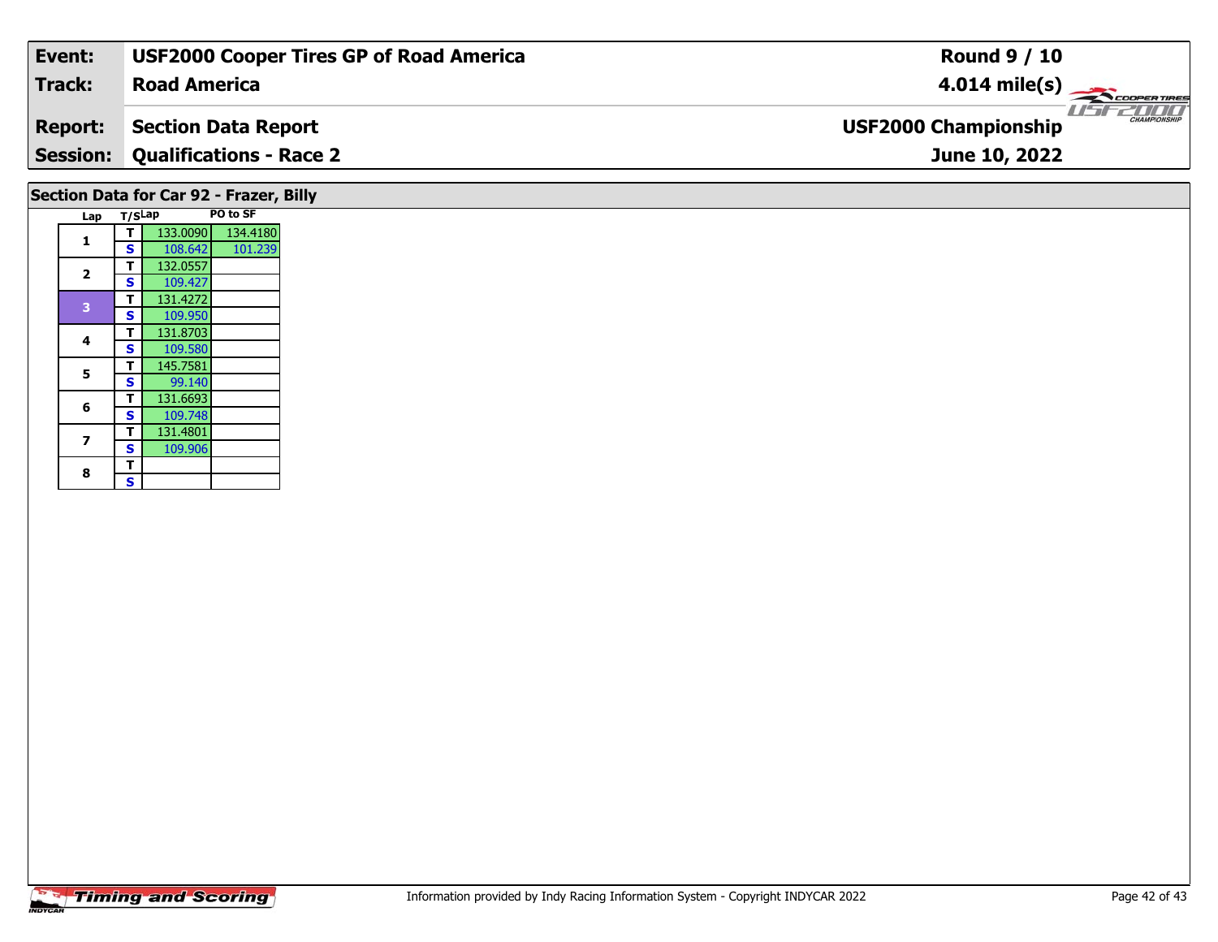| Event: | USF2000 Cooper Tires GP of Road America | Round 9 / 10 |
| --- | --- | --- |
| Track: | Road America | 4.014 mile(s) |
| Report: | Section Data Report | USF2000 Championship |
| Session: | Qualifications - Race 2 | June 10, 2022 |

## Section Data for Car 92 - Frazer, Billy

| Lap | T/S | Lap | PO to SF |
| --- | --- | --- | --- |
| 1 | T | 133.0090 | 134.4180 |
| | S | 108.642 | 101.239 |
| 2 | T | 132.0557 | |
| | S | 109.427 | |
| 3 | T | 131.4272 | |
| | S | 109.950 | |
| 4 | T | 131.8703 | |
| | S | 109.580 | |
| 5 | T | 145.7581 | |
| | S | 99.140 | |
| 6 | T | 131.6693 | |
| | S | 109.748 | |
| 7 | T | 131.4801 | |
| | S | 109.906 | |
| 8 | T | | |
| | S | | |

Information provided by Indy Racing Information System - Copyright INDYCAR 2022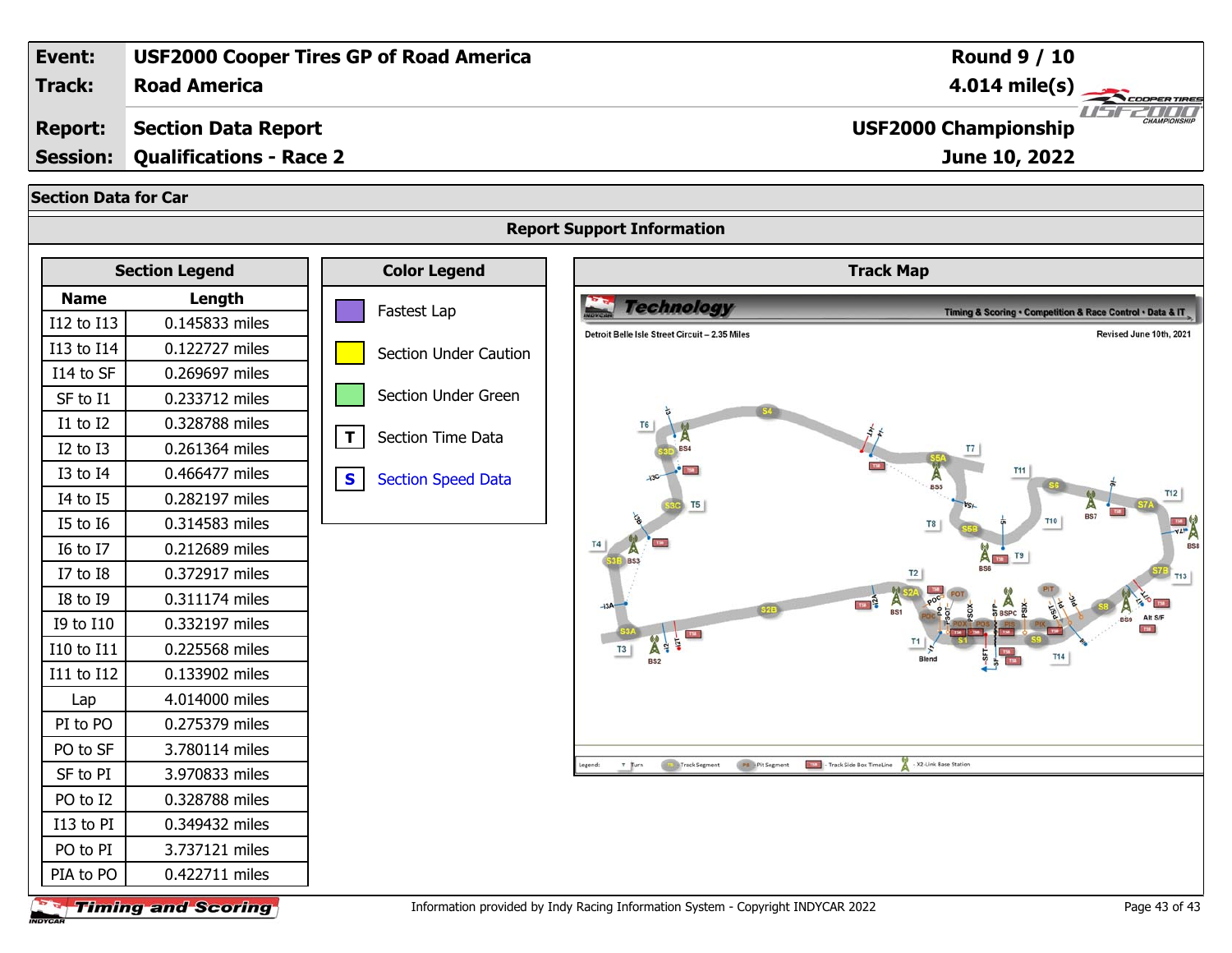| | | | |
|---|---|---|---|
| **Event:** | **USF2000 Cooper Tires GP of Road America** | **Round 9 / 10** | |
| **Track:** | **Road America** | **4.014 mile(s)** | |
| **Report:** | **Section Data Report** | **USF2000 Championship** | |
| **Session:** | **Qualifications - Race 2** | **June 10, 2022** | |

## Section Data for Car

### Report Support Information

#### Section Legend

| Name | Length |
|---|---|
| I12 to I13 | 0.145833 miles |
| I13 to I14 | 0.122727 miles |
| I14 to SF | 0.269697 miles |
| SF to I1 | 0.233712 miles |
| I1 to I2 | 0.328788 miles |
| I2 to I3 | 0.261364 miles |
| I3 to I4 | 0.466477 miles |
| I4 to I5 | 0.282197 miles |
| I5 to I6 | 0.314583 miles |
| I6 to I7 | 0.212689 miles |
| I7 to I8 | 0.372917 miles |
| I8 to I9 | 0.311174 miles |
| I9 to I10 | 0.332197 miles |
| I10 to I11 | 0.225568 miles |
| I11 to I12 | 0.133902 miles |
| Lap | 4.014000 miles |
| PI to PO | 0.275379 miles |
| PO to SF | 3.780114 miles |
| SF to PI | 3.970833 miles |
| PO to I2 | 0.328788 miles |
| I13 to PI | 0.349432 miles |
| PO to PI | 3.737121 miles |
| PIA to PO | 0.422711 miles |

#### Color Legend

- Fastest Lap
- Section Under Caution
- Section Under Green
- T — Section Time Data
- S — Section Speed Data

#### Track Map

Technology

Timing & Scoring • Competition & Race Control • Data & IT

Detroit Belle Isle Street Circuit – 2.35 Miles

Revised June 10th, 2021

Legend: T Turn, Track Segment, Pit Segment, Track Side Box TimeLine, X2-Link Base Station

Information provided by Indy Racing Information System - Copyright INDYCAR 2022